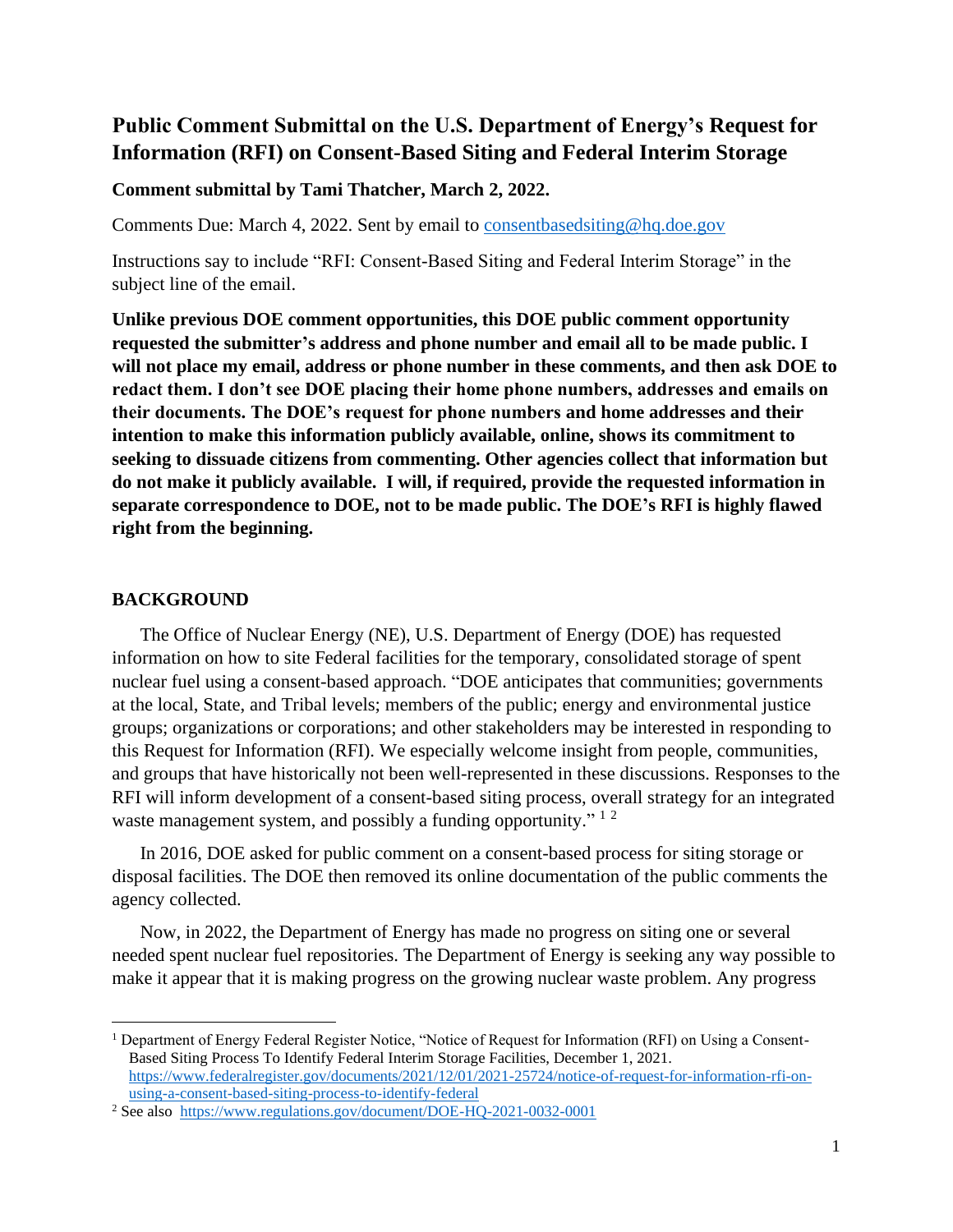# Public Comment Submittal on the U.S. Department of Energy's Request for Information (RFI) on Consent-Based Siting and Federal Interim Storage

**Comment submittal by Tami Thatcher, March 2, 2022.**

Comments Due: March 4, 2022. Sent by email to consentbasedsiting@hq.doe.gov

Instructions say to include "RFI: Consent-Based Siting and Federal Interim Storage" in the subject line of the email.

**Unlike previous DOE comment opportunities, this DOE public comment opportunity requested the submitter's address and phone number and email all to be made public. I will not place my email, address or phone number in these comments, and then ask DOE to redact them. I don't see DOE placing their home phone numbers, addresses and emails on their documents. The DOE's request for phone numbers and home addresses and their intention to make this information publicly available, online, shows its commitment to seeking to dissuade citizens from commenting. Other agencies collect that information but do not make it publicly available. I will, if required, provide the requested information in separate correspondence to DOE, not to be made public. The DOE's RFI is highly flawed right from the beginning.**

## BACKGROUND

The Office of Nuclear Energy (NE), U.S. Department of Energy (DOE) has requested information on how to site Federal facilities for the temporary, consolidated storage of spent nuclear fuel using a consent-based approach. "DOE anticipates that communities; governments at the local, State, and Tribal levels; members of the public; energy and environmental justice groups; organizations or corporations; and other stakeholders may be interested in responding to this Request for Information (RFI). We especially welcome insight from people, communities, and groups that have historically not been well-represented in these discussions. Responses to the RFI will inform development of a consent-based siting process, overall strategy for an integrated waste management system, and possibly a funding opportunity." [1] [2]

In 2016, DOE asked for public comment on a consent-based process for siting storage or disposal facilities. The DOE then removed its online documentation of the public comments the agency collected.

Now, in 2022, the Department of Energy has made no progress on siting one or several needed spent nuclear fuel repositories. The Department of Energy is seeking any way possible to make it appear that it is making progress on the growing nuclear waste problem. Any progress

---

[1] Department of Energy Federal Register Notice, "Notice of Request for Information (RFI) on Using a Consent-Based Siting Process To Identify Federal Interim Storage Facilities, December 1, 2021. https://www.federalregister.gov/documents/2021/12/01/2021-25724/notice-of-request-for-information-rfi-on-using-a-consent-based-siting-process-to-identify-federal

[2] See also https://www.regulations.gov/document/DOE-HQ-2021-0032-0001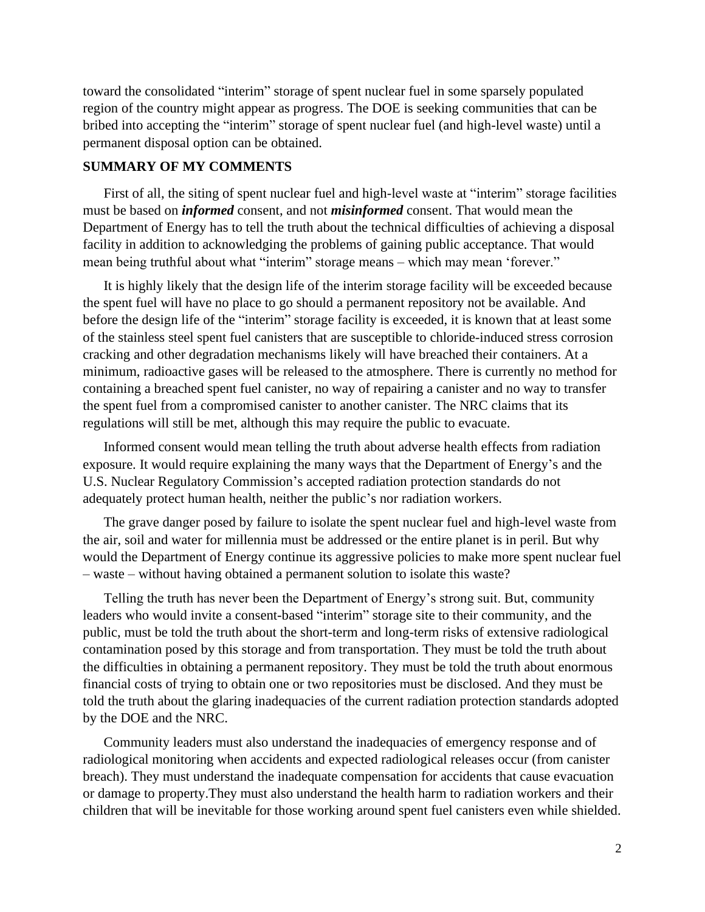toward the consolidated "interim" storage of spent nuclear fuel in some sparsely populated region of the country might appear as progress. The DOE is seeking communities that can be bribed into accepting the "interim" storage of spent nuclear fuel (and high-level waste) until a permanent disposal option can be obtained.

## SUMMARY OF MY COMMENTS

First of all, the siting of spent nuclear fuel and high-level waste at "interim" storage facilities must be based on ***informed*** consent, and not ***misinformed*** consent. That would mean the Department of Energy has to tell the truth about the technical difficulties of achieving a disposal facility in addition to acknowledging the problems of gaining public acceptance. That would mean being truthful about what "interim" storage means – which may mean 'forever.'

It is highly likely that the design life of the interim storage facility will be exceeded because the spent fuel will have no place to go should a permanent repository not be available. And before the design life of the "interim" storage facility is exceeded, it is known that at least some of the stainless steel spent fuel canisters that are susceptible to chloride-induced stress corrosion cracking and other degradation mechanisms likely will have breached their containers. At a minimum, radioactive gases will be released to the atmosphere. There is currently no method for containing a breached spent fuel canister, no way of repairing a canister and no way to transfer the spent fuel from a compromised canister to another canister. The NRC claims that its regulations will still be met, although this may require the public to evacuate.

Informed consent would mean telling the truth about adverse health effects from radiation exposure. It would require explaining the many ways that the Department of Energy's and the U.S. Nuclear Regulatory Commission's accepted radiation protection standards do not adequately protect human health, neither the public's nor radiation workers.

The grave danger posed by failure to isolate the spent nuclear fuel and high-level waste from the air, soil and water for millennia must be addressed or the entire planet is in peril. But why would the Department of Energy continue its aggressive policies to make more spent nuclear fuel – waste – without having obtained a permanent solution to isolate this waste?

Telling the truth has never been the Department of Energy's strong suit. But, community leaders who would invite a consent-based "interim" storage site to their community, and the public, must be told the truth about the short-term and long-term risks of extensive radiological contamination posed by this storage and from transportation. They must be told the truth about the difficulties in obtaining a permanent repository. They must be told the truth about enormous financial costs of trying to obtain one or two repositories must be disclosed. And they must be told the truth about the glaring inadequacies of the current radiation protection standards adopted by the DOE and the NRC.

Community leaders must also understand the inadequacies of emergency response and of radiological monitoring when accidents and expected radiological releases occur (from canister breach). They must understand the inadequate compensation for accidents that cause evacuation or damage to property.They must also understand the health harm to radiation workers and their children that will be inevitable for those working around spent fuel canisters even while shielded.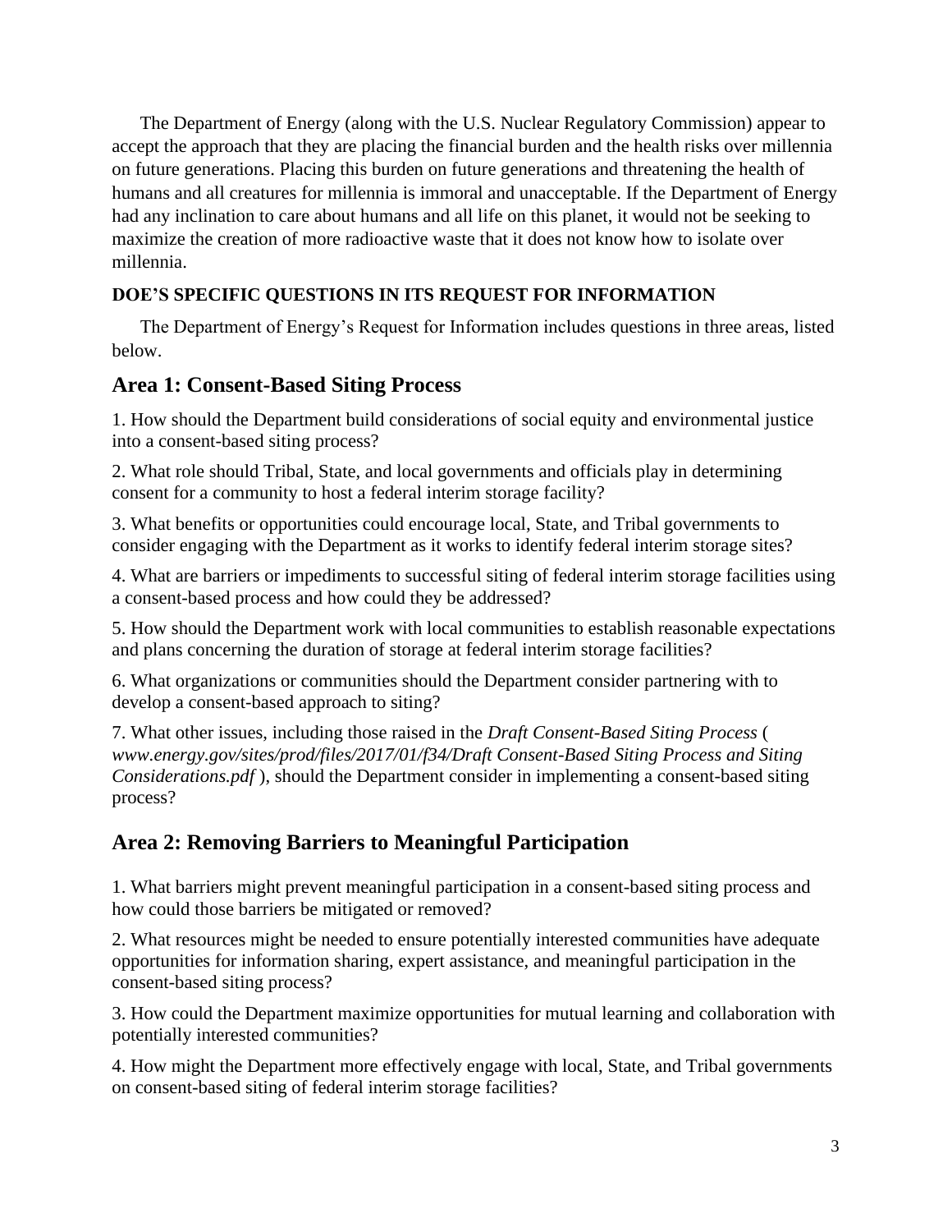The Department of Energy (along with the U.S. Nuclear Regulatory Commission) appear to accept the approach that they are placing the financial burden and the health risks over millennia on future generations. Placing this burden on future generations and threatening the health of humans and all creatures for millennia is immoral and unacceptable. If the Department of Energy had any inclination to care about humans and all life on this planet, it would not be seeking to maximize the creation of more radioactive waste that it does not know how to isolate over millennia.

**DOE'S SPECIFIC QUESTIONS IN ITS REQUEST FOR INFORMATION**

The Department of Energy's Request for Information includes questions in three areas, listed below.

## Area 1: Consent-Based Siting Process

1. How should the Department build considerations of social equity and environmental justice into a consent-based siting process?

2. What role should Tribal, State, and local governments and officials play in determining consent for a community to host a federal interim storage facility?

3. What benefits or opportunities could encourage local, State, and Tribal governments to consider engaging with the Department as it works to identify federal interim storage sites?

4. What are barriers or impediments to successful siting of federal interim storage facilities using a consent-based process and how could they be addressed?

5. How should the Department work with local communities to establish reasonable expectations and plans concerning the duration of storage at federal interim storage facilities?

6. What organizations or communities should the Department consider partnering with to develop a consent-based approach to siting?

7. What other issues, including those raised in the *Draft Consent-Based Siting Process* ( *www.energy.gov/sites/prod/files/2017/01/f34/Draft Consent-Based Siting Process and Siting Considerations.pdf* ), should the Department consider in implementing a consent-based siting process?

## Area 2: Removing Barriers to Meaningful Participation

1. What barriers might prevent meaningful participation in a consent-based siting process and how could those barriers be mitigated or removed?

2. What resources might be needed to ensure potentially interested communities have adequate opportunities for information sharing, expert assistance, and meaningful participation in the consent-based siting process?

3. How could the Department maximize opportunities for mutual learning and collaboration with potentially interested communities?

4. How might the Department more effectively engage with local, State, and Tribal governments on consent-based siting of federal interim storage facilities?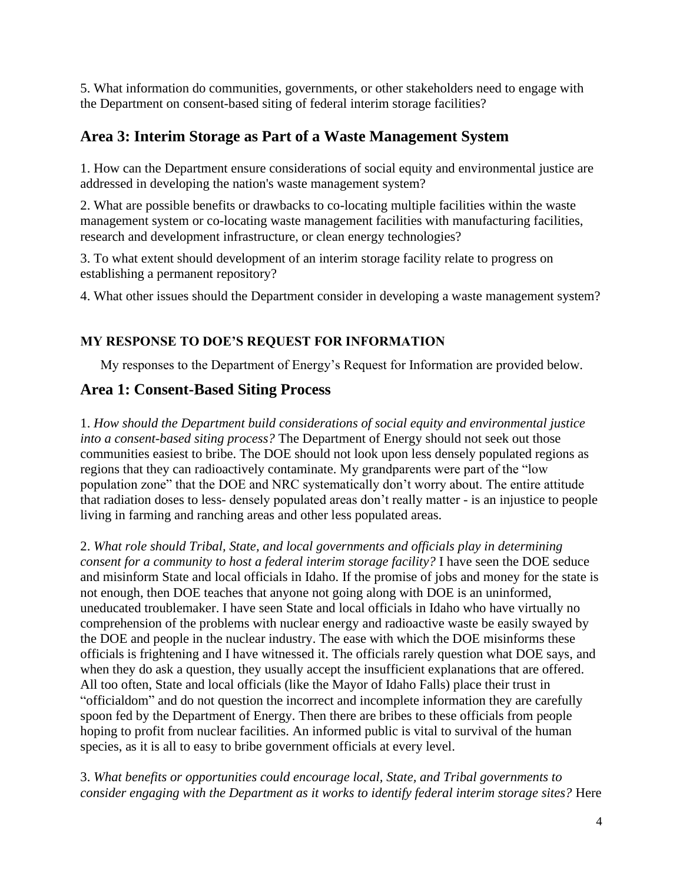5. What information do communities, governments, or other stakeholders need to engage with the Department on consent-based siting of federal interim storage facilities?

## Area 3: Interim Storage as Part of a Waste Management System

1. How can the Department ensure considerations of social equity and environmental justice are addressed in developing the nation's waste management system?

2. What are possible benefits or drawbacks to co-locating multiple facilities within the waste management system or co-locating waste management facilities with manufacturing facilities, research and development infrastructure, or clean energy technologies?

3. To what extent should development of an interim storage facility relate to progress on establishing a permanent repository?

4. What other issues should the Department consider in developing a waste management system?

### MY RESPONSE TO DOE'S REQUEST FOR INFORMATION

My responses to the Department of Energy's Request for Information are provided below.

## Area 1: Consent-Based Siting Process

1. *How should the Department build considerations of social equity and environmental justice into a consent-based siting process?* The Department of Energy should not seek out those communities easiest to bribe. The DOE should not look upon less densely populated regions as regions that they can radioactively contaminate. My grandparents were part of the "low population zone" that the DOE and NRC systematically don't worry about. The entire attitude that radiation doses to less- densely populated areas don't really matter - is an injustice to people living in farming and ranching areas and other less populated areas.

2. *What role should Tribal, State, and local governments and officials play in determining consent for a community to host a federal interim storage facility?* I have seen the DOE seduce and misinform State and local officials in Idaho. If the promise of jobs and money for the state is not enough, then DOE teaches that anyone not going along with DOE is an uninformed, uneducated troublemaker. I have seen State and local officials in Idaho who have virtually no comprehension of the problems with nuclear energy and radioactive waste be easily swayed by the DOE and people in the nuclear industry. The ease with which the DOE misinforms these officials is frightening and I have witnessed it. The officials rarely question what DOE says, and when they do ask a question, they usually accept the insufficient explanations that are offered. All too often, State and local officials (like the Mayor of Idaho Falls) place their trust in "officialdom" and do not question the incorrect and incomplete information they are carefully spoon fed by the Department of Energy. Then there are bribes to these officials from people hoping to profit from nuclear facilities. An informed public is vital to survival of the human species, as it is all to easy to bribe government officials at every level.

3. *What benefits or opportunities could encourage local, State, and Tribal governments to consider engaging with the Department as it works to identify federal interim storage sites?* Here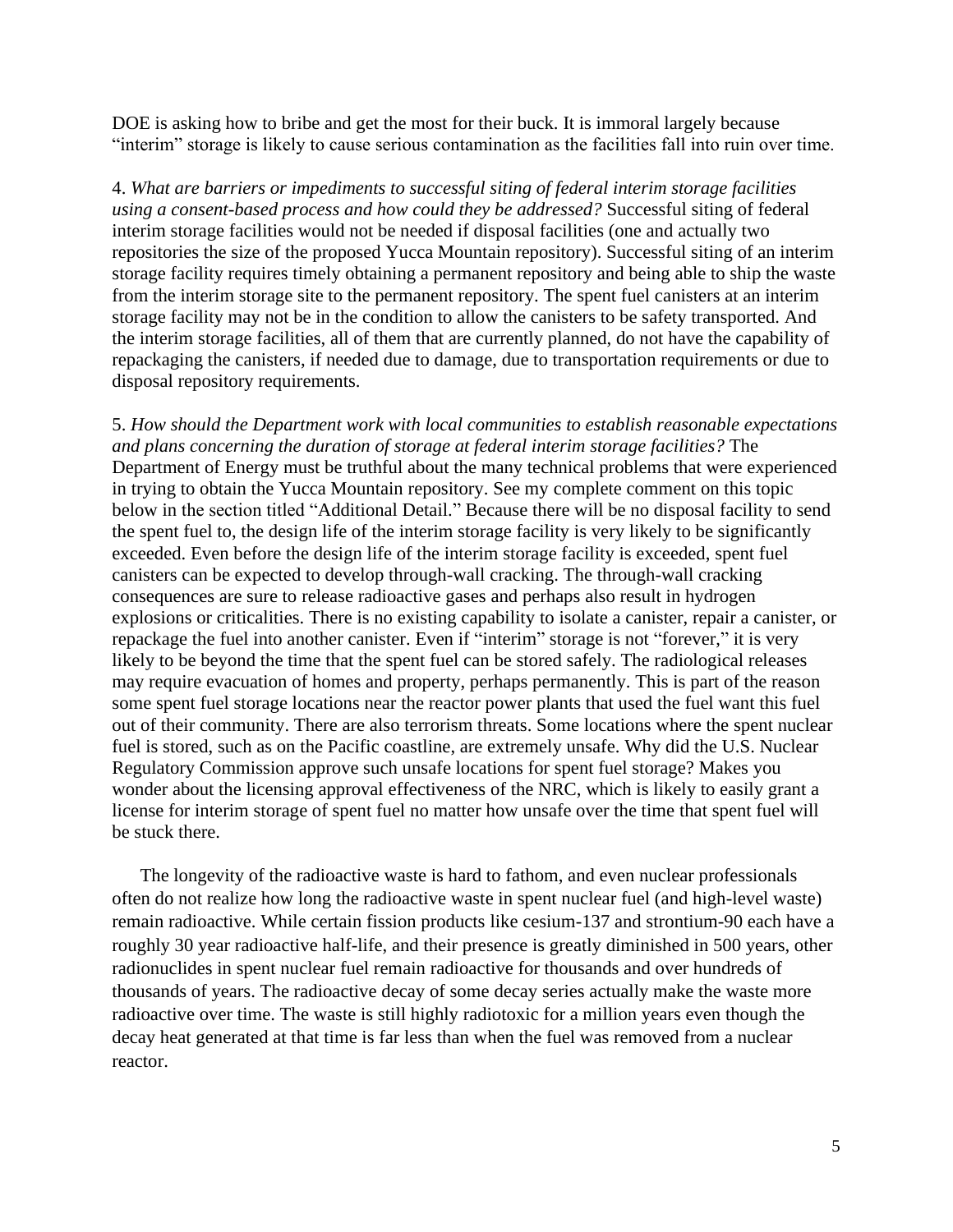DOE is asking how to bribe and get the most for their buck. It is immoral largely because "interim" storage is likely to cause serious contamination as the facilities fall into ruin over time.

4. *What are barriers or impediments to successful siting of federal interim storage facilities using a consent-based process and how could they be addressed?* Successful siting of federal interim storage facilities would not be needed if disposal facilities (one and actually two repositories the size of the proposed Yucca Mountain repository). Successful siting of an interim storage facility requires timely obtaining a permanent repository and being able to ship the waste from the interim storage site to the permanent repository. The spent fuel canisters at an interim storage facility may not be in the condition to allow the canisters to be safety transported. And the interim storage facilities, all of them that are currently planned, do not have the capability of repackaging the canisters, if needed due to damage, due to transportation requirements or due to disposal repository requirements.

5. *How should the Department work with local communities to establish reasonable expectations and plans concerning the duration of storage at federal interim storage facilities?* The Department of Energy must be truthful about the many technical problems that were experienced in trying to obtain the Yucca Mountain repository. See my complete comment on this topic below in the section titled "Additional Detail." Because there will be no disposal facility to send the spent fuel to, the design life of the interim storage facility is very likely to be significantly exceeded. Even before the design life of the interim storage facility is exceeded, spent fuel canisters can be expected to develop through-wall cracking. The through-wall cracking consequences are sure to release radioactive gases and perhaps also result in hydrogen explosions or criticalities. There is no existing capability to isolate a canister, repair a canister, or repackage the fuel into another canister. Even if "interim" storage is not "forever," it is very likely to be beyond the time that the spent fuel can be stored safely. The radiological releases may require evacuation of homes and property, perhaps permanently. This is part of the reason some spent fuel storage locations near the reactor power plants that used the fuel want this fuel out of their community. There are also terrorism threats. Some locations where the spent nuclear fuel is stored, such as on the Pacific coastline, are extremely unsafe. Why did the U.S. Nuclear Regulatory Commission approve such unsafe locations for spent fuel storage? Makes you wonder about the licensing approval effectiveness of the NRC, which is likely to easily grant a license for interim storage of spent fuel no matter how unsafe over the time that spent fuel will be stuck there.

The longevity of the radioactive waste is hard to fathom, and even nuclear professionals often do not realize how long the radioactive waste in spent nuclear fuel (and high-level waste) remain radioactive. While certain fission products like cesium-137 and strontium-90 each have a roughly 30 year radioactive half-life, and their presence is greatly diminished in 500 years, other radionuclides in spent nuclear fuel remain radioactive for thousands and over hundreds of thousands of years. The radioactive decay of some decay series actually make the waste more radioactive over time. The waste is still highly radiotoxic for a million years even though the decay heat generated at that time is far less than when the fuel was removed from a nuclear reactor.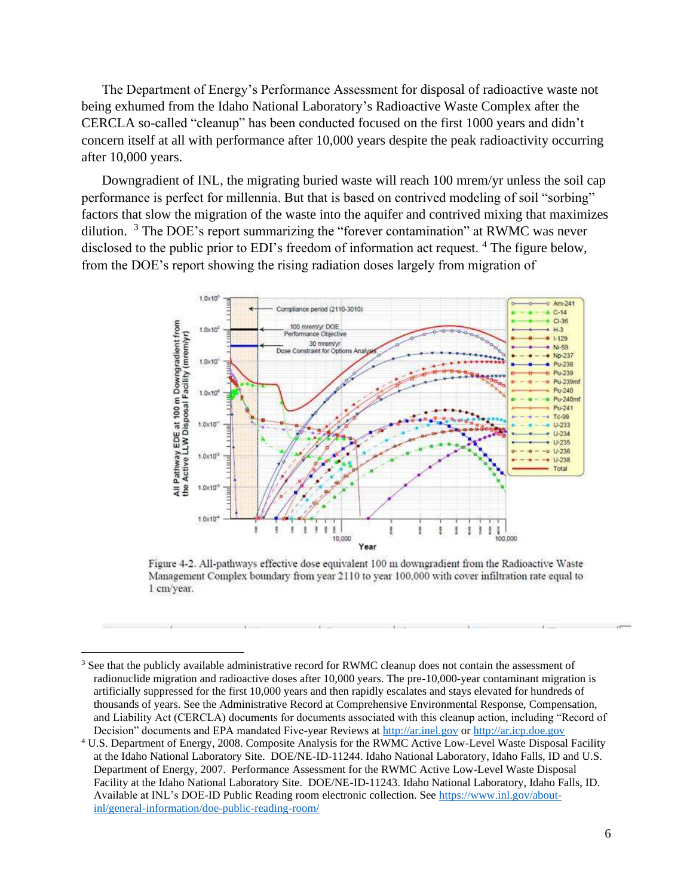The Department of Energy's Performance Assessment for disposal of radioactive waste not being exhumed from the Idaho National Laboratory's Radioactive Waste Complex after the CERCLA so-called "cleanup" has been conducted focused on the first 1000 years and didn't concern itself at all with performance after 10,000 years despite the peak radioactivity occurring after 10,000 years.

Downgradient of INL, the migrating buried waste will reach 100 mrem/yr unless the soil cap performance is perfect for millennia. But that is based on contrived modeling of soil "sorbing" factors that slow the migration of the waste into the aquifer and contrived mixing that maximizes dilution. [3] The DOE's report summarizing the "forever contamination" at RWMC was never disclosed to the public prior to EDI's freedom of information act request. [4] The figure below, from the DOE's report showing the rising radiation doses largely from migration of

Figure 4-2. All-pathways effective dose equivalent 100 m downgradient from the Radioactive Waste Management Complex boundary from year 2110 to year 100,000 with cover infiltration rate equal to 1 cm/year.

---

[3] See that the publicly available administrative record for RWMC cleanup does not contain the assessment of radionuclide migration and radioactive doses after 10,000 years. The pre-10,000-year contaminant migration is artificially suppressed for the first 10,000 years and then rapidly escalates and stays elevated for hundreds of thousands of years. See the Administrative Record at Comprehensive Environmental Response, Compensation, and Liability Act (CERCLA) documents for documents associated with this cleanup action, including "Record of Decision" documents and EPA mandated Five-year Reviews at http://ar.inel.gov or http://ar.icp.doe.gov

[4] U.S. Department of Energy, 2008. Composite Analysis for the RWMC Active Low-Level Waste Disposal Facility at the Idaho National Laboratory Site. DOE/NE-ID-11244. Idaho National Laboratory, Idaho Falls, ID and U.S. Department of Energy, 2007. Performance Assessment for the RWMC Active Low-Level Waste Disposal Facility at the Idaho National Laboratory Site. DOE/NE-ID-11243. Idaho National Laboratory, Idaho Falls, ID. Available at INL's DOE-ID Public Reading room electronic collection. See https://www.inl.gov/about-inl/general-information/doe-public-reading-room/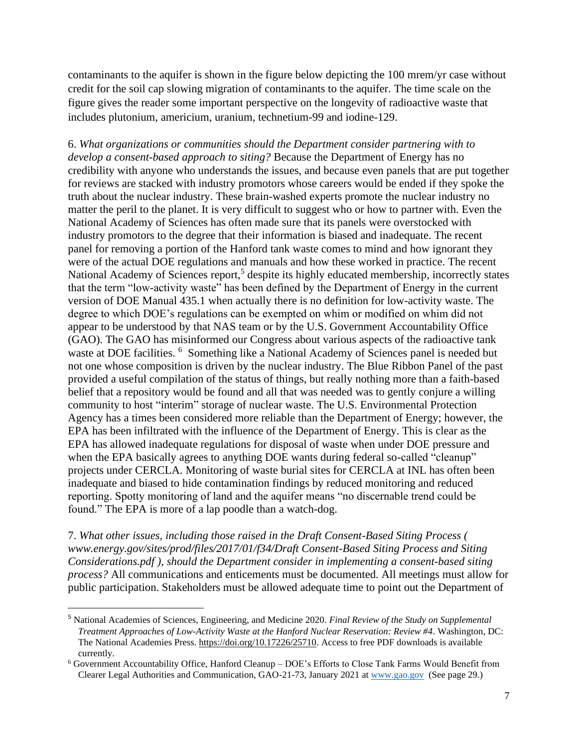contaminants to the aquifer is shown in the figure below depicting the 100 mrem/yr case without credit for the soil cap slowing migration of contaminants to the aquifer. The time scale on the figure gives the reader some important perspective on the longevity of radioactive waste that includes plutonium, americium, uranium, technetium-99 and iodine-129.

6. *What organizations or communities should the Department consider partnering with to develop a consent-based approach to siting?* Because the Department of Energy has no credibility with anyone who understands the issues, and because even panels that are put together for reviews are stacked with industry promotors whose careers would be ended if they spoke the truth about the nuclear industry. These brain-washed experts promote the nuclear industry no matter the peril to the planet. It is very difficult to suggest who or how to partner with. Even the National Academy of Sciences has often made sure that its panels were overstocked with industry promotors to the degree that their information is biased and inadequate. The recent panel for removing a portion of the Hanford tank waste comes to mind and how ignorant they were of the actual DOE regulations and manuals and how these worked in practice. The recent National Academy of Sciences report,[5] despite its highly educated membership, incorrectly states that the term "low-activity waste" has been defined by the Department of Energy in the current version of DOE Manual 435.1 when actually there is no definition for low-activity waste. The degree to which DOE's regulations can be exempted on whim or modified on whim did not appear to be understood by that NAS team or by the U.S. Government Accountability Office (GAO). The GAO has misinformed our Congress about various aspects of the radioactive tank waste at DOE facilities. [6] Something like a National Academy of Sciences panel is needed but not one whose composition is driven by the nuclear industry. The Blue Ribbon Panel of the past provided a useful compilation of the status of things, but really nothing more than a faith-based belief that a repository would be found and all that was needed was to gently conjure a willing community to host "interim" storage of nuclear waste. The U.S. Environmental Protection Agency has a times been considered more reliable than the Department of Energy; however, the EPA has been infiltrated with the influence of the Department of Energy. This is clear as the EPA has allowed inadequate regulations for disposal of waste when under DOE pressure and when the EPA basically agrees to anything DOE wants during federal so-called "cleanup" projects under CERCLA. Monitoring of waste burial sites for CERCLA at INL has often been inadequate and biased to hide contamination findings by reduced monitoring and reduced reporting. Spotty monitoring of land and the aquifer means "no discernable trend could be found." The EPA is more of a lap poodle than a watch-dog.

7. *What other issues, including those raised in the Draft Consent-Based Siting Process ( www.energy.gov/sites/prod/files/2017/01/f34/Draft Consent-Based Siting Process and Siting Considerations.pdf ), should the Department consider in implementing a consent-based siting process?* All communications and enticements must be documented. All meetings must allow for public participation. Stakeholders must be allowed adequate time to point out the Department of

---

[5] National Academies of Sciences, Engineering, and Medicine 2020. *Final Review of the Study on Supplemental Treatment Approaches of Low-Activity Waste at the Hanford Nuclear Reservation: Review #4*. Washington, DC: The National Academies Press. https://doi.org/10.17226/25710. Access to free PDF downloads is available currently.

[6] Government Accountability Office, Hanford Cleanup – DOE's Efforts to Close Tank Farms Would Benefit from Clearer Legal Authorities and Communication, GAO-21-73, January 2021 at www.gao.gov (See page 29.)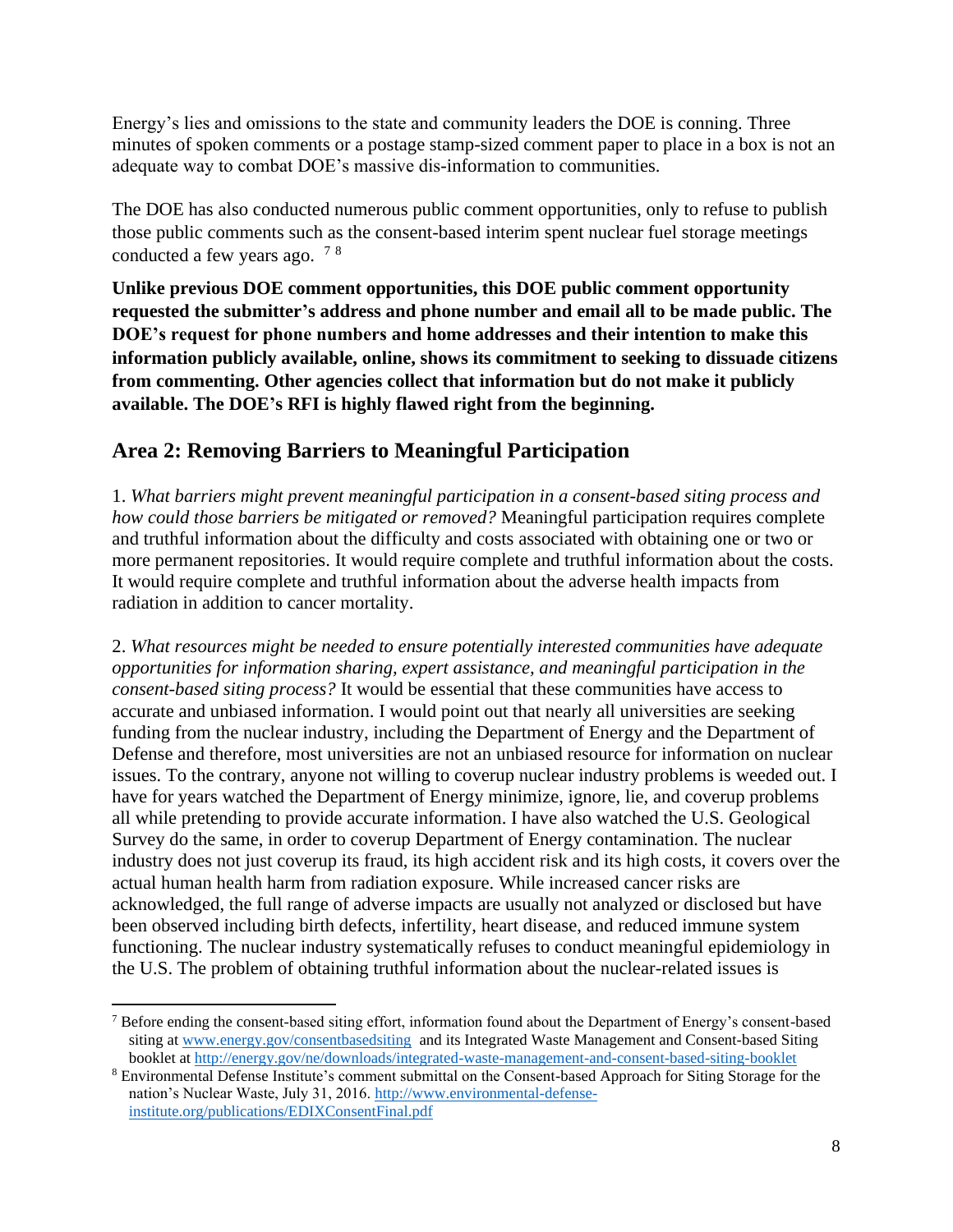Energy's lies and omissions to the state and community leaders the DOE is conning. Three minutes of spoken comments or a postage stamp-sized comment paper to place in a box is not an adequate way to combat DOE's massive dis-information to communities.

The DOE has also conducted numerous public comment opportunities, only to refuse to publish those public comments such as the consent-based interim spent nuclear fuel storage meetings conducted a few years ago. [7] [8]

**Unlike previous DOE comment opportunities, this DOE public comment opportunity requested the submitter's address and phone number and email all to be made public. The DOE's request for phone numbers and home addresses and their intention to make this information publicly available, online, shows its commitment to seeking to dissuade citizens from commenting. Other agencies collect that information but do not make it publicly available. The DOE's RFI is highly flawed right from the beginning.**

## Area 2: Removing Barriers to Meaningful Participation

1. *What barriers might prevent meaningful participation in a consent-based siting process and how could those barriers be mitigated or removed?* Meaningful participation requires complete and truthful information about the difficulty and costs associated with obtaining one or two or more permanent repositories. It would require complete and truthful information about the costs. It would require complete and truthful information about the adverse health impacts from radiation in addition to cancer mortality.

2. *What resources might be needed to ensure potentially interested communities have adequate opportunities for information sharing, expert assistance, and meaningful participation in the consent-based siting process?* It would be essential that these communities have access to accurate and unbiased information. I would point out that nearly all universities are seeking funding from the nuclear industry, including the Department of Energy and the Department of Defense and therefore, most universities are not an unbiased resource for information on nuclear issues. To the contrary, anyone not willing to coverup nuclear industry problems is weeded out. I have for years watched the Department of Energy minimize, ignore, lie, and coverup problems all while pretending to provide accurate information. I have also watched the U.S. Geological Survey do the same, in order to coverup Department of Energy contamination. The nuclear industry does not just coverup its fraud, its high accident risk and its high costs, it covers over the actual human health harm from radiation exposure. While increased cancer risks are acknowledged, the full range of adverse impacts are usually not analyzed or disclosed but have been observed including birth defects, infertility, heart disease, and reduced immune system functioning. The nuclear industry systematically refuses to conduct meaningful epidemiology in the U.S. The problem of obtaining truthful information about the nuclear-related issues is

---

[7] Before ending the consent-based siting effort, information found about the Department of Energy's consent-based siting at www.energy.gov/consentbasedsiting and its Integrated Waste Management and Consent-based Siting booklet at http://energy.gov/ne/downloads/integrated-waste-management-and-consent-based-siting-booklet

[8] Environmental Defense Institute's comment submittal on the Consent-based Approach for Siting Storage for the nation's Nuclear Waste, July 31, 2016. http://www.environmental-defense-institute.org/publications/EDIXConsentFinal.pdf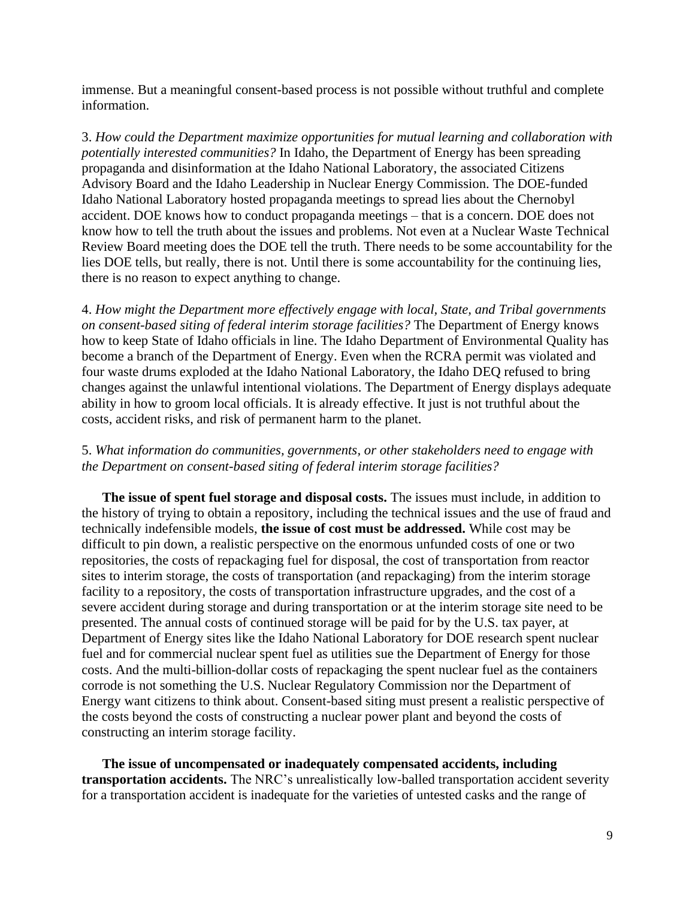immense. But a meaningful consent-based process is not possible without truthful and complete information.

3. *How could the Department maximize opportunities for mutual learning and collaboration with potentially interested communities?* In Idaho, the Department of Energy has been spreading propaganda and disinformation at the Idaho National Laboratory, the associated Citizens Advisory Board and the Idaho Leadership in Nuclear Energy Commission. The DOE-funded Idaho National Laboratory hosted propaganda meetings to spread lies about the Chernobyl accident. DOE knows how to conduct propaganda meetings – that is a concern. DOE does not know how to tell the truth about the issues and problems. Not even at a Nuclear Waste Technical Review Board meeting does the DOE tell the truth. There needs to be some accountability for the lies DOE tells, but really, there is not. Until there is some accountability for the continuing lies, there is no reason to expect anything to change.

4. *How might the Department more effectively engage with local, State, and Tribal governments on consent-based siting of federal interim storage facilities?* The Department of Energy knows how to keep State of Idaho officials in line. The Idaho Department of Environmental Quality has become a branch of the Department of Energy. Even when the RCRA permit was violated and four waste drums exploded at the Idaho National Laboratory, the Idaho DEQ refused to bring changes against the unlawful intentional violations. The Department of Energy displays adequate ability in how to groom local officials. It is already effective. It just is not truthful about the costs, accident risks, and risk of permanent harm to the planet.

5. *What information do communities, governments, or other stakeholders need to engage with the Department on consent-based siting of federal interim storage facilities?*

**The issue of spent fuel storage and disposal costs.** The issues must include, in addition to the history of trying to obtain a repository, including the technical issues and the use of fraud and technically indefensible models, **the issue of cost must be addressed.** While cost may be difficult to pin down, a realistic perspective on the enormous unfunded costs of one or two repositories, the costs of repackaging fuel for disposal, the cost of transportation from reactor sites to interim storage, the costs of transportation (and repackaging) from the interim storage facility to a repository, the costs of transportation infrastructure upgrades, and the cost of a severe accident during storage and during transportation or at the interim storage site need to be presented. The annual costs of continued storage will be paid for by the U.S. tax payer, at Department of Energy sites like the Idaho National Laboratory for DOE research spent nuclear fuel and for commercial nuclear spent fuel as utilities sue the Department of Energy for those costs. And the multi-billion-dollar costs of repackaging the spent nuclear fuel as the containers corrode is not something the U.S. Nuclear Regulatory Commission nor the Department of Energy want citizens to think about. Consent-based siting must present a realistic perspective of the costs beyond the costs of constructing a nuclear power plant and beyond the costs of constructing an interim storage facility.

**The issue of uncompensated or inadequately compensated accidents, including transportation accidents.** The NRC's unrealistically low-balled transportation accident severity for a transportation accident is inadequate for the varieties of untested casks and the range of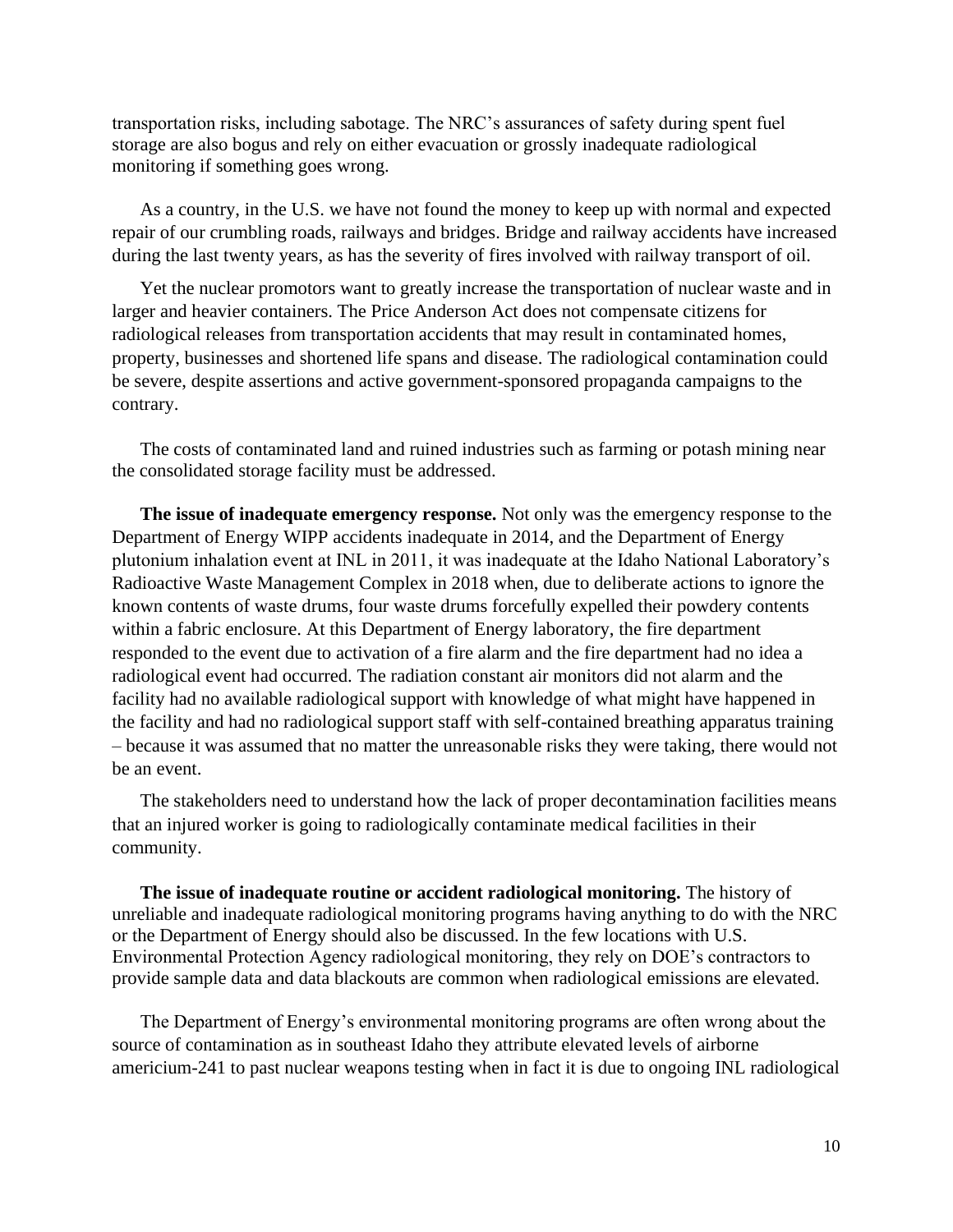transportation risks, including sabotage. The NRC's assurances of safety during spent fuel storage are also bogus and rely on either evacuation or grossly inadequate radiological monitoring if something goes wrong.

As a country, in the U.S. we have not found the money to keep up with normal and expected repair of our crumbling roads, railways and bridges. Bridge and railway accidents have increased during the last twenty years, as has the severity of fires involved with railway transport of oil.

Yet the nuclear promotors want to greatly increase the transportation of nuclear waste and in larger and heavier containers. The Price Anderson Act does not compensate citizens for radiological releases from transportation accidents that may result in contaminated homes, property, businesses and shortened life spans and disease. The radiological contamination could be severe, despite assertions and active government-sponsored propaganda campaigns to the contrary.

The costs of contaminated land and ruined industries such as farming or potash mining near the consolidated storage facility must be addressed.

**The issue of inadequate emergency response.** Not only was the emergency response to the Department of Energy WIPP accidents inadequate in 2014, and the Department of Energy plutonium inhalation event at INL in 2011, it was inadequate at the Idaho National Laboratory's Radioactive Waste Management Complex in 2018 when, due to deliberate actions to ignore the known contents of waste drums, four waste drums forcefully expelled their powdery contents within a fabric enclosure. At this Department of Energy laboratory, the fire department responded to the event due to activation of a fire alarm and the fire department had no idea a radiological event had occurred. The radiation constant air monitors did not alarm and the facility had no available radiological support with knowledge of what might have happened in the facility and had no radiological support staff with self-contained breathing apparatus training – because it was assumed that no matter the unreasonable risks they were taking, there would not be an event.

The stakeholders need to understand how the lack of proper decontamination facilities means that an injured worker is going to radiologically contaminate medical facilities in their community.

**The issue of inadequate routine or accident radiological monitoring.** The history of unreliable and inadequate radiological monitoring programs having anything to do with the NRC or the Department of Energy should also be discussed. In the few locations with U.S. Environmental Protection Agency radiological monitoring, they rely on DOE's contractors to provide sample data and data blackouts are common when radiological emissions are elevated.

The Department of Energy's environmental monitoring programs are often wrong about the source of contamination as in southeast Idaho they attribute elevated levels of airborne americium-241 to past nuclear weapons testing when in fact it is due to ongoing INL radiological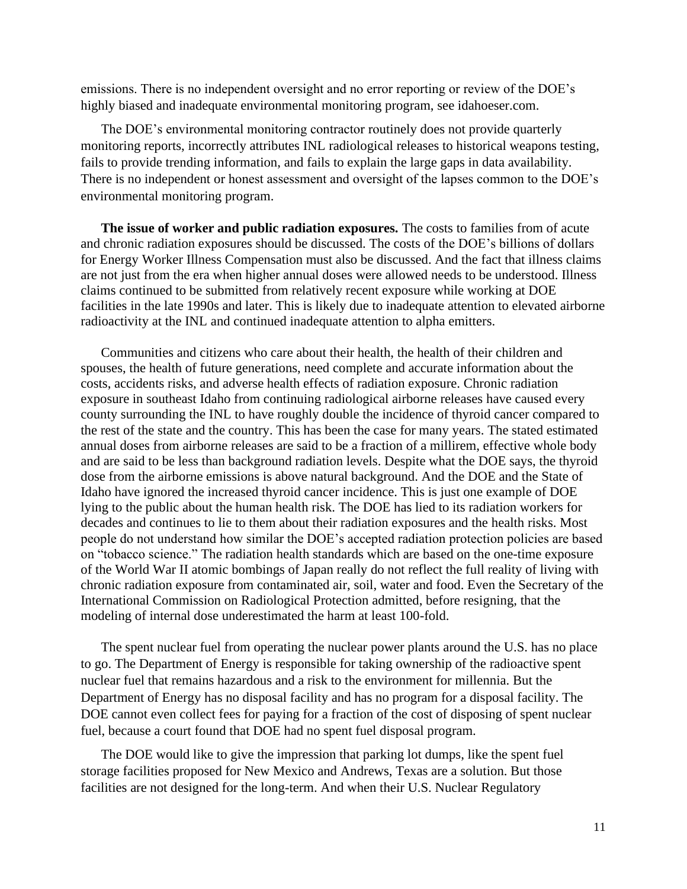emissions. There is no independent oversight and no error reporting or review of the DOE's highly biased and inadequate environmental monitoring program, see idahoeser.com.

The DOE's environmental monitoring contractor routinely does not provide quarterly monitoring reports, incorrectly attributes INL radiological releases to historical weapons testing, fails to provide trending information, and fails to explain the large gaps in data availability. There is no independent or honest assessment and oversight of the lapses common to the DOE's environmental monitoring program.

**The issue of worker and public radiation exposures.** The costs to families from of acute and chronic radiation exposures should be discussed. The costs of the DOE's billions of dollars for Energy Worker Illness Compensation must also be discussed. And the fact that illness claims are not just from the era when higher annual doses were allowed needs to be understood. Illness claims continued to be submitted from relatively recent exposure while working at DOE facilities in the late 1990s and later. This is likely due to inadequate attention to elevated airborne radioactivity at the INL and continued inadequate attention to alpha emitters.

Communities and citizens who care about their health, the health of their children and spouses, the health of future generations, need complete and accurate information about the costs, accidents risks, and adverse health effects of radiation exposure. Chronic radiation exposure in southeast Idaho from continuing radiological airborne releases have caused every county surrounding the INL to have roughly double the incidence of thyroid cancer compared to the rest of the state and the country. This has been the case for many years. The stated estimated annual doses from airborne releases are said to be a fraction of a millirem, effective whole body and are said to be less than background radiation levels. Despite what the DOE says, the thyroid dose from the airborne emissions is above natural background. And the DOE and the State of Idaho have ignored the increased thyroid cancer incidence. This is just one example of DOE lying to the public about the human health risk. The DOE has lied to its radiation workers for decades and continues to lie to them about their radiation exposures and the health risks. Most people do not understand how similar the DOE's accepted radiation protection policies are based on "tobacco science." The radiation health standards which are based on the one-time exposure of the World War II atomic bombings of Japan really do not reflect the full reality of living with chronic radiation exposure from contaminated air, soil, water and food. Even the Secretary of the International Commission on Radiological Protection admitted, before resigning, that the modeling of internal dose underestimated the harm at least 100-fold.

The spent nuclear fuel from operating the nuclear power plants around the U.S. has no place to go. The Department of Energy is responsible for taking ownership of the radioactive spent nuclear fuel that remains hazardous and a risk to the environment for millennia. But the Department of Energy has no disposal facility and has no program for a disposal facility. The DOE cannot even collect fees for paying for a fraction of the cost of disposing of spent nuclear fuel, because a court found that DOE had no spent fuel disposal program.

The DOE would like to give the impression that parking lot dumps, like the spent fuel storage facilities proposed for New Mexico and Andrews, Texas are a solution. But those facilities are not designed for the long-term. And when their U.S. Nuclear Regulatory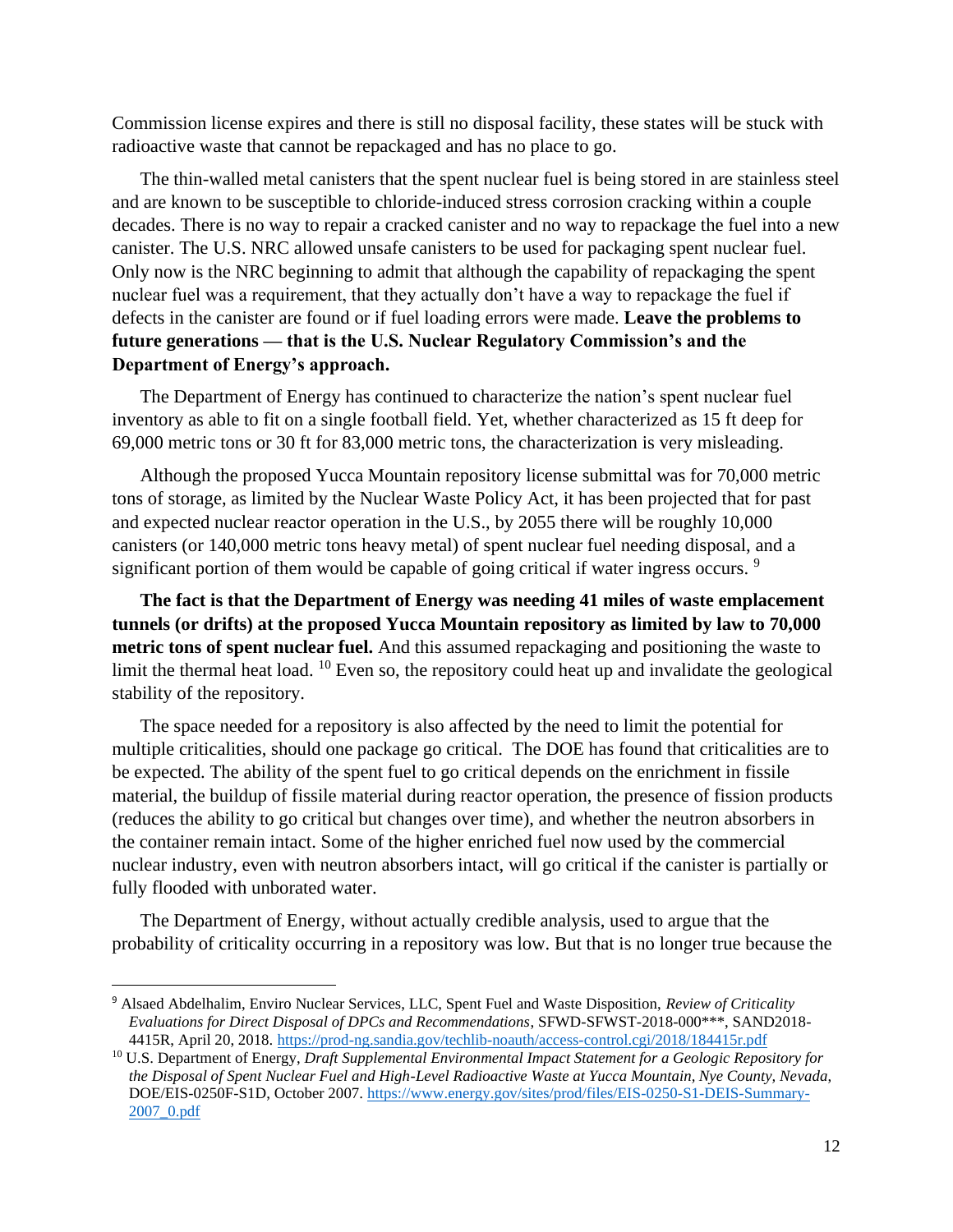Commission license expires and there is still no disposal facility, these states will be stuck with radioactive waste that cannot be repackaged and has no place to go.

The thin-walled metal canisters that the spent nuclear fuel is being stored in are stainless steel and are known to be susceptible to chloride-induced stress corrosion cracking within a couple decades. There is no way to repair a cracked canister and no way to repackage the fuel into a new canister. The U.S. NRC allowed unsafe canisters to be used for packaging spent nuclear fuel. Only now is the NRC beginning to admit that although the capability of repackaging the spent nuclear fuel was a requirement, that they actually don't have a way to repackage the fuel if defects in the canister are found or if fuel loading errors were made. **Leave the problems to future generations — that is the U.S. Nuclear Regulatory Commission's and the Department of Energy's approach.**

The Department of Energy has continued to characterize the nation's spent nuclear fuel inventory as able to fit on a single football field. Yet, whether characterized as 15 ft deep for 69,000 metric tons or 30 ft for 83,000 metric tons, the characterization is very misleading.

Although the proposed Yucca Mountain repository license submittal was for 70,000 metric tons of storage, as limited by the Nuclear Waste Policy Act, it has been projected that for past and expected nuclear reactor operation in the U.S., by 2055 there will be roughly 10,000 canisters (or 140,000 metric tons heavy metal) of spent nuclear fuel needing disposal, and a significant portion of them would be capable of going critical if water ingress occurs. [9]

**The fact is that the Department of Energy was needing 41 miles of waste emplacement tunnels (or drifts) at the proposed Yucca Mountain repository as limited by law to 70,000 metric tons of spent nuclear fuel.** And this assumed repackaging and positioning the waste to limit the thermal heat load. [10] Even so, the repository could heat up and invalidate the geological stability of the repository.

The space needed for a repository is also affected by the need to limit the potential for multiple criticalities, should one package go critical. The DOE has found that criticalities are to be expected. The ability of the spent fuel to go critical depends on the enrichment in fissile material, the buildup of fissile material during reactor operation, the presence of fission products (reduces the ability to go critical but changes over time), and whether the neutron absorbers in the container remain intact. Some of the higher enriched fuel now used by the commercial nuclear industry, even with neutron absorbers intact, will go critical if the canister is partially or fully flooded with unborated water.

The Department of Energy, without actually credible analysis, used to argue that the probability of criticality occurring in a repository was low. But that is no longer true because the

---

[9] Alsaed Abdelhalim, Enviro Nuclear Services, LLC, Spent Fuel and Waste Disposition, *Review of Criticality Evaluations for Direct Disposal of DPCs and Recommendations*, SFWD-SFWST-2018-000***, SAND2018-4415R, April 20, 2018. https://prod-ng.sandia.gov/techlib-noauth/access-control.cgi/2018/184415r.pdf

[10] U.S. Department of Energy, *Draft Supplemental Environmental Impact Statement for a Geologic Repository for the Disposal of Spent Nuclear Fuel and High-Level Radioactive Waste at Yucca Mountain, Nye County, Nevada*, DOE/EIS-0250F-S1D, October 2007. https://www.energy.gov/sites/prod/files/EIS-0250-S1-DEIS-Summary-2007_0.pdf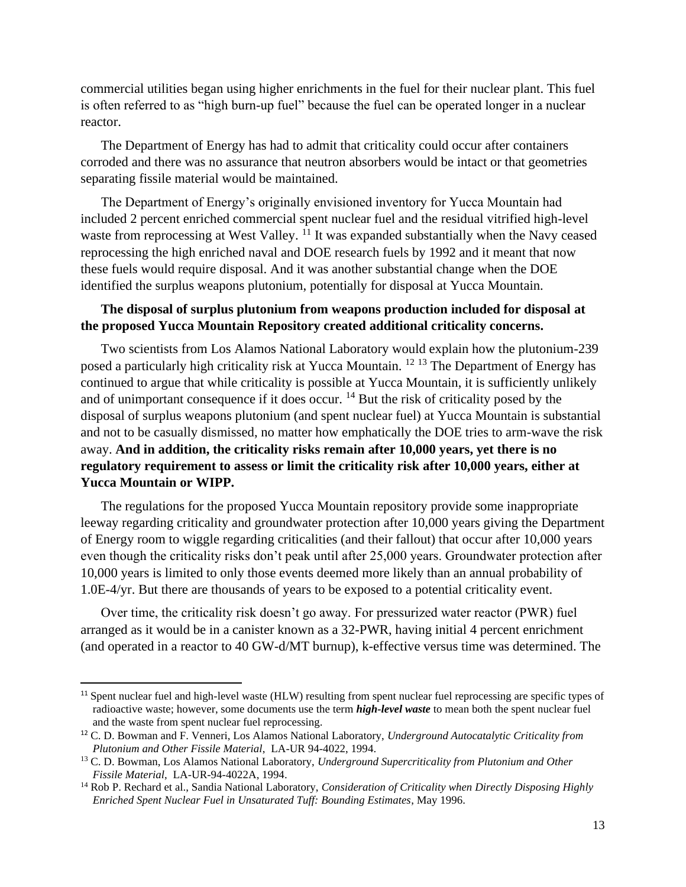commercial utilities began using higher enrichments in the fuel for their nuclear plant. This fuel is often referred to as "high burn-up fuel" because the fuel can be operated longer in a nuclear reactor.

The Department of Energy has had to admit that criticality could occur after containers corroded and there was no assurance that neutron absorbers would be intact or that geometries separating fissile material would be maintained.

The Department of Energy's originally envisioned inventory for Yucca Mountain had included 2 percent enriched commercial spent nuclear fuel and the residual vitrified high-level waste from reprocessing at West Valley. [11] It was expanded substantially when the Navy ceased reprocessing the high enriched naval and DOE research fuels by 1992 and it meant that now these fuels would require disposal. And it was another substantial change when the DOE identified the surplus weapons plutonium, potentially for disposal at Yucca Mountain.

**The disposal of surplus plutonium from weapons production included for disposal at the proposed Yucca Mountain Repository created additional criticality concerns.**

Two scientists from Los Alamos National Laboratory would explain how the plutonium-239 posed a particularly high criticality risk at Yucca Mountain. [12] [13] The Department of Energy has continued to argue that while criticality is possible at Yucca Mountain, it is sufficiently unlikely and of unimportant consequence if it does occur. [14] But the risk of criticality posed by the disposal of surplus weapons plutonium (and spent nuclear fuel) at Yucca Mountain is substantial and not to be casually dismissed, no matter how emphatically the DOE tries to arm-wave the risk away. **And in addition, the criticality risks remain after 10,000 years, yet there is no regulatory requirement to assess or limit the criticality risk after 10,000 years, either at Yucca Mountain or WIPP.**

The regulations for the proposed Yucca Mountain repository provide some inappropriate leeway regarding criticality and groundwater protection after 10,000 years giving the Department of Energy room to wiggle regarding criticalities (and their fallout) that occur after 10,000 years even though the criticality risks don't peak until after 25,000 years. Groundwater protection after 10,000 years is limited to only those events deemed more likely than an annual probability of 1.0E-4/yr. But there are thousands of years to be exposed to a potential criticality event.

Over time, the criticality risk doesn't go away. For pressurized water reactor (PWR) fuel arranged as it would be in a canister known as a 32-PWR, having initial 4 percent enrichment (and operated in a reactor to 40 GW-d/MT burnup), k-effective versus time was determined. The

---

[11] Spent nuclear fuel and high-level waste (HLW) resulting from spent nuclear fuel reprocessing are specific types of radioactive waste; however, some documents use the term ***high-level waste*** to mean both the spent nuclear fuel and the waste from spent nuclear fuel reprocessing.

[12] C. D. Bowman and F. Venneri, Los Alamos National Laboratory, *Underground Autocatalytic Criticality from Plutonium and Other Fissile Material*, LA-UR 94-4022, 1994.

[13] C. D. Bowman, Los Alamos National Laboratory, *Underground Supercriticality from Plutonium and Other Fissile Material*, LA-UR-94-4022A, 1994.

[14] Rob P. Rechard et al., Sandia National Laboratory, *Consideration of Criticality when Directly Disposing Highly Enriched Spent Nuclear Fuel in Unsaturated Tuff: Bounding Estimates*, May 1996.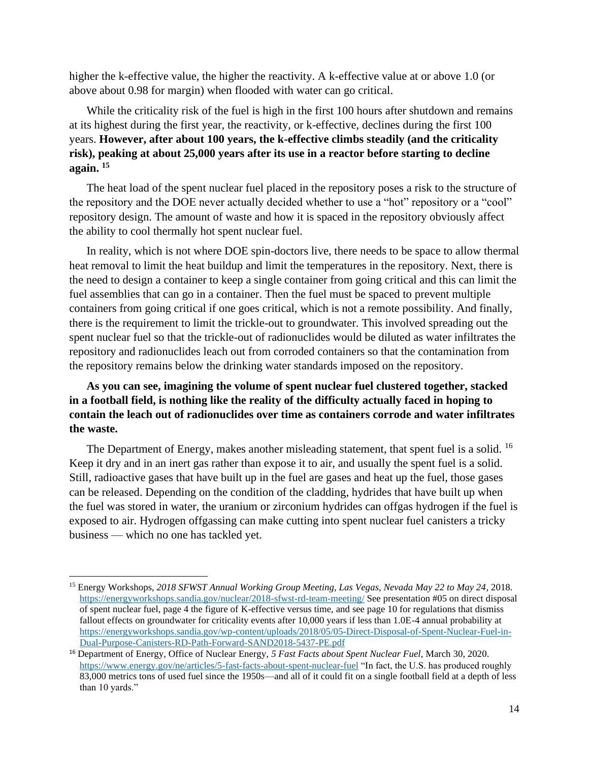higher the k-effective value, the higher the reactivity. A k-effective value at or above 1.0 (or above about 0.98 for margin) when flooded with water can go critical.

While the criticality risk of the fuel is high in the first 100 hours after shutdown and remains at its highest during the first year, the reactivity, or k-effective, declines during the first 100 years. **However, after about 100 years, the k-effective climbs steadily (and the criticality risk), peaking at about 25,000 years after its use in a reactor before starting to decline again.** [15]

The heat load of the spent nuclear fuel placed in the repository poses a risk to the structure of the repository and the DOE never actually decided whether to use a "hot" repository or a "cool" repository design. The amount of waste and how it is spaced in the repository obviously affect the ability to cool thermally hot spent nuclear fuel.

In reality, which is not where DOE spin-doctors live, there needs to be space to allow thermal heat removal to limit the heat buildup and limit the temperatures in the repository. Next, there is the need to design a container to keep a single container from going critical and this can limit the fuel assemblies that can go in a container. Then the fuel must be spaced to prevent multiple containers from going critical if one goes critical, which is not a remote possibility. And finally, there is the requirement to limit the trickle-out to groundwater. This involved spreading out the spent nuclear fuel so that the trickle-out of radionuclides would be diluted as water infiltrates the repository and radionuclides leach out from corroded containers so that the contamination from the repository remains below the drinking water standards imposed on the repository.

**As you can see, imagining the volume of spent nuclear fuel clustered together, stacked in a football field, is nothing like the reality of the difficulty actually faced in hoping to contain the leach out of radionuclides over time as containers corrode and water infiltrates the waste.**

The Department of Energy, makes another misleading statement, that spent fuel is a solid. [16] Keep it dry and in an inert gas rather than expose it to air, and usually the spent fuel is a solid. Still, radioactive gases that have built up in the fuel are gases and heat up the fuel, those gases can be released. Depending on the condition of the cladding, hydrides that have built up when the fuel was stored in water, the uranium or zirconium hydrides can offgas hydrogen if the fuel is exposed to air. Hydrogen offgassing can make cutting into spent nuclear fuel canisters a tricky business — which no one has tackled yet.

---

[15] Energy Workshops, *2018 SFWST Annual Working Group Meeting, Las Vegas, Nevada May 22 to May 24*, 2018. https://energyworkshops.sandia.gov/nuclear/2018-sfwst-rd-team-meeting/ See presentation #05 on direct disposal of spent nuclear fuel, page 4 the figure of K-effective versus time, and see page 10 for regulations that dismiss fallout effects on groundwater for criticality events after 10,000 years if less than 1.0E-4 annual probability at https://energyworkshops.sandia.gov/wp-content/uploads/2018/05/05-Direct-Disposal-of-Spent-Nuclear-Fuel-in-Dual-Purpose-Canisters-RD-Path-Forward-SAND2018-5437-PE.pdf

[16] Department of Energy, Office of Nuclear Energy, *5 Fast Facts about Spent Nuclear Fuel*, March 30, 2020. https://www.energy.gov/ne/articles/5-fast-facts-about-spent-nuclear-fuel "In fact, the U.S. has produced roughly 83,000 metrics tons of used fuel since the 1950s—and all of it could fit on a single football field at a depth of less than 10 yards."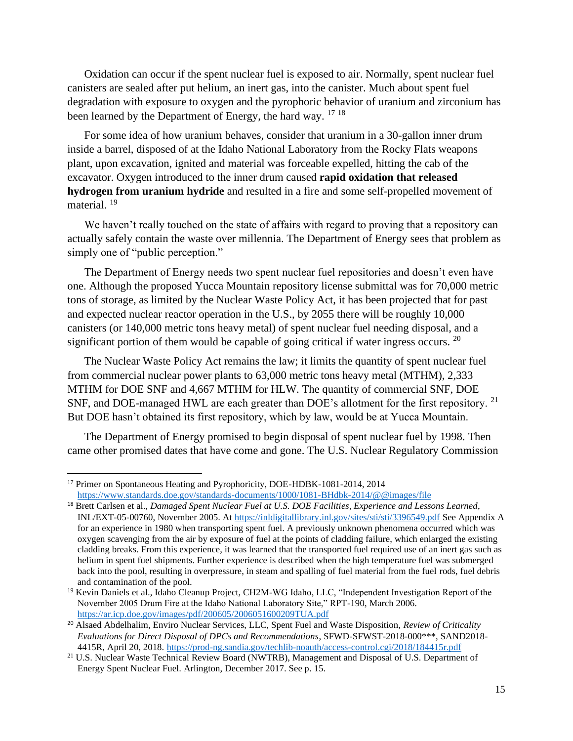Oxidation can occur if the spent nuclear fuel is exposed to air. Normally, spent nuclear fuel canisters are sealed after put helium, an inert gas, into the canister. Much about spent fuel degradation with exposure to oxygen and the pyrophoric behavior of uranium and zirconium has been learned by the Department of Energy, the hard way. [17] [18]

For some idea of how uranium behaves, consider that uranium in a 30-gallon inner drum inside a barrel, disposed of at the Idaho National Laboratory from the Rocky Flats weapons plant, upon excavation, ignited and material was forceable expelled, hitting the cab of the excavator. Oxygen introduced to the inner drum caused **rapid oxidation that released hydrogen from uranium hydride** and resulted in a fire and some self-propelled movement of material. [19]

We haven't really touched on the state of affairs with regard to proving that a repository can actually safely contain the waste over millennia. The Department of Energy sees that problem as simply one of "public perception."

The Department of Energy needs two spent nuclear fuel repositories and doesn't even have one. Although the proposed Yucca Mountain repository license submittal was for 70,000 metric tons of storage, as limited by the Nuclear Waste Policy Act, it has been projected that for past and expected nuclear reactor operation in the U.S., by 2055 there will be roughly 10,000 canisters (or 140,000 metric tons heavy metal) of spent nuclear fuel needing disposal, and a significant portion of them would be capable of going critical if water ingress occurs. [20]

The Nuclear Waste Policy Act remains the law; it limits the quantity of spent nuclear fuel from commercial nuclear power plants to 63,000 metric tons heavy metal (MTHM), 2,333 MTHM for DOE SNF and 4,667 MTHM for HLW. The quantity of commercial SNF, DOE SNF, and DOE-managed HWL are each greater than DOE's allotment for the first repository. [21] But DOE hasn't obtained its first repository, which by law, would be at Yucca Mountain.

The Department of Energy promised to begin disposal of spent nuclear fuel by 1998. Then came other promised dates that have come and gone. The U.S. Nuclear Regulatory Commission

---

[17] Primer on Spontaneous Heating and Pyrophoricity, DOE-HDBK-1081-2014, 2014 https://www.standards.doe.gov/standards-documents/1000/1081-BHdbk-2014/@@images/file

[18] Brett Carlsen et al., *Damaged Spent Nuclear Fuel at U.S. DOE Facilities, Experience and Lessons Learned*, INL/EXT-05-00760, November 2005. At https://inldigitallibrary.inl.gov/sites/sti/sti/3396549.pdf See Appendix A for an experience in 1980 when transporting spent fuel. A previously unknown phenomena occurred which was oxygen scavenging from the air by exposure of fuel at the points of cladding failure, which enlarged the existing cladding breaks. From this experience, it was learned that the transported fuel required use of an inert gas such as helium in spent fuel shipments. Further experience is described when the high temperature fuel was submerged back into the pool, resulting in overpressure, in steam and spalling of fuel material from the fuel rods, fuel debris and contamination of the pool.

[19] Kevin Daniels et al., Idaho Cleanup Project, CH2M-WG Idaho, LLC, "Independent Investigation Report of the November 2005 Drum Fire at the Idaho National Laboratory Site," RPT-190, March 2006. https://ar.icp.doe.gov/images/pdf/200605/2006051600209TUA.pdf

[20] Alsaed Abdelhalim, Enviro Nuclear Services, LLC, Spent Fuel and Waste Disposition, *Review of Criticality Evaluations for Direct Disposal of DPCs and Recommendations*, SFWD-SFWST-2018-000***, SAND2018-4415R, April 20, 2018. https://prod-ng.sandia.gov/techlib-noauth/access-control.cgi/2018/184415r.pdf

[21] U.S. Nuclear Waste Technical Review Board (NWTRB), Management and Disposal of U.S. Department of Energy Spent Nuclear Fuel. Arlington, December 2017. See p. 15.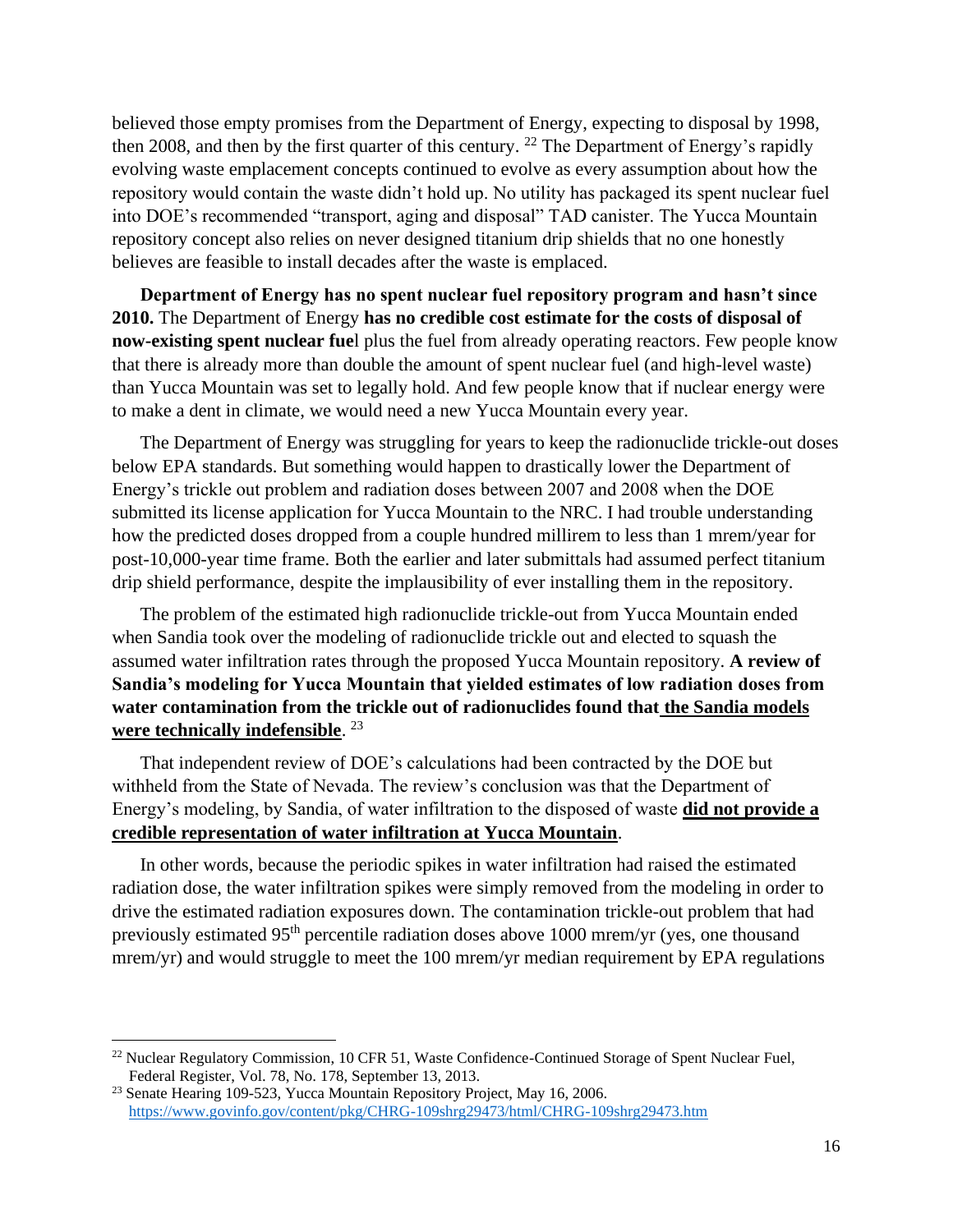believed those empty promises from the Department of Energy, expecting to disposal by 1998, then 2008, and then by the first quarter of this century. [22] The Department of Energy's rapidly evolving waste emplacement concepts continued to evolve as every assumption about how the repository would contain the waste didn't hold up. No utility has packaged its spent nuclear fuel into DOE's recommended "transport, aging and disposal" TAD canister. The Yucca Mountain repository concept also relies on never designed titanium drip shields that no one honestly believes are feasible to install decades after the waste is emplaced.

**Department of Energy has no spent nuclear fuel repository program and hasn't since 2010.** The Department of Energy **has no credible cost estimate for the costs of disposal of now-existing spent nuclear fue**l plus the fuel from already operating reactors. Few people know that there is already more than double the amount of spent nuclear fuel (and high-level waste) than Yucca Mountain was set to legally hold. And few people know that if nuclear energy were to make a dent in climate, we would need a new Yucca Mountain every year.

The Department of Energy was struggling for years to keep the radionuclide trickle-out doses below EPA standards. But something would happen to drastically lower the Department of Energy's trickle out problem and radiation doses between 2007 and 2008 when the DOE submitted its license application for Yucca Mountain to the NRC. I had trouble understanding how the predicted doses dropped from a couple hundred millirem to less than 1 mrem/year for post-10,000-year time frame. Both the earlier and later submittals had assumed perfect titanium drip shield performance, despite the implausibility of ever installing them in the repository.

The problem of the estimated high radionuclide trickle-out from Yucca Mountain ended when Sandia took over the modeling of radionuclide trickle out and elected to squash the assumed water infiltration rates through the proposed Yucca Mountain repository. **A review of Sandia's modeling for Yucca Mountain that yielded estimates of low radiation doses from water contamination from the trickle out of radionuclides found that <u>the Sandia models were technically indefensible</u>**. [23]

That independent review of DOE's calculations had been contracted by the DOE but withheld from the State of Nevada. The review's conclusion was that the Department of Energy's modeling, by Sandia, of water infiltration to the disposed of waste **<u>did not provide a credible representation of water infiltration at Yucca Mountain</u>**.

In other words, because the periodic spikes in water infiltration had raised the estimated radiation dose, the water infiltration spikes were simply removed from the modeling in order to drive the estimated radiation exposures down. The contamination trickle-out problem that had previously estimated 95th percentile radiation doses above 1000 mrem/yr (yes, one thousand mrem/yr) and would struggle to meet the 100 mrem/yr median requirement by EPA regulations

---

[22] Nuclear Regulatory Commission, 10 CFR 51, Waste Confidence-Continued Storage of Spent Nuclear Fuel, Federal Register, Vol. 78, No. 178, September 13, 2013.

[23] Senate Hearing 109-523, Yucca Mountain Repository Project, May 16, 2006. https://www.govinfo.gov/content/pkg/CHRG-109shrg29473/html/CHRG-109shrg29473.htm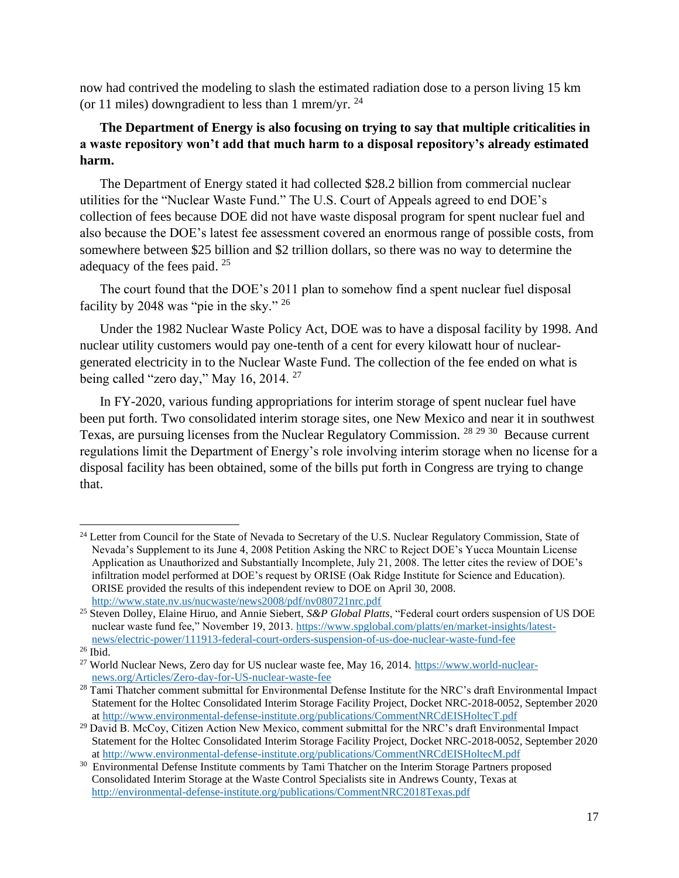now had contrived the modeling to slash the estimated radiation dose to a person living 15 km (or 11 miles) downgradient to less than 1 mrem/yr. [24]

**The Department of Energy is also focusing on trying to say that multiple criticalities in a waste repository won't add that much harm to a disposal repository's already estimated harm.**

The Department of Energy stated it had collected $28.2 billion from commercial nuclear utilities for the "Nuclear Waste Fund." The U.S. Court of Appeals agreed to end DOE's collection of fees because DOE did not have waste disposal program for spent nuclear fuel and also because the DOE's latest fee assessment covered an enormous range of possible costs, from somewhere between $25 billion and $2 trillion dollars, so there was no way to determine the adequacy of the fees paid. [25]

The court found that the DOE's 2011 plan to somehow find a spent nuclear fuel disposal facility by 2048 was "pie in the sky." [26]

Under the 1982 Nuclear Waste Policy Act, DOE was to have a disposal facility by 1998. And nuclear utility customers would pay one-tenth of a cent for every kilowatt hour of nuclear-generated electricity in to the Nuclear Waste Fund. The collection of the fee ended on what is being called "zero day," May 16, 2014. [27]

In FY-2020, various funding appropriations for interim storage of spent nuclear fuel have been put forth. Two consolidated interim storage sites, one New Mexico and near it in southwest Texas, are pursuing licenses from the Nuclear Regulatory Commission. [28] [29] [30] Because current regulations limit the Department of Energy's role involving interim storage when no license for a disposal facility has been obtained, some of the bills put forth in Congress are trying to change that.

---

[24] Letter from Council for the State of Nevada to Secretary of the U.S. Nuclear Regulatory Commission, State of Nevada's Supplement to its June 4, 2008 Petition Asking the NRC to Reject DOE's Yucca Mountain License Application as Unauthorized and Substantially Incomplete, July 21, 2008. The letter cites the review of DOE's infiltration model performed at DOE's request by ORISE (Oak Ridge Institute for Science and Education). ORISE provided the results of this independent review to DOE on April 30, 2008. http://www.state.nv.us/nucwaste/news2008/pdf/nv080721nrc.pdf

[25] Steven Dolley, Elaine Hiruo, and Annie Siebert, *S&P Global Platts*, "Federal court orders suspension of US DOE nuclear waste fund fee," November 19, 2013. https://www.spglobal.com/platts/en/market-insights/latest-news/electric-power/111913-federal-court-orders-suspension-of-us-doe-nuclear-waste-fund-fee

[26] Ibid.

[27] World Nuclear News, Zero day for US nuclear waste fee, May 16, 2014. https://www.world-nuclear-news.org/Articles/Zero-day-for-US-nuclear-waste-fee

[28] Tami Thatcher comment submittal for Environmental Defense Institute for the NRC's draft Environmental Impact Statement for the Holtec Consolidated Interim Storage Facility Project, Docket NRC-2018-0052, September 2020 at http://www.environmental-defense-institute.org/publications/CommentNRCdEISHoltecT.pdf

[29] David B. McCoy, Citizen Action New Mexico, comment submittal for the NRC's draft Environmental Impact Statement for the Holtec Consolidated Interim Storage Facility Project, Docket NRC-2018-0052, September 2020 at http://www.environmental-defense-institute.org/publications/CommentNRCdEISHoltecM.pdf

[30] Environmental Defense Institute comments by Tami Thatcher on the Interim Storage Partners proposed Consolidated Interim Storage at the Waste Control Specialists site in Andrews County, Texas at http://environmental-defense-institute.org/publications/CommentNRC2018Texas.pdf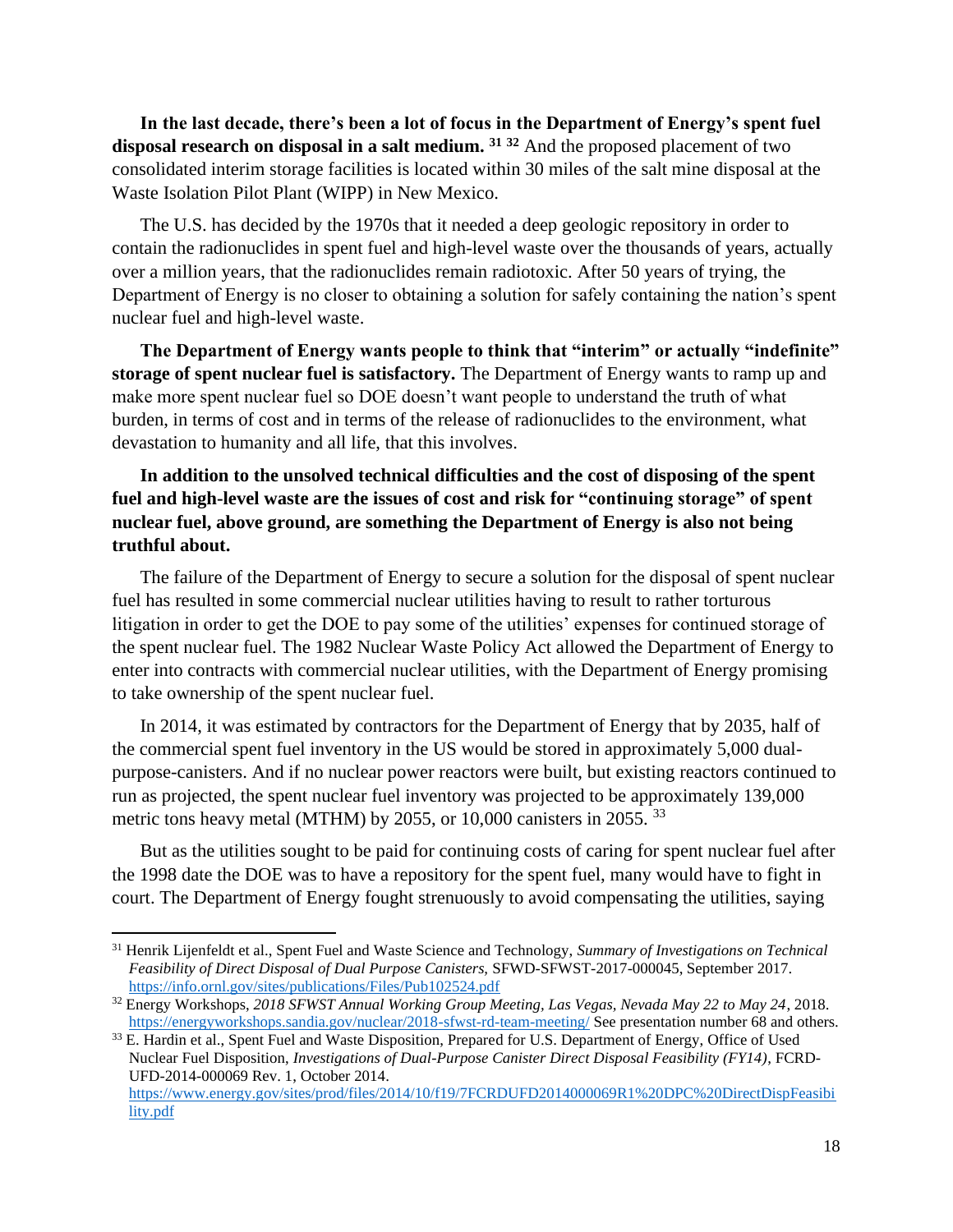**In the last decade, there's been a lot of focus in the Department of Energy's spent fuel disposal research on disposal in a salt medium.** [31] [32] And the proposed placement of two consolidated interim storage facilities is located within 30 miles of the salt mine disposal at the Waste Isolation Pilot Plant (WIPP) in New Mexico.

The U.S. has decided by the 1970s that it needed a deep geologic repository in order to contain the radionuclides in spent fuel and high-level waste over the thousands of years, actually over a million years, that the radionuclides remain radiotoxic. After 50 years of trying, the Department of Energy is no closer to obtaining a solution for safely containing the nation's spent nuclear fuel and high-level waste.

**The Department of Energy wants people to think that "interim" or actually "indefinite" storage of spent nuclear fuel is satisfactory.** The Department of Energy wants to ramp up and make more spent nuclear fuel so DOE doesn't want people to understand the truth of what burden, in terms of cost and in terms of the release of radionuclides to the environment, what devastation to humanity and all life, that this involves.

**In addition to the unsolved technical difficulties and the cost of disposing of the spent fuel and high-level waste are the issues of cost and risk for "continuing storage" of spent nuclear fuel, above ground, are something the Department of Energy is also not being truthful about.**

The failure of the Department of Energy to secure a solution for the disposal of spent nuclear fuel has resulted in some commercial nuclear utilities having to result to rather torturous litigation in order to get the DOE to pay some of the utilities' expenses for continued storage of the spent nuclear fuel. The 1982 Nuclear Waste Policy Act allowed the Department of Energy to enter into contracts with commercial nuclear utilities, with the Department of Energy promising to take ownership of the spent nuclear fuel.

In 2014, it was estimated by contractors for the Department of Energy that by 2035, half of the commercial spent fuel inventory in the US would be stored in approximately 5,000 dual-purpose-canisters. And if no nuclear power reactors were built, but existing reactors continued to run as projected, the spent nuclear fuel inventory was projected to be approximately 139,000 metric tons heavy metal (MTHM) by 2055, or 10,000 canisters in 2055. [33]

But as the utilities sought to be paid for continuing costs of caring for spent nuclear fuel after the 1998 date the DOE was to have a repository for the spent fuel, many would have to fight in court. The Department of Energy fought strenuously to avoid compensating the utilities, saying

---

[31] Henrik Lijenfeldt et al., Spent Fuel and Waste Science and Technology, *Summary of Investigations on Technical Feasibility of Direct Disposal of Dual Purpose Canisters,* SFWD-SFWST-2017-000045, September 2017. https://info.ornl.gov/sites/publications/Files/Pub102524.pdf

[32] Energy Workshops, *2018 SFWST Annual Working Group Meeting, Las Vegas, Nevada May 22 to May 24*, 2018. https://energyworkshops.sandia.gov/nuclear/2018-sfwst-rd-team-meeting/ See presentation number 68 and others.

[33] E. Hardin et al., Spent Fuel and Waste Disposition, Prepared for U.S. Department of Energy, Office of Used Nuclear Fuel Disposition, *Investigations of Dual-Purpose Canister Direct Disposal Feasibility (FY14)*, FCRD-UFD-2014-000069 Rev. 1, October 2014. https://www.energy.gov/sites/prod/files/2014/10/f19/7FCRDUFD2014000069R1%20DPC%20DirectDispFeasibility.pdf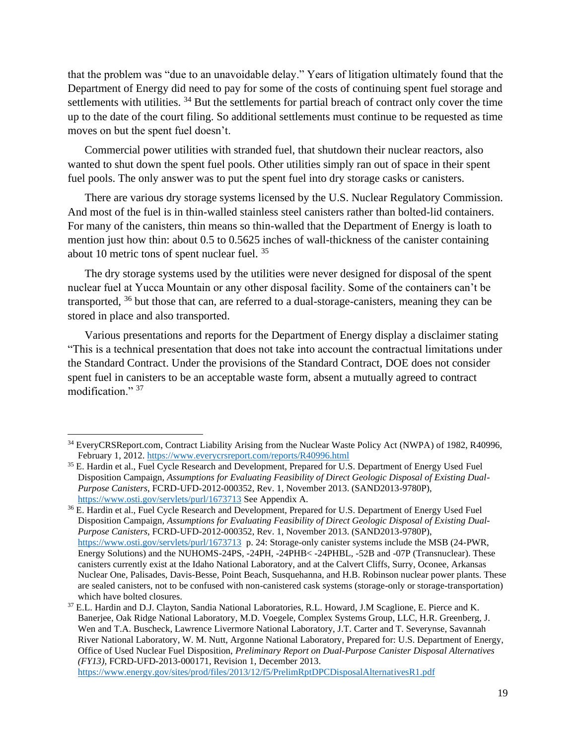that the problem was "due to an unavoidable delay." Years of litigation ultimately found that the Department of Energy did need to pay for some of the costs of continuing spent fuel storage and settlements with utilities. [34] But the settlements for partial breach of contract only cover the time up to the date of the court filing. So additional settlements must continue to be requested as time moves on but the spent fuel doesn't.

Commercial power utilities with stranded fuel, that shutdown their nuclear reactors, also wanted to shut down the spent fuel pools. Other utilities simply ran out of space in their spent fuel pools. The only answer was to put the spent fuel into dry storage casks or canisters.

There are various dry storage systems licensed by the U.S. Nuclear Regulatory Commission. And most of the fuel is in thin-walled stainless steel canisters rather than bolted-lid containers. For many of the canisters, thin means so thin-walled that the Department of Energy is loath to mention just how thin: about 0.5 to 0.5625 inches of wall-thickness of the canister containing about 10 metric tons of spent nuclear fuel. [35]

The dry storage systems used by the utilities were never designed for disposal of the spent nuclear fuel at Yucca Mountain or any other disposal facility. Some of the containers can't be transported, [36] but those that can, are referred to a dual-storage-canisters, meaning they can be stored in place and also transported.

Various presentations and reports for the Department of Energy display a disclaimer stating "This is a technical presentation that does not take into account the contractual limitations under the Standard Contract. Under the provisions of the Standard Contract, DOE does not consider spent fuel in canisters to be an acceptable waste form, absent a mutually agreed to contract modification." [37]

---

[34] EveryCRSReport.com, Contract Liability Arising from the Nuclear Waste Policy Act (NWPA) of 1982, R40996, February 1, 2012. https://www.everycrsreport.com/reports/R40996.html

[35] E. Hardin et al., Fuel Cycle Research and Development, Prepared for U.S. Department of Energy Used Fuel Disposition Campaign, *Assumptions for Evaluating Feasibility of Direct Geologic Disposal of Existing Dual-Purpose Canisters*, FCRD-UFD-2012-000352, Rev. 1, November 2013. (SAND2013-9780P), https://www.osti.gov/servlets/purl/1673713 See Appendix A.

[36] E. Hardin et al., Fuel Cycle Research and Development, Prepared for U.S. Department of Energy Used Fuel Disposition Campaign, *Assumptions for Evaluating Feasibility of Direct Geologic Disposal of Existing Dual-Purpose Canisters*, FCRD-UFD-2012-000352, Rev. 1, November 2013. (SAND2013-9780P), https://www.osti.gov/servlets/purl/1673713 p. 24: Storage-only canister systems include the MSB (24-PWR, Energy Solutions) and the NUHOMS-24PS, -24PH, -24PHB< -24PHBL, -52B and -07P (Transnuclear). These canisters currently exist at the Idaho National Laboratory, and at the Calvert Cliffs, Surry, Oconee, Arkansas Nuclear One, Palisades, Davis-Besse, Point Beach, Susquehanna, and H.B. Robinson nuclear power plants. These are sealed canisters, not to be confused with non-canistered cask systems (storage-only or storage-transportation) which have bolted closures.

[37] E.L. Hardin and D.J. Clayton, Sandia National Laboratories, R.L. Howard, J.M Scaglione, E. Pierce and K. Banerjee, Oak Ridge National Laboratory, M.D. Voegele, Complex Systems Group, LLC, H.R. Greenberg, J. Wen and T.A. Buscheck, Lawrence Livermore National Laboratory, J.T. Carter and T. Severynse, Savannah River National Laboratory, W. M. Nutt, Argonne National Laboratory, Prepared for: U.S. Department of Energy, Office of Used Nuclear Fuel Disposition, *Preliminary Report on Dual-Purpose Canister Disposal Alternatives (FY13)*, FCRD-UFD-2013-000171, Revision 1, December 2013. https://www.energy.gov/sites/prod/files/2013/12/f5/PrelimRptDPCDisposalAlternativesR1.pdf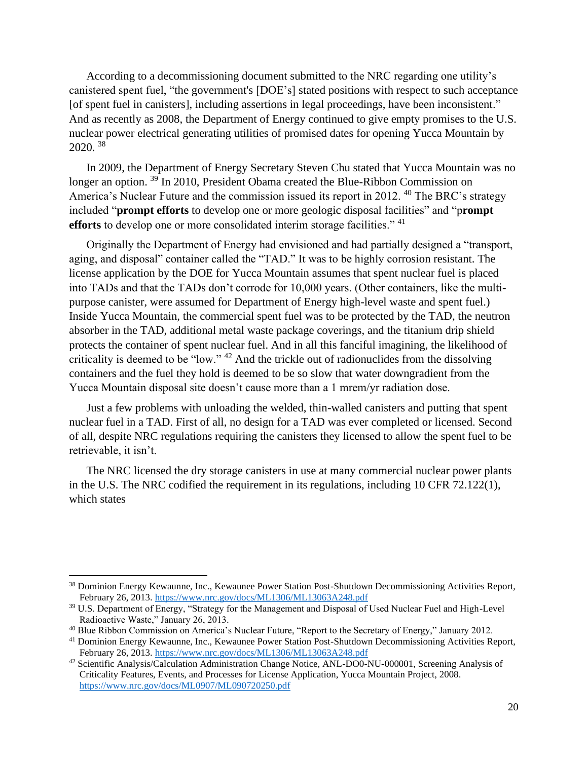According to a decommissioning document submitted to the NRC regarding one utility's canistered spent fuel, "the government's [DOE's] stated positions with respect to such acceptance [of spent fuel in canisters], including assertions in legal proceedings, have been inconsistent." And as recently as 2008, the Department of Energy continued to give empty promises to the U.S. nuclear power electrical generating utilities of promised dates for opening Yucca Mountain by 2020. [38]

In 2009, the Department of Energy Secretary Steven Chu stated that Yucca Mountain was no longer an option. [39] In 2010, President Obama created the Blue-Ribbon Commission on America's Nuclear Future and the commission issued its report in 2012. [40] The BRC's strategy included "**prompt efforts** to develop one or more geologic disposal facilities" and "p**rompt efforts** to develop one or more consolidated interim storage facilities." [41]

Originally the Department of Energy had envisioned and had partially designed a "transport, aging, and disposal" container called the "TAD." It was to be highly corrosion resistant. The license application by the DOE for Yucca Mountain assumes that spent nuclear fuel is placed into TADs and that the TADs don't corrode for 10,000 years. (Other containers, like the multi-purpose canister, were assumed for Department of Energy high-level waste and spent fuel.) Inside Yucca Mountain, the commercial spent fuel was to be protected by the TAD, the neutron absorber in the TAD, additional metal waste package coverings, and the titanium drip shield protects the container of spent nuclear fuel. And in all this fanciful imagining, the likelihood of criticality is deemed to be "low." [42] And the trickle out of radionuclides from the dissolving containers and the fuel they hold is deemed to be so slow that water downgradient from the Yucca Mountain disposal site doesn't cause more than a 1 mrem/yr radiation dose.

Just a few problems with unloading the welded, thin-walled canisters and putting that spent nuclear fuel in a TAD. First of all, no design for a TAD was ever completed or licensed. Second of all, despite NRC regulations requiring the canisters they licensed to allow the spent fuel to be retrievable, it isn't.

The NRC licensed the dry storage canisters in use at many commercial nuclear power plants in the U.S. The NRC codified the requirement in its regulations, including 10 CFR 72.122(1), which states

---

[38] Dominion Energy Kewaunne, Inc., Kewaunee Power Station Post-Shutdown Decommissioning Activities Report, February 26, 2013. https://www.nrc.gov/docs/ML1306/ML13063A248.pdf

[39] U.S. Department of Energy, "Strategy for the Management and Disposal of Used Nuclear Fuel and High-Level Radioactive Waste," January 26, 2013.

[40] Blue Ribbon Commission on America's Nuclear Future, "Report to the Secretary of Energy," January 2012.

[41] Dominion Energy Kewaunne, Inc., Kewaunee Power Station Post-Shutdown Decommissioning Activities Report, February 26, 2013. https://www.nrc.gov/docs/ML1306/ML13063A248.pdf

[42] Scientific Analysis/Calculation Administration Change Notice, ANL-DO0-NU-000001, Screening Analysis of Criticality Features, Events, and Processes for License Application, Yucca Mountain Project, 2008. https://www.nrc.gov/docs/ML0907/ML090720250.pdf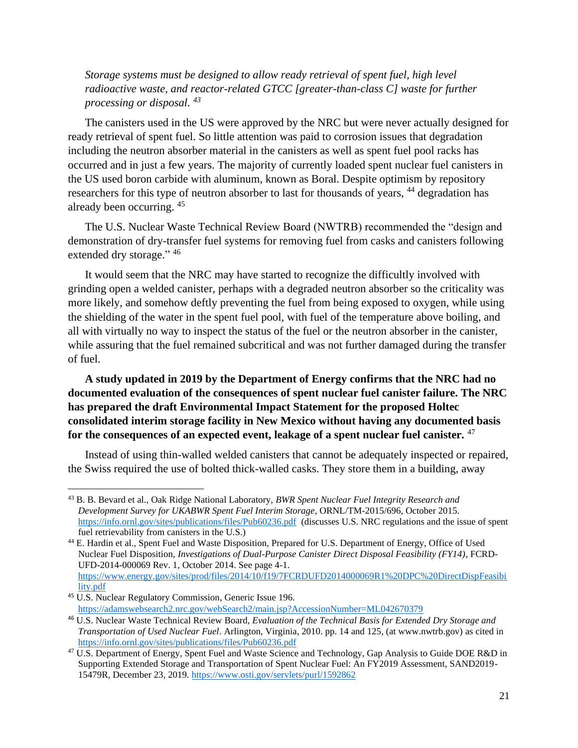*Storage systems must be designed to allow ready retrieval of spent fuel, high level radioactive waste, and reactor-related GTCC [greater-than-class C] waste for further processing or disposal.* [43]

The canisters used in the US were approved by the NRC but were never actually designed for ready retrieval of spent fuel. So little attention was paid to corrosion issues that degradation including the neutron absorber material in the canisters as well as spent fuel pool racks has occurred and in just a few years. The majority of currently loaded spent nuclear fuel canisters in the US used boron carbide with aluminum, known as Boral. Despite optimism by repository researchers for this type of neutron absorber to last for thousands of years, [44] degradation has already been occurring. [45]

The U.S. Nuclear Waste Technical Review Board (NWTRB) recommended the "design and demonstration of dry-transfer fuel systems for removing fuel from casks and canisters following extended dry storage." [46]

It would seem that the NRC may have started to recognize the difficultly involved with grinding open a welded canister, perhaps with a degraded neutron absorber so the criticality was more likely, and somehow deftly preventing the fuel from being exposed to oxygen, while using the shielding of the water in the spent fuel pool, with fuel of the temperature above boiling, and all with virtually no way to inspect the status of the fuel or the neutron absorber in the canister, while assuring that the fuel remained subcritical and was not further damaged during the transfer of fuel.

**A study updated in 2019 by the Department of Energy confirms that the NRC had no documented evaluation of the consequences of spent nuclear fuel canister failure. The NRC has prepared the draft Environmental Impact Statement for the proposed Holtec consolidated interim storage facility in New Mexico without having any documented basis for the consequences of an expected event, leakage of a spent nuclear fuel canister.** [47]

Instead of using thin-walled welded canisters that cannot be adequately inspected or repaired, the Swiss required the use of bolted thick-walled casks. They store them in a building, away

---

[43] B. B. Bevard et al., Oak Ridge National Laboratory, *BWR Spent Nuclear Fuel Integrity Research and Development Survey for UKABWR Spent Fuel Interim Storage*, ORNL/TM-2015/696, October 2015. https://info.ornl.gov/sites/publications/files/Pub60236.pdf (discusses U.S. NRC regulations and the issue of spent fuel retrievability from canisters in the U.S.)

[44] E. Hardin et al., Spent Fuel and Waste Disposition, Prepared for U.S. Department of Energy, Office of Used Nuclear Fuel Disposition, *Investigations of Dual-Purpose Canister Direct Disposal Feasibility (FY14)*, FCRD-UFD-2014-000069 Rev. 1, October 2014. See page 4-1. https://www.energy.gov/sites/prod/files/2014/10/f19/7FCRDUFD2014000069R1%20DPC%20DirectDispFeasibility.pdf

[45] U.S. Nuclear Regulatory Commission, Generic Issue 196. https://adamswebsearch2.nrc.gov/webSearch2/main.jsp?AccessionNumber=ML042670379

[46] U.S. Nuclear Waste Technical Review Board, *Evaluation of the Technical Basis for Extended Dry Storage and Transportation of Used Nuclear Fuel*. Arlington, Virginia, 2010. pp. 14 and 125, (at www.nwtrb.gov) as cited in https://info.ornl.gov/sites/publications/files/Pub60236.pdf

[47] U.S. Department of Energy, Spent Fuel and Waste Science and Technology, Gap Analysis to Guide DOE R&D in Supporting Extended Storage and Transportation of Spent Nuclear Fuel: An FY2019 Assessment, SAND2019-15479R, December 23, 2019. https://www.osti.gov/servlets/purl/1592862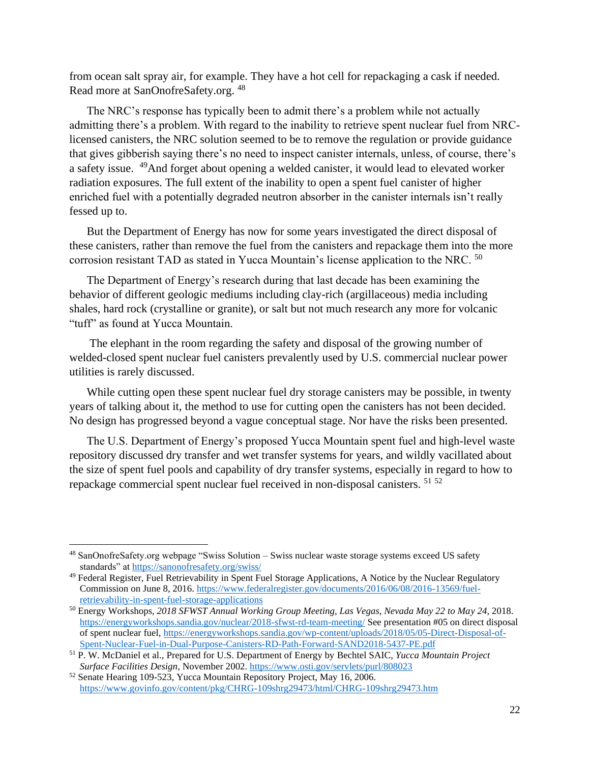from ocean salt spray air, for example. They have a hot cell for repackaging a cask if needed. Read more at SanOnofreSafety.org. [48]

The NRC's response has typically been to admit there's a problem while not actually admitting there's a problem. With regard to the inability to retrieve spent nuclear fuel from NRC-licensed canisters, the NRC solution seemed to be to remove the regulation or provide guidance that gives gibberish saying there's no need to inspect canister internals, unless, of course, there's a safety issue. [49]And forget about opening a welded canister, it would lead to elevated worker radiation exposures. The full extent of the inability to open a spent fuel canister of higher enriched fuel with a potentially degraded neutron absorber in the canister internals isn't really fessed up to.

But the Department of Energy has now for some years investigated the direct disposal of these canisters, rather than remove the fuel from the canisters and repackage them into the more corrosion resistant TAD as stated in Yucca Mountain's license application to the NRC. [50]

The Department of Energy's research during that last decade has been examining the behavior of different geologic mediums including clay-rich (argillaceous) media including shales, hard rock (crystalline or granite), or salt but not much research any more for volcanic "tuff" as found at Yucca Mountain.

The elephant in the room regarding the safety and disposal of the growing number of welded-closed spent nuclear fuel canisters prevalently used by U.S. commercial nuclear power utilities is rarely discussed.

While cutting open these spent nuclear fuel dry storage canisters may be possible, in twenty years of talking about it, the method to use for cutting open the canisters has not been decided. No design has progressed beyond a vague conceptual stage. Nor have the risks been presented.

The U.S. Department of Energy's proposed Yucca Mountain spent fuel and high-level waste repository discussed dry transfer and wet transfer systems for years, and wildly vacillated about the size of spent fuel pools and capability of dry transfer systems, especially in regard to how to repackage commercial spent nuclear fuel received in non-disposal canisters. [51] [52]

---

[48] SanOnofreSafety.org webpage "Swiss Solution – Swiss nuclear waste storage systems exceed US safety standards" at https://sanonofresafety.org/swiss/

[49] Federal Register, Fuel Retrievability in Spent Fuel Storage Applications, A Notice by the Nuclear Regulatory Commission on June 8, 2016. https://www.federalregister.gov/documents/2016/06/08/2016-13569/fuel-retrievability-in-spent-fuel-storage-applications

[50] Energy Workshops, *2018 SFWST Annual Working Group Meeting, Las Vegas, Nevada May 22 to May 24*, 2018. https://energyworkshops.sandia.gov/nuclear/2018-sfwst-rd-team-meeting/ See presentation #05 on direct disposal of spent nuclear fuel, https://energyworkshops.sandia.gov/wp-content/uploads/2018/05/05-Direct-Disposal-of-Spent-Nuclear-Fuel-in-Dual-Purpose-Canisters-RD-Path-Forward-SAND2018-5437-PE.pdf

[51] P. W. McDaniel et al., Prepared for U.S. Department of Energy by Bechtel SAIC, *Yucca Mountain Project Surface Facilities Design*, November 2002. https://www.osti.gov/servlets/purl/808023

[52] Senate Hearing 109-523, Yucca Mountain Repository Project, May 16, 2006. https://www.govinfo.gov/content/pkg/CHRG-109shrg29473/html/CHRG-109shrg29473.htm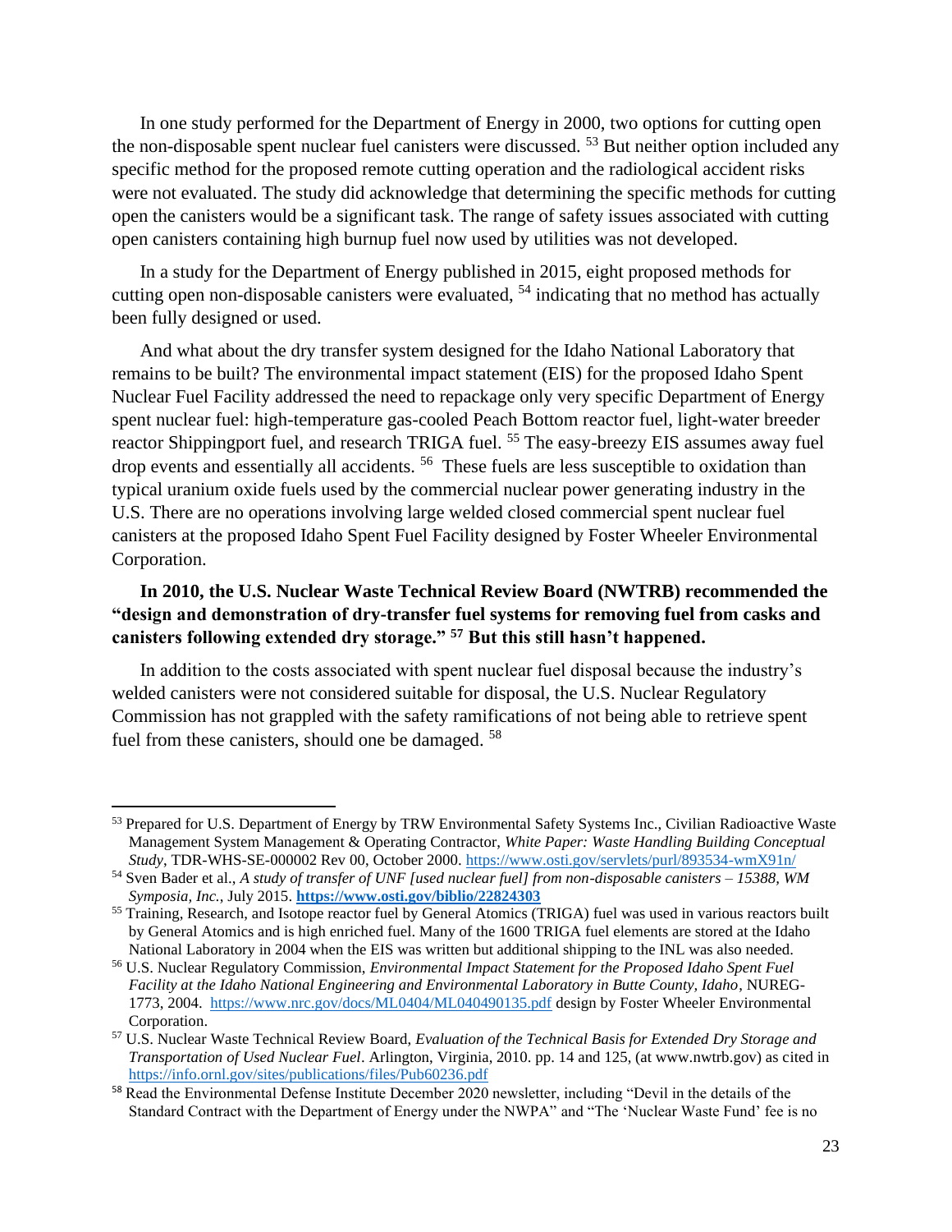In one study performed for the Department of Energy in 2000, two options for cutting open the non-disposable spent nuclear fuel canisters were discussed. [53] But neither option included any specific method for the proposed remote cutting operation and the radiological accident risks were not evaluated. The study did acknowledge that determining the specific methods for cutting open the canisters would be a significant task. The range of safety issues associated with cutting open canisters containing high burnup fuel now used by utilities was not developed.

In a study for the Department of Energy published in 2015, eight proposed methods for cutting open non-disposable canisters were evaluated, [54] indicating that no method has actually been fully designed or used.

And what about the dry transfer system designed for the Idaho National Laboratory that remains to be built? The environmental impact statement (EIS) for the proposed Idaho Spent Nuclear Fuel Facility addressed the need to repackage only very specific Department of Energy spent nuclear fuel: high-temperature gas-cooled Peach Bottom reactor fuel, light-water breeder reactor Shippingport fuel, and research TRIGA fuel. [55] The easy-breezy EIS assumes away fuel drop events and essentially all accidents. [56] These fuels are less susceptible to oxidation than typical uranium oxide fuels used by the commercial nuclear power generating industry in the U.S. There are no operations involving large welded closed commercial spent nuclear fuel canisters at the proposed Idaho Spent Fuel Facility designed by Foster Wheeler Environmental Corporation.

**In 2010, the U.S. Nuclear Waste Technical Review Board (NWTRB) recommended the "design and demonstration of dry-transfer fuel systems for removing fuel from casks and canisters following extended dry storage." [57] But this still hasn't happened.**

In addition to the costs associated with spent nuclear fuel disposal because the industry's welded canisters were not considered suitable for disposal, the U.S. Nuclear Regulatory Commission has not grappled with the safety ramifications of not being able to retrieve spent fuel from these canisters, should one be damaged. [58]

---

[53] Prepared for U.S. Department of Energy by TRW Environmental Safety Systems Inc., Civilian Radioactive Waste Management System Management & Operating Contractor, *White Paper: Waste Handling Building Conceptual Study*, TDR-WHS-SE-000002 Rev 00, October 2000. https://www.osti.gov/servlets/purl/893534-wmX91n/

[54] Sven Bader et al., *A study of transfer of UNF [used nuclear fuel] from non-disposable canisters – 15388, WM Symposia, Inc.*, July 2015. **https://www.osti.gov/biblio/22824303**

[55] Training, Research, and Isotope reactor fuel by General Atomics (TRIGA) fuel was used in various reactors built by General Atomics and is high enriched fuel. Many of the 1600 TRIGA fuel elements are stored at the Idaho National Laboratory in 2004 when the EIS was written but additional shipping to the INL was also needed.

[56] U.S. Nuclear Regulatory Commission, *Environmental Impact Statement for the Proposed Idaho Spent Fuel Facility at the Idaho National Engineering and Environmental Laboratory in Butte County, Idaho*, NUREG-1773, 2004. https://www.nrc.gov/docs/ML0404/ML040490135.pdf design by Foster Wheeler Environmental Corporation.

[57] U.S. Nuclear Waste Technical Review Board, *Evaluation of the Technical Basis for Extended Dry Storage and Transportation of Used Nuclear Fuel*. Arlington, Virginia, 2010. pp. 14 and 125, (at www.nwtrb.gov) as cited in https://info.ornl.gov/sites/publications/files/Pub60236.pdf

[58] Read the Environmental Defense Institute December 2020 newsletter, including "Devil in the details of the Standard Contract with the Department of Energy under the NWPA" and "The 'Nuclear Waste Fund' fee is no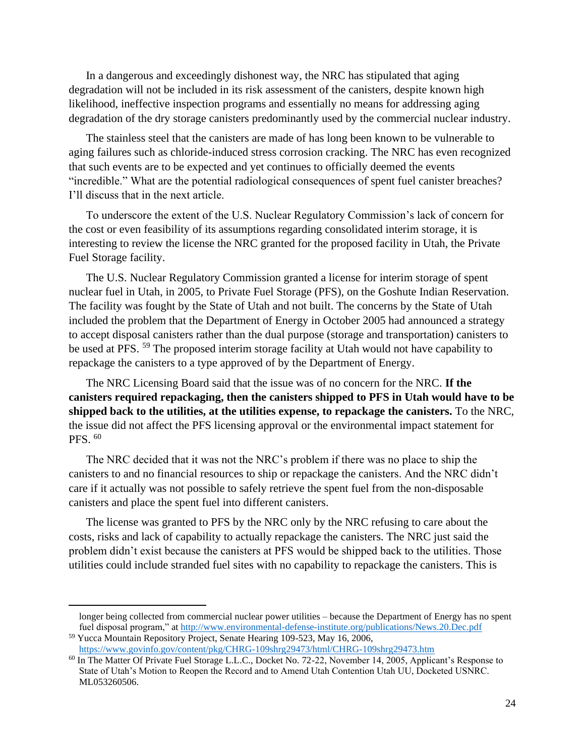In a dangerous and exceedingly dishonest way, the NRC has stipulated that aging degradation will not be included in its risk assessment of the canisters, despite known high likelihood, ineffective inspection programs and essentially no means for addressing aging degradation of the dry storage canisters predominantly used by the commercial nuclear industry.

The stainless steel that the canisters are made of has long been known to be vulnerable to aging failures such as chloride-induced stress corrosion cracking. The NRC has even recognized that such events are to be expected and yet continues to officially deemed the events "incredible." What are the potential radiological consequences of spent fuel canister breaches? I'll discuss that in the next article.

To underscore the extent of the U.S. Nuclear Regulatory Commission's lack of concern for the cost or even feasibility of its assumptions regarding consolidated interim storage, it is interesting to review the license the NRC granted for the proposed facility in Utah, the Private Fuel Storage facility.

The U.S. Nuclear Regulatory Commission granted a license for interim storage of spent nuclear fuel in Utah, in 2005, to Private Fuel Storage (PFS), on the Goshute Indian Reservation. The facility was fought by the State of Utah and not built. The concerns by the State of Utah included the problem that the Department of Energy in October 2005 had announced a strategy to accept disposal canisters rather than the dual purpose (storage and transportation) canisters to be used at PFS. [59] The proposed interim storage facility at Utah would not have capability to repackage the canisters to a type approved of by the Department of Energy.

The NRC Licensing Board said that the issue was of no concern for the NRC. **If the canisters required repackaging, then the canisters shipped to PFS in Utah would have to be shipped back to the utilities, at the utilities expense, to repackage the canisters.** To the NRC, the issue did not affect the PFS licensing approval or the environmental impact statement for PFS. [60]

The NRC decided that it was not the NRC's problem if there was no place to ship the canisters to and no financial resources to ship or repackage the canisters. And the NRC didn't care if it actually was not possible to safely retrieve the spent fuel from the non-disposable canisters and place the spent fuel into different canisters.

The license was granted to PFS by the NRC only by the NRC refusing to care about the costs, risks and lack of capability to actually repackage the canisters. The NRC just said the problem didn't exist because the canisters at PFS would be shipped back to the utilities. Those utilities could include stranded fuel sites with no capability to repackage the canisters. This is

---

longer being collected from commercial nuclear power utilities – because the Department of Energy has no spent fuel disposal program," at http://www.environmental-defense-institute.org/publications/News.20.Dec.pdf

[59] Yucca Mountain Repository Project, Senate Hearing 109-523, May 16, 2006, https://www.govinfo.gov/content/pkg/CHRG-109shrg29473/html/CHRG-109shrg29473.htm

[60] In The Matter Of Private Fuel Storage L.L.C., Docket No. 72-22, November 14, 2005, Applicant's Response to State of Utah's Motion to Reopen the Record and to Amend Utah Contention Utah UU, Docketed USNRC. ML053260506.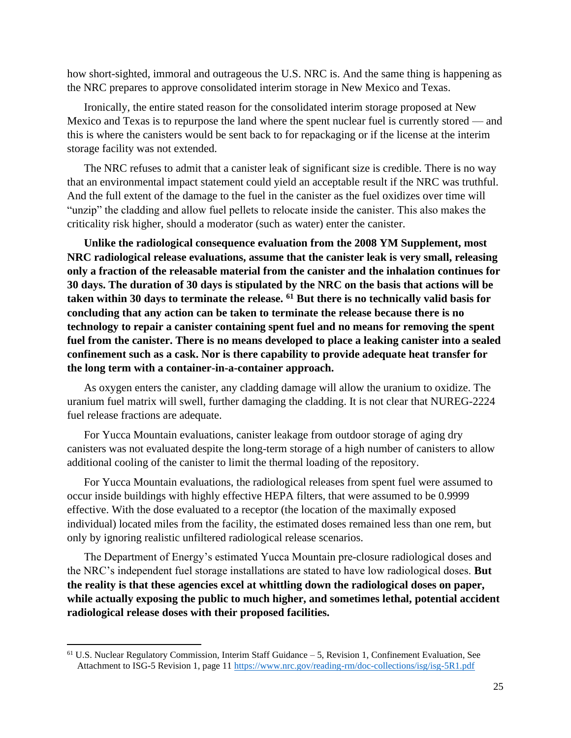how short-sighted, immoral and outrageous the U.S. NRC is. And the same thing is happening as the NRC prepares to approve consolidated interim storage in New Mexico and Texas.

Ironically, the entire stated reason for the consolidated interim storage proposed at New Mexico and Texas is to repurpose the land where the spent nuclear fuel is currently stored — and this is where the canisters would be sent back to for repackaging or if the license at the interim storage facility was not extended.

The NRC refuses to admit that a canister leak of significant size is credible. There is no way that an environmental impact statement could yield an acceptable result if the NRC was truthful. And the full extent of the damage to the fuel in the canister as the fuel oxidizes over time will "unzip" the cladding and allow fuel pellets to relocate inside the canister. This also makes the criticality risk higher, should a moderator (such as water) enter the canister.

**Unlike the radiological consequence evaluation from the 2008 YM Supplement, most NRC radiological release evaluations, assume that the canister leak is very small, releasing only a fraction of the releasable material from the canister and the inhalation continues for 30 days. The duration of 30 days is stipulated by the NRC on the basis that actions will be taken within 30 days to terminate the release.** [61] **But there is no technically valid basis for concluding that any action can be taken to terminate the release because there is no technology to repair a canister containing spent fuel and no means for removing the spent fuel from the canister. There is no means developed to place a leaking canister into a sealed confinement such as a cask. Nor is there capability to provide adequate heat transfer for the long term with a container-in-a-container approach.**

As oxygen enters the canister, any cladding damage will allow the uranium to oxidize. The uranium fuel matrix will swell, further damaging the cladding. It is not clear that NUREG-2224 fuel release fractions are adequate.

For Yucca Mountain evaluations, canister leakage from outdoor storage of aging dry canisters was not evaluated despite the long-term storage of a high number of canisters to allow additional cooling of the canister to limit the thermal loading of the repository.

For Yucca Mountain evaluations, the radiological releases from spent fuel were assumed to occur inside buildings with highly effective HEPA filters, that were assumed to be 0.9999 effective. With the dose evaluated to a receptor (the location of the maximally exposed individual) located miles from the facility, the estimated doses remained less than one rem, but only by ignoring realistic unfiltered radiological release scenarios.

The Department of Energy's estimated Yucca Mountain pre-closure radiological doses and the NRC's independent fuel storage installations are stated to have low radiological doses. **But the reality is that these agencies excel at whittling down the radiological doses on paper, while actually exposing the public to much higher, and sometimes lethal, potential accident radiological release doses with their proposed facilities.**

---

[61] U.S. Nuclear Regulatory Commission, Interim Staff Guidance – 5, Revision 1, Confinement Evaluation, See Attachment to ISG-5 Revision 1, page 11 https://www.nrc.gov/reading-rm/doc-collections/isg/isg-5R1.pdf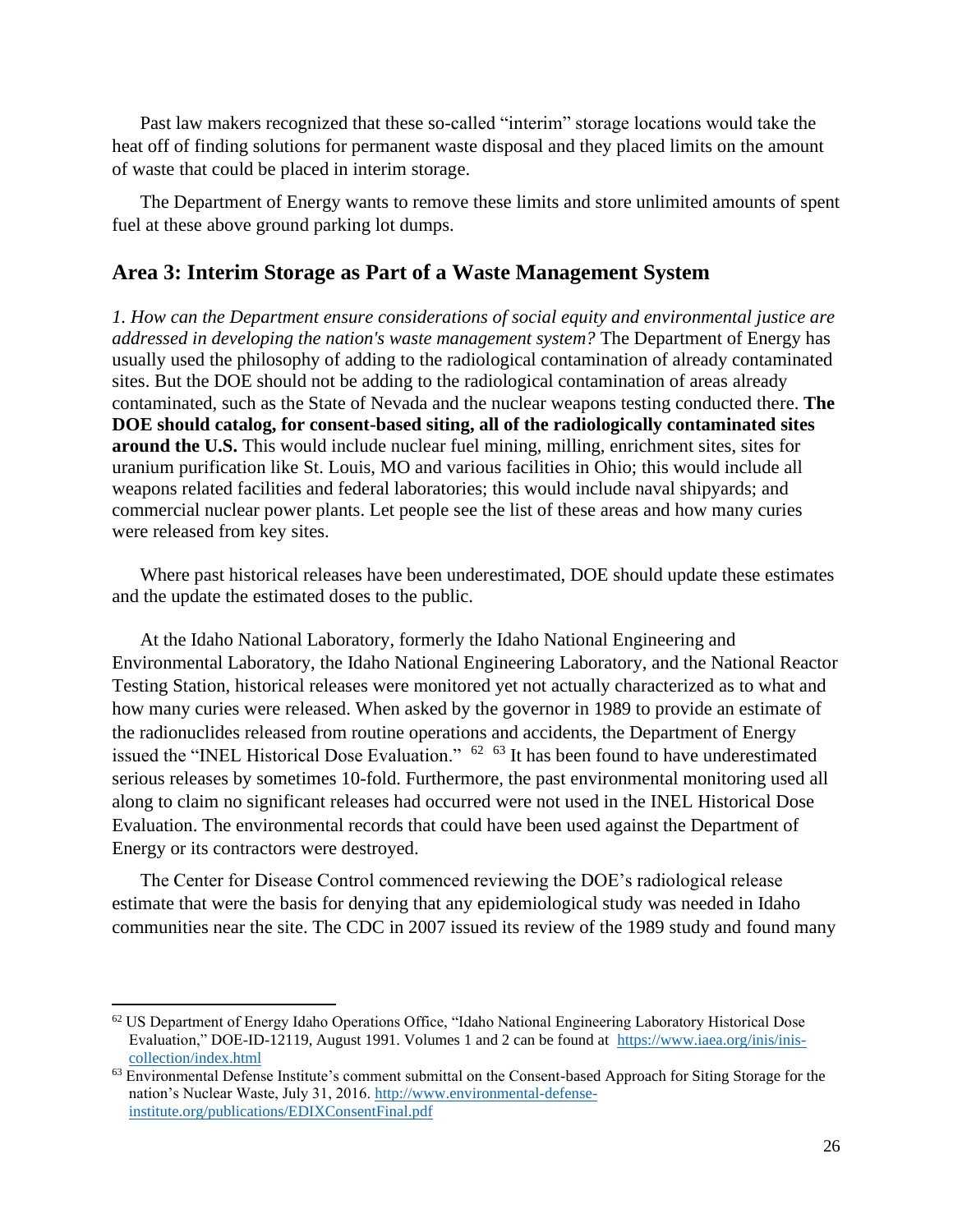Past law makers recognized that these so-called "interim" storage locations would take the heat off of finding solutions for permanent waste disposal and they placed limits on the amount of waste that could be placed in interim storage.

The Department of Energy wants to remove these limits and store unlimited amounts of spent fuel at these above ground parking lot dumps.

## Area 3: Interim Storage as Part of a Waste Management System

*1. How can the Department ensure considerations of social equity and environmental justice are addressed in developing the nation's waste management system?* The Department of Energy has usually used the philosophy of adding to the radiological contamination of already contaminated sites. But the DOE should not be adding to the radiological contamination of areas already contaminated, such as the State of Nevada and the nuclear weapons testing conducted there. **The DOE should catalog, for consent-based siting, all of the radiologically contaminated sites around the U.S.** This would include nuclear fuel mining, milling, enrichment sites, sites for uranium purification like St. Louis, MO and various facilities in Ohio; this would include all weapons related facilities and federal laboratories; this would include naval shipyards; and commercial nuclear power plants. Let people see the list of these areas and how many curies were released from key sites.

Where past historical releases have been underestimated, DOE should update these estimates and the update the estimated doses to the public.

At the Idaho National Laboratory, formerly the Idaho National Engineering and Environmental Laboratory, the Idaho National Engineering Laboratory, and the National Reactor Testing Station, historical releases were monitored yet not actually characterized as to what and how many curies were released. When asked by the governor in 1989 to provide an estimate of the radionuclides released from routine operations and accidents, the Department of Energy issued the "INEL Historical Dose Evaluation." [62] [63] It has been found to have underestimated serious releases by sometimes 10-fold. Furthermore, the past environmental monitoring used all along to claim no significant releases had occurred were not used in the INEL Historical Dose Evaluation. The environmental records that could have been used against the Department of Energy or its contractors were destroyed.

The Center for Disease Control commenced reviewing the DOE's radiological release estimate that were the basis for denying that any epidemiological study was needed in Idaho communities near the site. The CDC in 2007 issued its review of the 1989 study and found many

---

[62] US Department of Energy Idaho Operations Office, "Idaho National Engineering Laboratory Historical Dose Evaluation," DOE-ID-12119, August 1991. Volumes 1 and 2 can be found at https://www.iaea.org/inis/inis-collection/index.html

[63] Environmental Defense Institute's comment submittal on the Consent-based Approach for Siting Storage for the nation's Nuclear Waste, July 31, 2016. http://www.environmental-defense-institute.org/publications/EDIXConsentFinal.pdf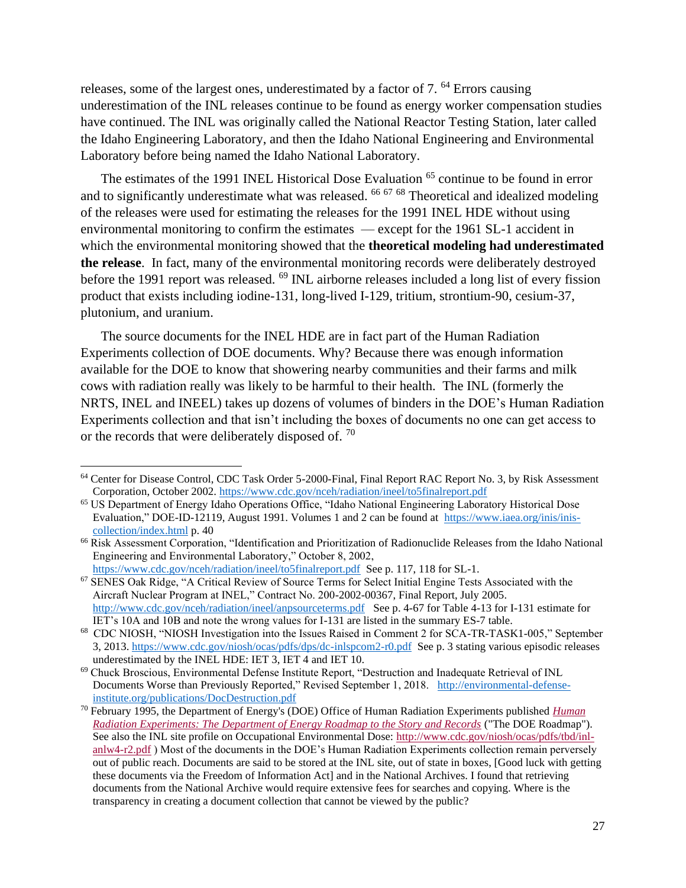releases, some of the largest ones, underestimated by a factor of 7. [64] Errors causing underestimation of the INL releases continue to be found as energy worker compensation studies have continued. The INL was originally called the National Reactor Testing Station, later called the Idaho Engineering Laboratory, and then the Idaho National Engineering and Environmental Laboratory before being named the Idaho National Laboratory.

The estimates of the 1991 INEL Historical Dose Evaluation [65] continue to be found in error and to significantly underestimate what was released. [66] [67] [68] Theoretical and idealized modeling of the releases were used for estimating the releases for the 1991 INEL HDE without using environmental monitoring to confirm the estimates — except for the 1961 SL-1 accident in which the environmental monitoring showed that the **theoretical modeling had underestimated the release**. In fact, many of the environmental monitoring records were deliberately destroyed before the 1991 report was released. [69] INL airborne releases included a long list of every fission product that exists including iodine-131, long-lived I-129, tritium, strontium-90, cesium-37, plutonium, and uranium.

The source documents for the INEL HDE are in fact part of the Human Radiation Experiments collection of DOE documents. Why? Because there was enough information available for the DOE to know that showering nearby communities and their farms and milk cows with radiation really was likely to be harmful to their health. The INL (formerly the NRTS, INEL and INEEL) takes up dozens of volumes of binders in the DOE's Human Radiation Experiments collection and that isn't including the boxes of documents no one can get access to or the records that were deliberately disposed of. [70]

---

[64] Center for Disease Control, CDC Task Order 5-2000-Final, Final Report RAC Report No. 3, by Risk Assessment Corporation, October 2002. https://www.cdc.gov/nceh/radiation/ineel/to5finalreport.pdf

[65] US Department of Energy Idaho Operations Office, "Idaho National Engineering Laboratory Historical Dose Evaluation," DOE-ID-12119, August 1991. Volumes 1 and 2 can be found at https://www.iaea.org/inis/inis-collection/index.html p. 40

[66] Risk Assessment Corporation, "Identification and Prioritization of Radionuclide Releases from the Idaho National Engineering and Environmental Laboratory," October 8, 2002, https://www.cdc.gov/nceh/radiation/ineel/to5finalreport.pdf See p. 117, 118 for SL-1.

[67] SENES Oak Ridge, "A Critical Review of Source Terms for Select Initial Engine Tests Associated with the Aircraft Nuclear Program at INEL," Contract No. 200-2002-00367, Final Report, July 2005. http://www.cdc.gov/nceh/radiation/ineel/anpsourceterms.pdf See p. 4-67 for Table 4-13 for I-131 estimate for IET's 10A and 10B and note the wrong values for I-131 are listed in the summary ES-7 table.

[68] CDC NIOSH, "NIOSH Investigation into the Issues Raised in Comment 2 for SCA-TR-TASK1-005," September 3, 2013. https://www.cdc.gov/niosh/ocas/pdfs/dps/dc-inlspcom2-r0.pdf See p. 3 stating various episodic releases underestimated by the INEL HDE: IET 3, IET 4 and IET 10.

[69] Chuck Broscious, Environmental Defense Institute Report, "Destruction and Inadequate Retrieval of INL Documents Worse than Previously Reported," Revised September 1, 2018. http://environmental-defense-institute.org/publications/DocDestruction.pdf

[70] February 1995, the Department of Energy's (DOE) Office of Human Radiation Experiments published *Human Radiation Experiments: The Department of Energy Roadmap to the Story and Records* ("The DOE Roadmap"). See also the INL site profile on Occupational Environmental Dose: http://www.cdc.gov/niosh/ocas/pdfs/tbd/inl-anlw4-r2.pdf ) Most of the documents in the DOE's Human Radiation Experiments collection remain perversely out of public reach. Documents are said to be stored at the INL site, out of state in boxes, [Good luck with getting these documents via the Freedom of Information Act] and in the National Archives. I found that retrieving documents from the National Archive would require extensive fees for searches and copying. Where is the transparency in creating a document collection that cannot be viewed by the public?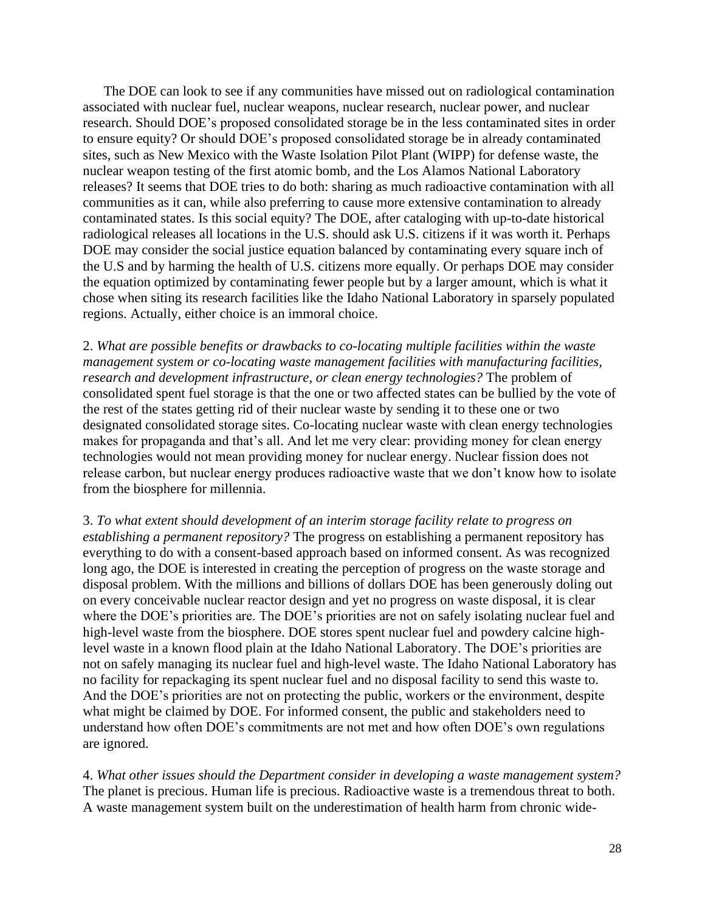The DOE can look to see if any communities have missed out on radiological contamination associated with nuclear fuel, nuclear weapons, nuclear research, nuclear power, and nuclear research. Should DOE's proposed consolidated storage be in the less contaminated sites in order to ensure equity? Or should DOE's proposed consolidated storage be in already contaminated sites, such as New Mexico with the Waste Isolation Pilot Plant (WIPP) for defense waste, the nuclear weapon testing of the first atomic bomb, and the Los Alamos National Laboratory releases? It seems that DOE tries to do both: sharing as much radioactive contamination with all communities as it can, while also preferring to cause more extensive contamination to already contaminated states. Is this social equity? The DOE, after cataloging with up-to-date historical radiological releases all locations in the U.S. should ask U.S. citizens if it was worth it. Perhaps DOE may consider the social justice equation balanced by contaminating every square inch of the U.S and by harming the health of U.S. citizens more equally. Or perhaps DOE may consider the equation optimized by contaminating fewer people but by a larger amount, which is what it chose when siting its research facilities like the Idaho National Laboratory in sparsely populated regions. Actually, either choice is an immoral choice.

2. *What are possible benefits or drawbacks to co-locating multiple facilities within the waste management system or co-locating waste management facilities with manufacturing facilities, research and development infrastructure, or clean energy technologies?* The problem of consolidated spent fuel storage is that the one or two affected states can be bullied by the vote of the rest of the states getting rid of their nuclear waste by sending it to these one or two designated consolidated storage sites. Co-locating nuclear waste with clean energy technologies makes for propaganda and that's all. And let me very clear: providing money for clean energy technologies would not mean providing money for nuclear energy. Nuclear fission does not release carbon, but nuclear energy produces radioactive waste that we don't know how to isolate from the biosphere for millennia.

3. *To what extent should development of an interim storage facility relate to progress on establishing a permanent repository?* The progress on establishing a permanent repository has everything to do with a consent-based approach based on informed consent. As was recognized long ago, the DOE is interested in creating the perception of progress on the waste storage and disposal problem. With the millions and billions of dollars DOE has been generously doling out on every conceivable nuclear reactor design and yet no progress on waste disposal, it is clear where the DOE's priorities are. The DOE's priorities are not on safely isolating nuclear fuel and high-level waste from the biosphere. DOE stores spent nuclear fuel and powdery calcine high-level waste in a known flood plain at the Idaho National Laboratory. The DOE's priorities are not on safely managing its nuclear fuel and high-level waste. The Idaho National Laboratory has no facility for repackaging its spent nuclear fuel and no disposal facility to send this waste to. And the DOE's priorities are not on protecting the public, workers or the environment, despite what might be claimed by DOE. For informed consent, the public and stakeholders need to understand how often DOE's commitments are not met and how often DOE's own regulations are ignored.

4. *What other issues should the Department consider in developing a waste management system?* The planet is precious. Human life is precious. Radioactive waste is a tremendous threat to both. A waste management system built on the underestimation of health harm from chronic wide-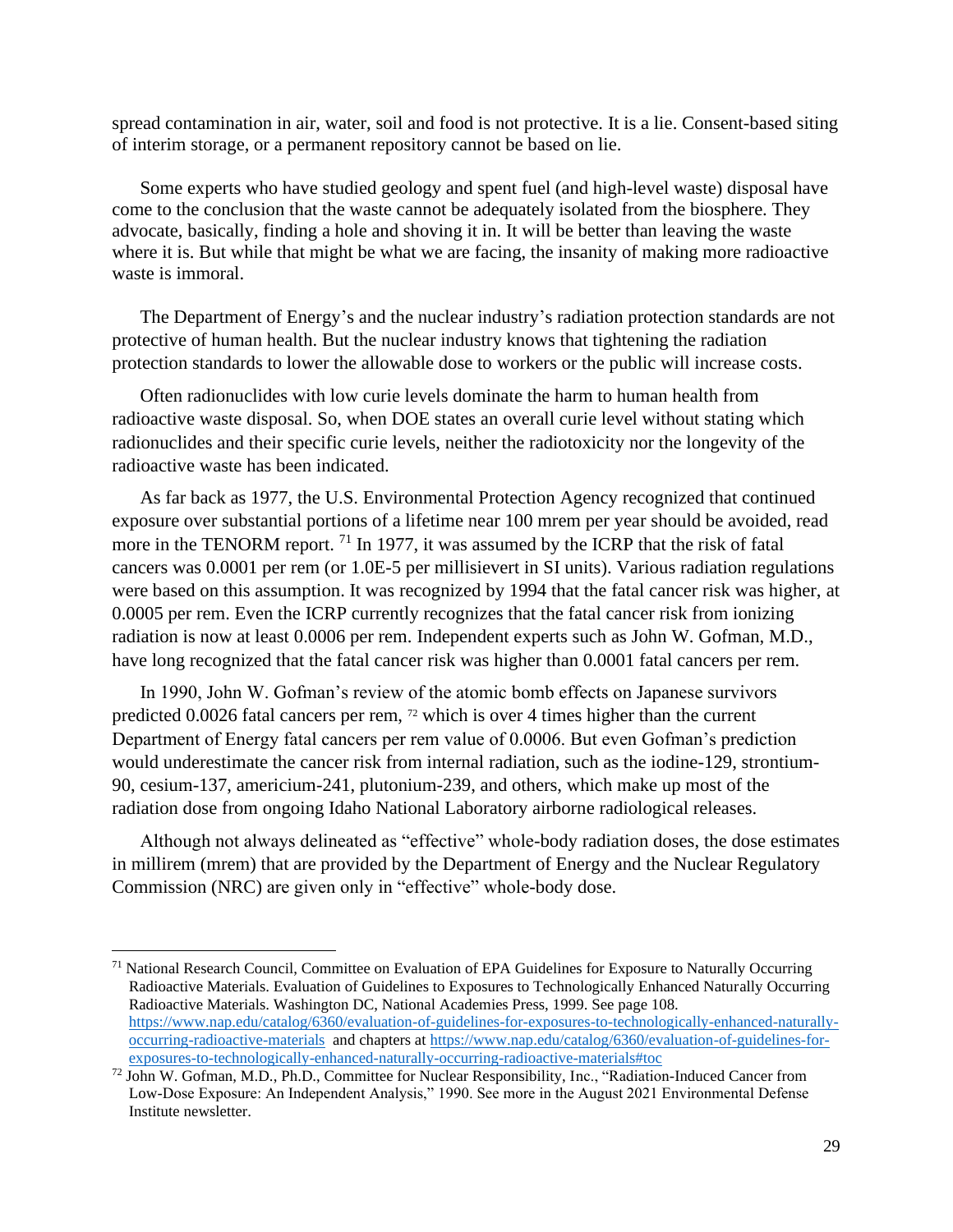spread contamination in air, water, soil and food is not protective. It is a lie. Consent-based siting of interim storage, or a permanent repository cannot be based on lie.

Some experts who have studied geology and spent fuel (and high-level waste) disposal have come to the conclusion that the waste cannot be adequately isolated from the biosphere. They advocate, basically, finding a hole and shoving it in. It will be better than leaving the waste where it is. But while that might be what we are facing, the insanity of making more radioactive waste is immoral.

The Department of Energy's and the nuclear industry's radiation protection standards are not protective of human health. But the nuclear industry knows that tightening the radiation protection standards to lower the allowable dose to workers or the public will increase costs.

Often radionuclides with low curie levels dominate the harm to human health from radioactive waste disposal. So, when DOE states an overall curie level without stating which radionuclides and their specific curie levels, neither the radiotoxicity nor the longevity of the radioactive waste has been indicated.

As far back as 1977, the U.S. Environmental Protection Agency recognized that continued exposure over substantial portions of a lifetime near 100 mrem per year should be avoided, read more in the TENORM report. [71] In 1977, it was assumed by the ICRP that the risk of fatal cancers was 0.0001 per rem (or 1.0E-5 per millisievert in SI units). Various radiation regulations were based on this assumption. It was recognized by 1994 that the fatal cancer risk was higher, at 0.0005 per rem. Even the ICRP currently recognizes that the fatal cancer risk from ionizing radiation is now at least 0.0006 per rem. Independent experts such as John W. Gofman, M.D., have long recognized that the fatal cancer risk was higher than 0.0001 fatal cancers per rem.

In 1990, John W. Gofman's review of the atomic bomb effects on Japanese survivors predicted 0.0026 fatal cancers per rem, [72] which is over 4 times higher than the current Department of Energy fatal cancers per rem value of 0.0006. But even Gofman's prediction would underestimate the cancer risk from internal radiation, such as the iodine-129, strontium-90, cesium-137, americium-241, plutonium-239, and others, which make up most of the radiation dose from ongoing Idaho National Laboratory airborne radiological releases.

Although not always delineated as "effective" whole-body radiation doses, the dose estimates in millirem (mrem) that are provided by the Department of Energy and the Nuclear Regulatory Commission (NRC) are given only in "effective" whole-body dose.

---

[71] National Research Council, Committee on Evaluation of EPA Guidelines for Exposure to Naturally Occurring Radioactive Materials. Evaluation of Guidelines to Exposures to Technologically Enhanced Naturally Occurring Radioactive Materials. Washington DC, National Academies Press, 1999. See page 108. https://www.nap.edu/catalog/6360/evaluation-of-guidelines-for-exposures-to-technologically-enhanced-naturally-occurring-radioactive-materials and chapters at https://www.nap.edu/catalog/6360/evaluation-of-guidelines-for-exposures-to-technologically-enhanced-naturally-occurring-radioactive-materials#toc

[72] John W. Gofman, M.D., Ph.D., Committee for Nuclear Responsibility, Inc., "Radiation-Induced Cancer from Low-Dose Exposure: An Independent Analysis," 1990. See more in the August 2021 Environmental Defense Institute newsletter.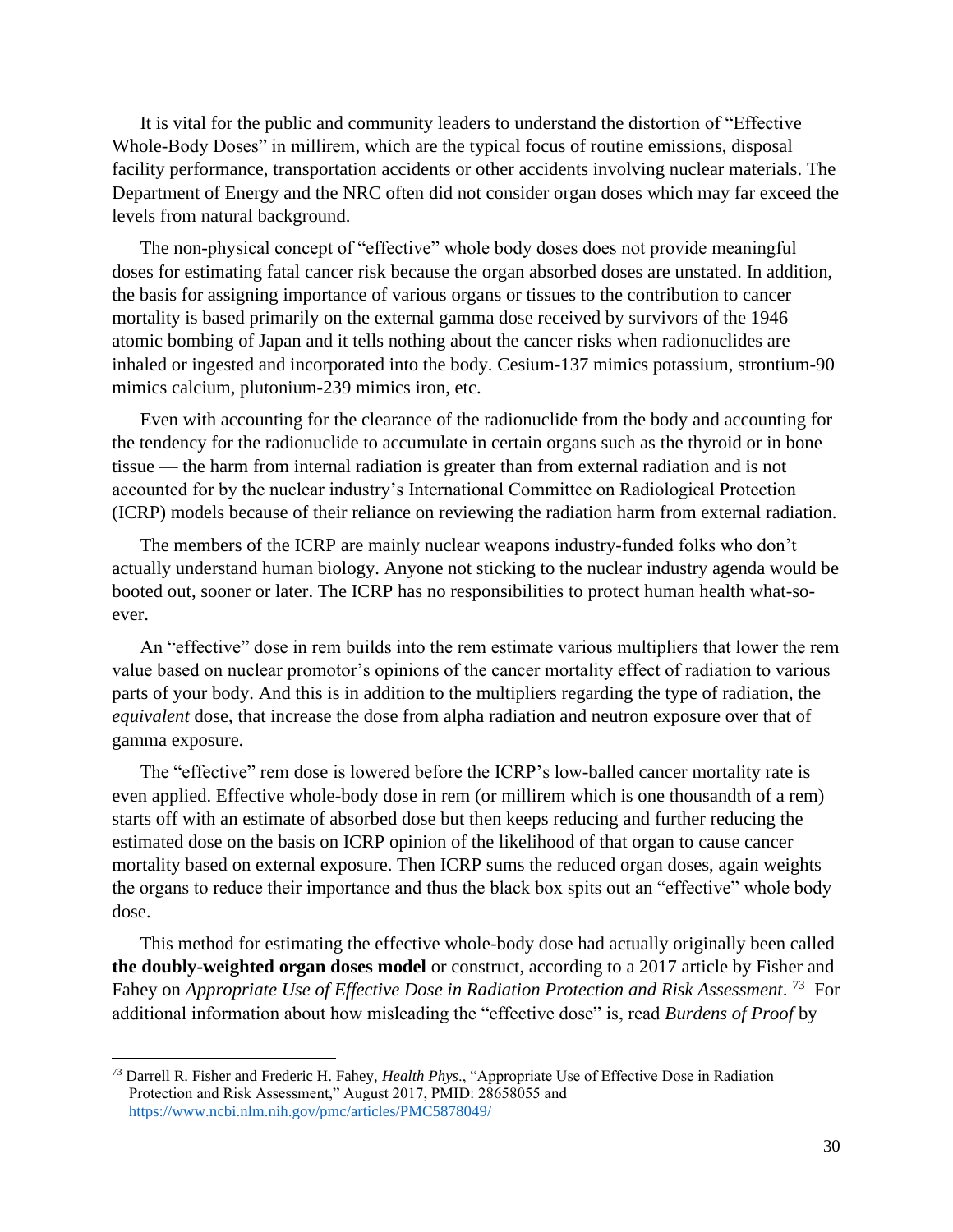It is vital for the public and community leaders to understand the distortion of "Effective Whole-Body Doses" in millirem, which are the typical focus of routine emissions, disposal facility performance, transportation accidents or other accidents involving nuclear materials. The Department of Energy and the NRC often did not consider organ doses which may far exceed the levels from natural background.

The non-physical concept of "effective" whole body doses does not provide meaningful doses for estimating fatal cancer risk because the organ absorbed doses are unstated. In addition, the basis for assigning importance of various organs or tissues to the contribution to cancer mortality is based primarily on the external gamma dose received by survivors of the 1946 atomic bombing of Japan and it tells nothing about the cancer risks when radionuclides are inhaled or ingested and incorporated into the body. Cesium-137 mimics potassium, strontium-90 mimics calcium, plutonium-239 mimics iron, etc.

Even with accounting for the clearance of the radionuclide from the body and accounting for the tendency for the radionuclide to accumulate in certain organs such as the thyroid or in bone tissue — the harm from internal radiation is greater than from external radiation and is not accounted for by the nuclear industry's International Committee on Radiological Protection (ICRP) models because of their reliance on reviewing the radiation harm from external radiation.

The members of the ICRP are mainly nuclear weapons industry-funded folks who don't actually understand human biology. Anyone not sticking to the nuclear industry agenda would be booted out, sooner or later. The ICRP has no responsibilities to protect human health what-so-ever.

An "effective" dose in rem builds into the rem estimate various multipliers that lower the rem value based on nuclear promotor's opinions of the cancer mortality effect of radiation to various parts of your body. And this is in addition to the multipliers regarding the type of radiation, the *equivalent* dose, that increase the dose from alpha radiation and neutron exposure over that of gamma exposure.

The "effective" rem dose is lowered before the ICRP's low-balled cancer mortality rate is even applied. Effective whole-body dose in rem (or millirem which is one thousandth of a rem) starts off with an estimate of absorbed dose but then keeps reducing and further reducing the estimated dose on the basis on ICRP opinion of the likelihood of that organ to cause cancer mortality based on external exposure. Then ICRP sums the reduced organ doses, again weights the organs to reduce their importance and thus the black box spits out an "effective" whole body dose.

This method for estimating the effective whole-body dose had actually originally been called **the doubly-weighted organ doses model** or construct, according to a 2017 article by Fisher and Fahey on *Appropriate Use of Effective Dose in Radiation Protection and Risk Assessment*. [73] For additional information about how misleading the "effective dose" is, read *Burdens of Proof* by

[73] Darrell R. Fisher and Frederic H. Fahey, *Health Phys*., "Appropriate Use of Effective Dose in Radiation Protection and Risk Assessment," August 2017, PMID: 28658055 and https://www.ncbi.nlm.nih.gov/pmc/articles/PMC5878049/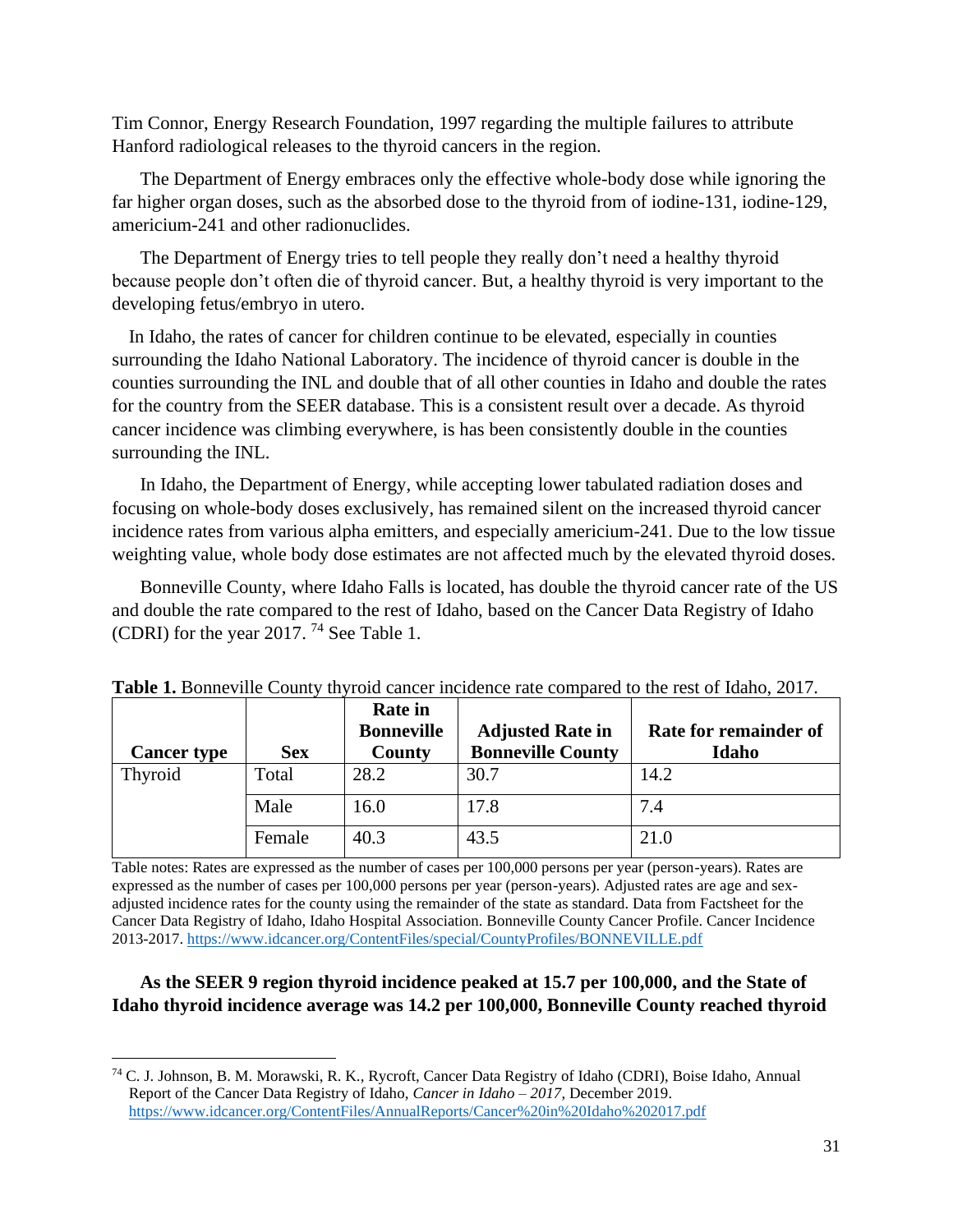Tim Connor, Energy Research Foundation, 1997 regarding the multiple failures to attribute Hanford radiological releases to the thyroid cancers in the region.

The Department of Energy embraces only the effective whole-body dose while ignoring the far higher organ doses, such as the absorbed dose to the thyroid from of iodine-131, iodine-129, americium-241 and other radionuclides.

The Department of Energy tries to tell people they really don't need a healthy thyroid because people don't often die of thyroid cancer. But, a healthy thyroid is very important to the developing fetus/embryo in utero.

In Idaho, the rates of cancer for children continue to be elevated, especially in counties surrounding the Idaho National Laboratory. The incidence of thyroid cancer is double in the counties surrounding the INL and double that of all other counties in Idaho and double the rates for the country from the SEER database. This is a consistent result over a decade. As thyroid cancer incidence was climbing everywhere, is has been consistently double in the counties surrounding the INL.

In Idaho, the Department of Energy, while accepting lower tabulated radiation doses and focusing on whole-body doses exclusively, has remained silent on the increased thyroid cancer incidence rates from various alpha emitters, and especially americium-241. Due to the low tissue weighting value, whole body dose estimates are not affected much by the elevated thyroid doses.

Bonneville County, where Idaho Falls is located, has double the thyroid cancer rate of the US and double the rate compared to the rest of Idaho, based on the Cancer Data Registry of Idaho (CDRI) for the year 2017. [74] See Table 1.

**Table 1.** Bonneville County thyroid cancer incidence rate compared to the rest of Idaho, 2017.

| Cancer type | Sex | Rate in Bonneville County | Adjusted Rate in Bonneville County | Rate for remainder of Idaho |
|---|---|---|---|---|
| Thyroid | Total | 28.2 | 30.7 | 14.2 |
| | Male | 16.0 | 17.8 | 7.4 |
| | Female | 40.3 | 43.5 | 21.0 |

Table notes: Rates are expressed as the number of cases per 100,000 persons per year (person-years). Rates are expressed as the number of cases per 100,000 persons per year (person-years). Adjusted rates are age and sex-adjusted incidence rates for the county using the remainder of the state as standard. Data from Factsheet for the Cancer Data Registry of Idaho, Idaho Hospital Association. Bonneville County Cancer Profile. Cancer Incidence 2013-2017. https://www.idcancer.org/ContentFiles/special/CountyProfiles/BONNEVILLE.pdf

**As the SEER 9 region thyroid incidence peaked at 15.7 per 100,000, and the State of Idaho thyroid incidence average was 14.2 per 100,000, Bonneville County reached thyroid**

[74] C. J. Johnson, B. M. Morawski, R. K., Rycroft, Cancer Data Registry of Idaho (CDRI), Boise Idaho, Annual Report of the Cancer Data Registry of Idaho, *Cancer in Idaho – 2017*, December 2019. https://www.idcancer.org/ContentFiles/AnnualReports/Cancer%20in%20Idaho%202017.pdf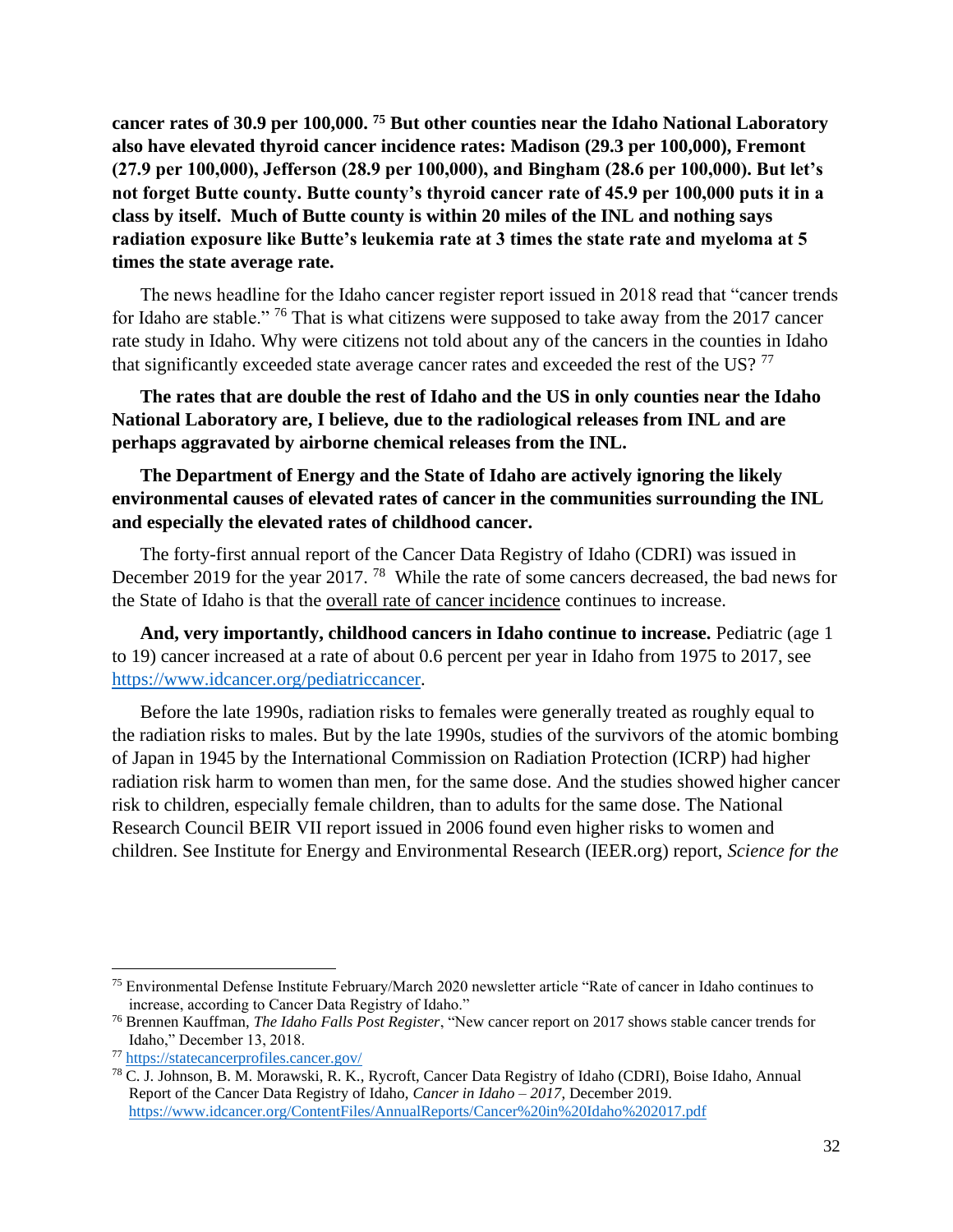**cancer rates of 30.9 per 100,000.** [75] **But other counties near the Idaho National Laboratory also have elevated thyroid cancer incidence rates: Madison (29.3 per 100,000), Fremont (27.9 per 100,000), Jefferson (28.9 per 100,000), and Bingham (28.6 per 100,000). But let's not forget Butte county. Butte county's thyroid cancer rate of 45.9 per 100,000 puts it in a class by itself. Much of Butte county is within 20 miles of the INL and nothing says radiation exposure like Butte's leukemia rate at 3 times the state rate and myeloma at 5 times the state average rate.**

The news headline for the Idaho cancer register report issued in 2018 read that "cancer trends for Idaho are stable." [76] That is what citizens were supposed to take away from the 2017 cancer rate study in Idaho. Why were citizens not told about any of the cancers in the counties in Idaho that significantly exceeded state average cancer rates and exceeded the rest of the US? [77]

**The rates that are double the rest of Idaho and the US in only counties near the Idaho National Laboratory are, I believe, due to the radiological releases from INL and are perhaps aggravated by airborne chemical releases from the INL.**

**The Department of Energy and the State of Idaho are actively ignoring the likely environmental causes of elevated rates of cancer in the communities surrounding the INL and especially the elevated rates of childhood cancer.**

The forty-first annual report of the Cancer Data Registry of Idaho (CDRI) was issued in December 2019 for the year 2017. [78] While the rate of some cancers decreased, the bad news for the State of Idaho is that the <u>overall rate of cancer incidence</u> continues to increase.

**And, very importantly, childhood cancers in Idaho continue to increase.** Pediatric (age 1 to 19) cancer increased at a rate of about 0.6 percent per year in Idaho from 1975 to 2017, see https://www.idcancer.org/pediatriccancer.

Before the late 1990s, radiation risks to females were generally treated as roughly equal to the radiation risks to males. But by the late 1990s, studies of the survivors of the atomic bombing of Japan in 1945 by the International Commission on Radiation Protection (ICRP) had higher radiation risk harm to women than men, for the same dose. And the studies showed higher cancer risk to children, especially female children, than to adults for the same dose. The National Research Council BEIR VII report issued in 2006 found even higher risks to women and children. See Institute for Energy and Environmental Research (IEER.org) report, *Science for the*

---

[75] Environmental Defense Institute February/March 2020 newsletter article "Rate of cancer in Idaho continues to increase, according to Cancer Data Registry of Idaho."

[76] Brennen Kauffman, *The Idaho Falls Post Register*, "New cancer report on 2017 shows stable cancer trends for Idaho," December 13, 2018.

[77] https://statecancerprofiles.cancer.gov/

[78] C. J. Johnson, B. M. Morawski, R. K., Rycroft, Cancer Data Registry of Idaho (CDRI), Boise Idaho, Annual Report of the Cancer Data Registry of Idaho, *Cancer in Idaho – 2017*, December 2019. https://www.idcancer.org/ContentFiles/AnnualReports/Cancer%20in%20Idaho%202017.pdf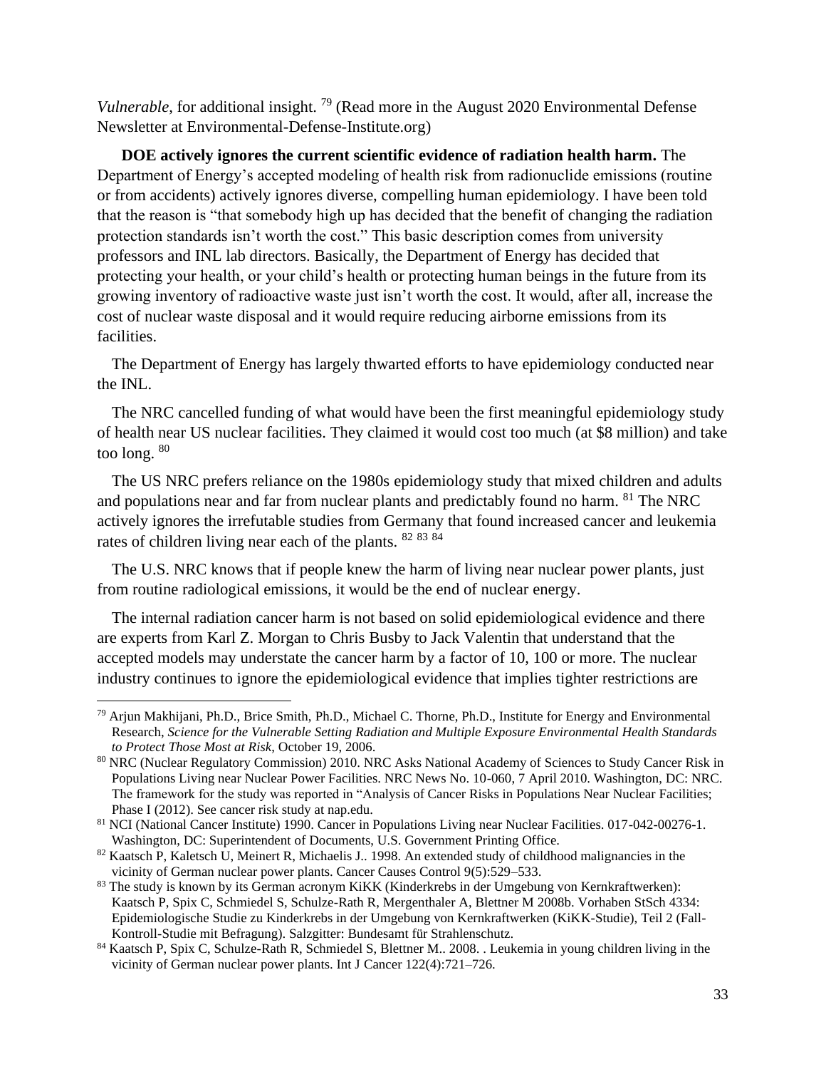*Vulnerable*, for additional insight. [79] (Read more in the August 2020 Environmental Defense Newsletter at Environmental-Defense-Institute.org)

**DOE actively ignores the current scientific evidence of radiation health harm.** The Department of Energy's accepted modeling of health risk from radionuclide emissions (routine or from accidents) actively ignores diverse, compelling human epidemiology. I have been told that the reason is "that somebody high up has decided that the benefit of changing the radiation protection standards isn't worth the cost." This basic description comes from university professors and INL lab directors. Basically, the Department of Energy has decided that protecting your health, or your child's health or protecting human beings in the future from its growing inventory of radioactive waste just isn't worth the cost. It would, after all, increase the cost of nuclear waste disposal and it would require reducing airborne emissions from its facilities.

The Department of Energy has largely thwarted efforts to have epidemiology conducted near the INL.

The NRC cancelled funding of what would have been the first meaningful epidemiology study of health near US nuclear facilities. They claimed it would cost too much (at $8 million) and take too long. [80]

The US NRC prefers reliance on the 1980s epidemiology study that mixed children and adults and populations near and far from nuclear plants and predictably found no harm. [81] The NRC actively ignores the irrefutable studies from Germany that found increased cancer and leukemia rates of children living near each of the plants. [82] [83] [84]

The U.S. NRC knows that if people knew the harm of living near nuclear power plants, just from routine radiological emissions, it would be the end of nuclear energy.

The internal radiation cancer harm is not based on solid epidemiological evidence and there are experts from Karl Z. Morgan to Chris Busby to Jack Valentin that understand that the accepted models may understate the cancer harm by a factor of 10, 100 or more. The nuclear industry continues to ignore the epidemiological evidence that implies tighter restrictions are

---

[79] Arjun Makhijani, Ph.D., Brice Smith, Ph.D., Michael C. Thorne, Ph.D., Institute for Energy and Environmental Research, *Science for the Vulnerable Setting Radiation and Multiple Exposure Environmental Health Standards to Protect Those Most at Risk*, October 19, 2006.

[80] NRC (Nuclear Regulatory Commission) 2010. NRC Asks National Academy of Sciences to Study Cancer Risk in Populations Living near Nuclear Power Facilities. NRC News No. 10-060, 7 April 2010. Washington, DC: NRC. The framework for the study was reported in "Analysis of Cancer Risks in Populations Near Nuclear Facilities; Phase I (2012). See cancer risk study at nap.edu.

[81] NCI (National Cancer Institute) 1990. Cancer in Populations Living near Nuclear Facilities. 017-042-00276-1. Washington, DC: Superintendent of Documents, U.S. Government Printing Office.

[82] Kaatsch P, Kaletsch U, Meinert R, Michaelis J.. 1998. An extended study of childhood malignancies in the vicinity of German nuclear power plants. Cancer Causes Control 9(5):529–533.

[83] The study is known by its German acronym KiKK (Kinderkrebs in der Umgebung von Kernkraftwerken): Kaatsch P, Spix C, Schmiedel S, Schulze-Rath R, Mergenthaler A, Blettner M 2008b. Vorhaben StSch 4334: Epidemiologische Studie zu Kinderkrebs in der Umgebung von Kernkraftwerken (KiKK-Studie), Teil 2 (Fall-Kontroll-Studie mit Befragung). Salzgitter: Bundesamt für Strahlenschutz.

[84] Kaatsch P, Spix C, Schulze-Rath R, Schmiedel S, Blettner M.. 2008. . Leukemia in young children living in the vicinity of German nuclear power plants. Int J Cancer 122(4):721–726.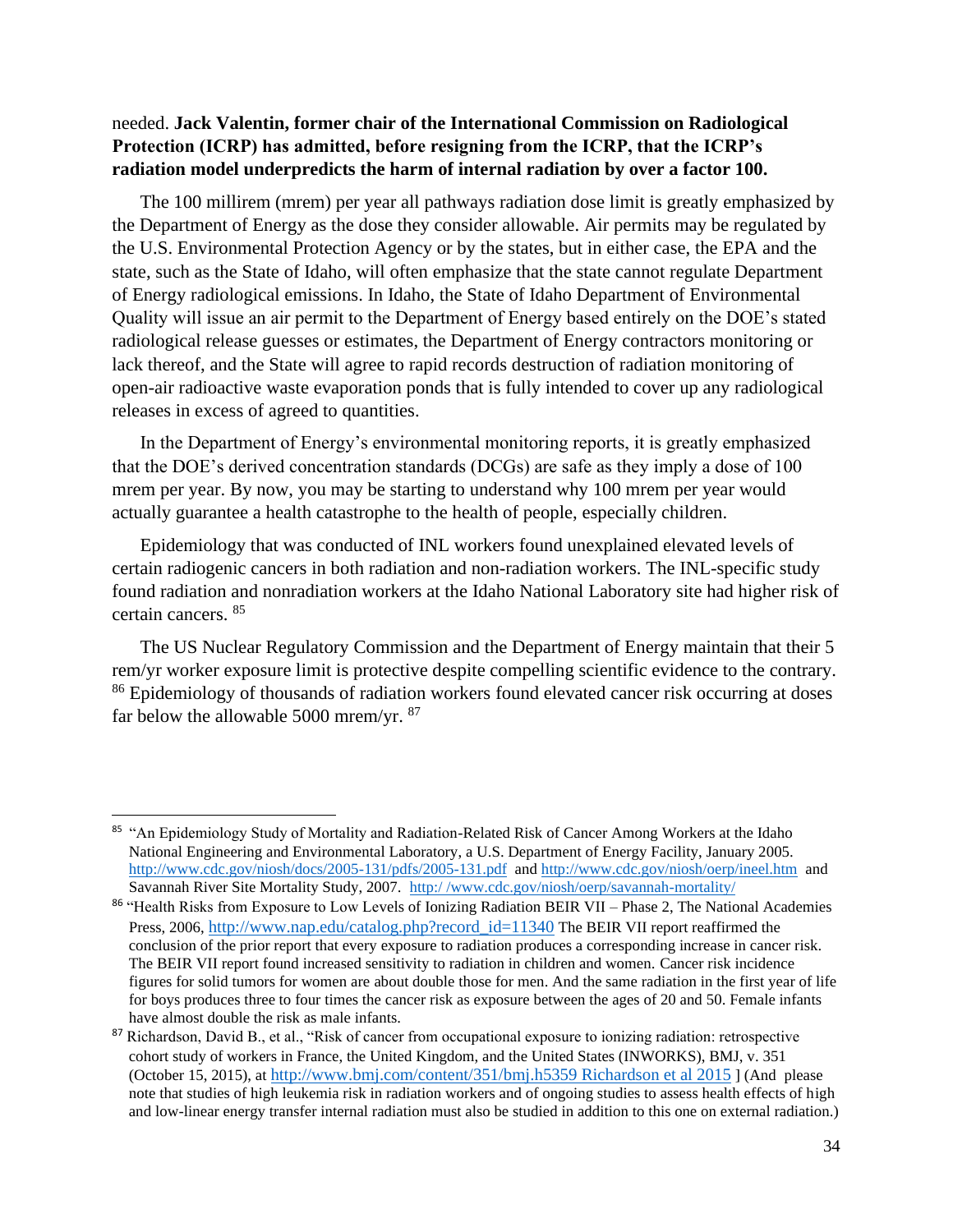needed. **Jack Valentin, former chair of the International Commission on Radiological Protection (ICRP) has admitted, before resigning from the ICRP, that the ICRP's radiation model underpredicts the harm of internal radiation by over a factor 100.**

The 100 millirem (mrem) per year all pathways radiation dose limit is greatly emphasized by the Department of Energy as the dose they consider allowable. Air permits may be regulated by the U.S. Environmental Protection Agency or by the states, but in either case, the EPA and the state, such as the State of Idaho, will often emphasize that the state cannot regulate Department of Energy radiological emissions. In Idaho, the State of Idaho Department of Environmental Quality will issue an air permit to the Department of Energy based entirely on the DOE's stated radiological release guesses or estimates, the Department of Energy contractors monitoring or lack thereof, and the State will agree to rapid records destruction of radiation monitoring of open-air radioactive waste evaporation ponds that is fully intended to cover up any radiological releases in excess of agreed to quantities.

In the Department of Energy's environmental monitoring reports, it is greatly emphasized that the DOE's derived concentration standards (DCGs) are safe as they imply a dose of 100 mrem per year. By now, you may be starting to understand why 100 mrem per year would actually guarantee a health catastrophe to the health of people, especially children.

Epidemiology that was conducted of INL workers found unexplained elevated levels of certain radiogenic cancers in both radiation and non-radiation workers. The INL-specific study found radiation and nonradiation workers at the Idaho National Laboratory site had higher risk of certain cancers. [85]

The US Nuclear Regulatory Commission and the Department of Energy maintain that their 5 rem/yr worker exposure limit is protective despite compelling scientific evidence to the contrary. [86] Epidemiology of thousands of radiation workers found elevated cancer risk occurring at doses far below the allowable 5000 mrem/yr. [87]

---

[85] "An Epidemiology Study of Mortality and Radiation-Related Risk of Cancer Among Workers at the Idaho National Engineering and Environmental Laboratory, a U.S. Department of Energy Facility, January 2005. http://www.cdc.gov/niosh/docs/2005-131/pdfs/2005-131.pdf and http://www.cdc.gov/niosh/oerp/ineel.htm and Savannah River Site Mortality Study, 2007. http:/ /www.cdc.gov/niosh/oerp/savannah-mortality/

[86] "Health Risks from Exposure to Low Levels of Ionizing Radiation BEIR VII – Phase 2, The National Academies Press, 2006, http://www.nap.edu/catalog.php?record_id=11340 The BEIR VII report reaffirmed the conclusion of the prior report that every exposure to radiation produces a corresponding increase in cancer risk. The BEIR VII report found increased sensitivity to radiation in children and women. Cancer risk incidence figures for solid tumors for women are about double those for men. And the same radiation in the first year of life for boys produces three to four times the cancer risk as exposure between the ages of 20 and 50. Female infants have almost double the risk as male infants.

[87] Richardson, David B., et al., "Risk of cancer from occupational exposure to ionizing radiation: retrospective cohort study of workers in France, the United Kingdom, and the United States (INWORKS), BMJ, v. 351 (October 15, 2015), at http://www.bmj.com/content/351/bmj.h5359 Richardson et al 2015 ] (And please note that studies of high leukemia risk in radiation workers and of ongoing studies to assess health effects of high and low-linear energy transfer internal radiation must also be studied in addition to this one on external radiation.)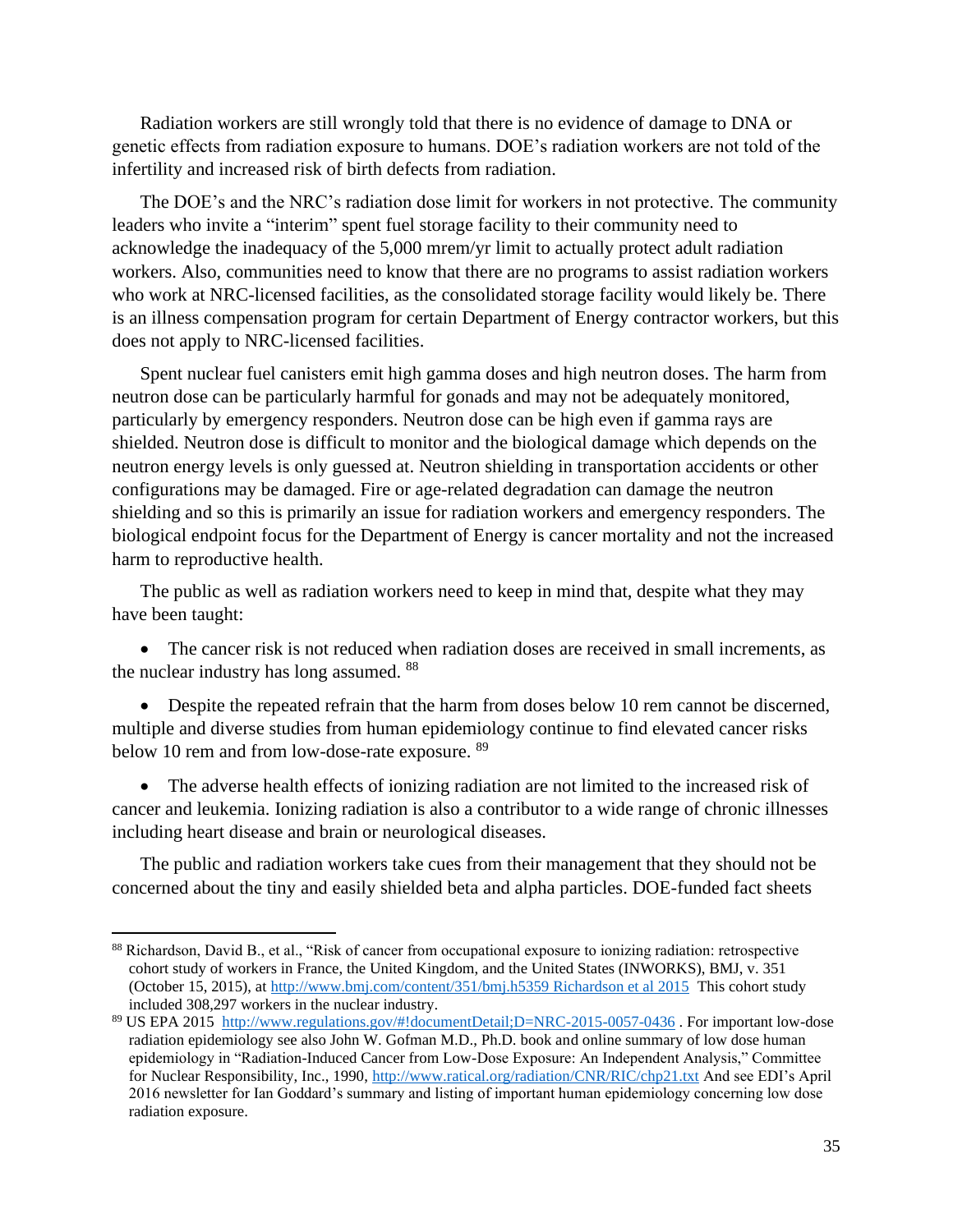Radiation workers are still wrongly told that there is no evidence of damage to DNA or genetic effects from radiation exposure to humans. DOE's radiation workers are not told of the infertility and increased risk of birth defects from radiation.

The DOE's and the NRC's radiation dose limit for workers in not protective. The community leaders who invite a "interim" spent fuel storage facility to their community need to acknowledge the inadequacy of the 5,000 mrem/yr limit to actually protect adult radiation workers. Also, communities need to know that there are no programs to assist radiation workers who work at NRC-licensed facilities, as the consolidated storage facility would likely be. There is an illness compensation program for certain Department of Energy contractor workers, but this does not apply to NRC-licensed facilities.

Spent nuclear fuel canisters emit high gamma doses and high neutron doses. The harm from neutron dose can be particularly harmful for gonads and may not be adequately monitored, particularly by emergency responders. Neutron dose can be high even if gamma rays are shielded. Neutron dose is difficult to monitor and the biological damage which depends on the neutron energy levels is only guessed at. Neutron shielding in transportation accidents or other configurations may be damaged. Fire or age-related degradation can damage the neutron shielding and so this is primarily an issue for radiation workers and emergency responders. The biological endpoint focus for the Department of Energy is cancer mortality and not the increased harm to reproductive health.

The public as well as radiation workers need to keep in mind that, despite what they may have been taught:

- The cancer risk is not reduced when radiation doses are received in small increments, as the nuclear industry has long assumed. [88]
- Despite the repeated refrain that the harm from doses below 10 rem cannot be discerned, multiple and diverse studies from human epidemiology continue to find elevated cancer risks below 10 rem and from low-dose-rate exposure. [89]
- The adverse health effects of ionizing radiation are not limited to the increased risk of cancer and leukemia. Ionizing radiation is also a contributor to a wide range of chronic illnesses including heart disease and brain or neurological diseases.

The public and radiation workers take cues from their management that they should not be concerned about the tiny and easily shielded beta and alpha particles. DOE-funded fact sheets

---

[88] Richardson, David B., et al., "Risk of cancer from occupational exposure to ionizing radiation: retrospective cohort study of workers in France, the United Kingdom, and the United States (INWORKS), BMJ, v. 351 (October 15, 2015), at http://www.bmj.com/content/351/bmj.h5359 Richardson et al 2015 This cohort study included 308,297 workers in the nuclear industry.

[89] US EPA 2015 http://www.regulations.gov/#!documentDetail;D=NRC-2015-0057-0436 . For important low-dose radiation epidemiology see also John W. Gofman M.D., Ph.D. book and online summary of low dose human epidemiology in "Radiation-Induced Cancer from Low-Dose Exposure: An Independent Analysis," Committee for Nuclear Responsibility, Inc., 1990, http://www.ratical.org/radiation/CNR/RIC/chp21.txt And see EDI's April 2016 newsletter for Ian Goddard's summary and listing of important human epidemiology concerning low dose radiation exposure.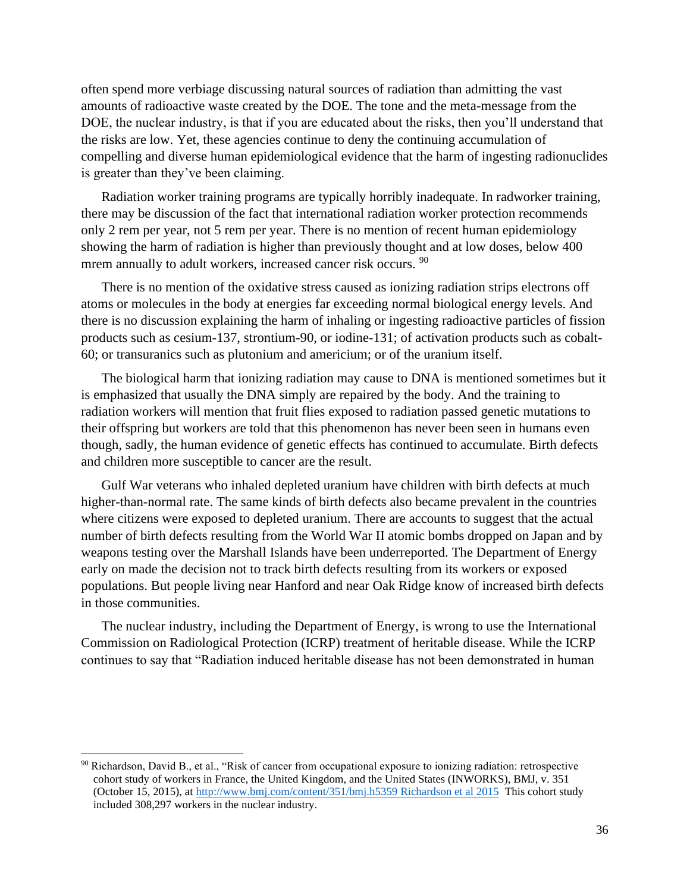often spend more verbiage discussing natural sources of radiation than admitting the vast amounts of radioactive waste created by the DOE. The tone and the meta-message from the DOE, the nuclear industry, is that if you are educated about the risks, then you'll understand that the risks are low. Yet, these agencies continue to deny the continuing accumulation of compelling and diverse human epidemiological evidence that the harm of ingesting radionuclides is greater than they've been claiming.

Radiation worker training programs are typically horribly inadequate. In radworker training, there may be discussion of the fact that international radiation worker protection recommends only 2 rem per year, not 5 rem per year. There is no mention of recent human epidemiology showing the harm of radiation is higher than previously thought and at low doses, below 400 mrem annually to adult workers, increased cancer risk occurs. [90]

There is no mention of the oxidative stress caused as ionizing radiation strips electrons off atoms or molecules in the body at energies far exceeding normal biological energy levels. And there is no discussion explaining the harm of inhaling or ingesting radioactive particles of fission products such as cesium-137, strontium-90, or iodine-131; of activation products such as cobalt-60; or transuranics such as plutonium and americium; or of the uranium itself.

The biological harm that ionizing radiation may cause to DNA is mentioned sometimes but it is emphasized that usually the DNA simply are repaired by the body. And the training to radiation workers will mention that fruit flies exposed to radiation passed genetic mutations to their offspring but workers are told that this phenomenon has never been seen in humans even though, sadly, the human evidence of genetic effects has continued to accumulate. Birth defects and children more susceptible to cancer are the result.

Gulf War veterans who inhaled depleted uranium have children with birth defects at much higher-than-normal rate. The same kinds of birth defects also became prevalent in the countries where citizens were exposed to depleted uranium. There are accounts to suggest that the actual number of birth defects resulting from the World War II atomic bombs dropped on Japan and by weapons testing over the Marshall Islands have been underreported. The Department of Energy early on made the decision not to track birth defects resulting from its workers or exposed populations. But people living near Hanford and near Oak Ridge know of increased birth defects in those communities.

The nuclear industry, including the Department of Energy, is wrong to use the International Commission on Radiological Protection (ICRP) treatment of heritable disease. While the ICRP continues to say that "Radiation induced heritable disease has not been demonstrated in human

---

[90] Richardson, David B., et al., "Risk of cancer from occupational exposure to ionizing radiation: retrospective cohort study of workers in France, the United Kingdom, and the United States (INWORKS), BMJ, v. 351 (October 15, 2015), at http://www.bmj.com/content/351/bmj.h5359 Richardson et al 2015 This cohort study included 308,297 workers in the nuclear industry.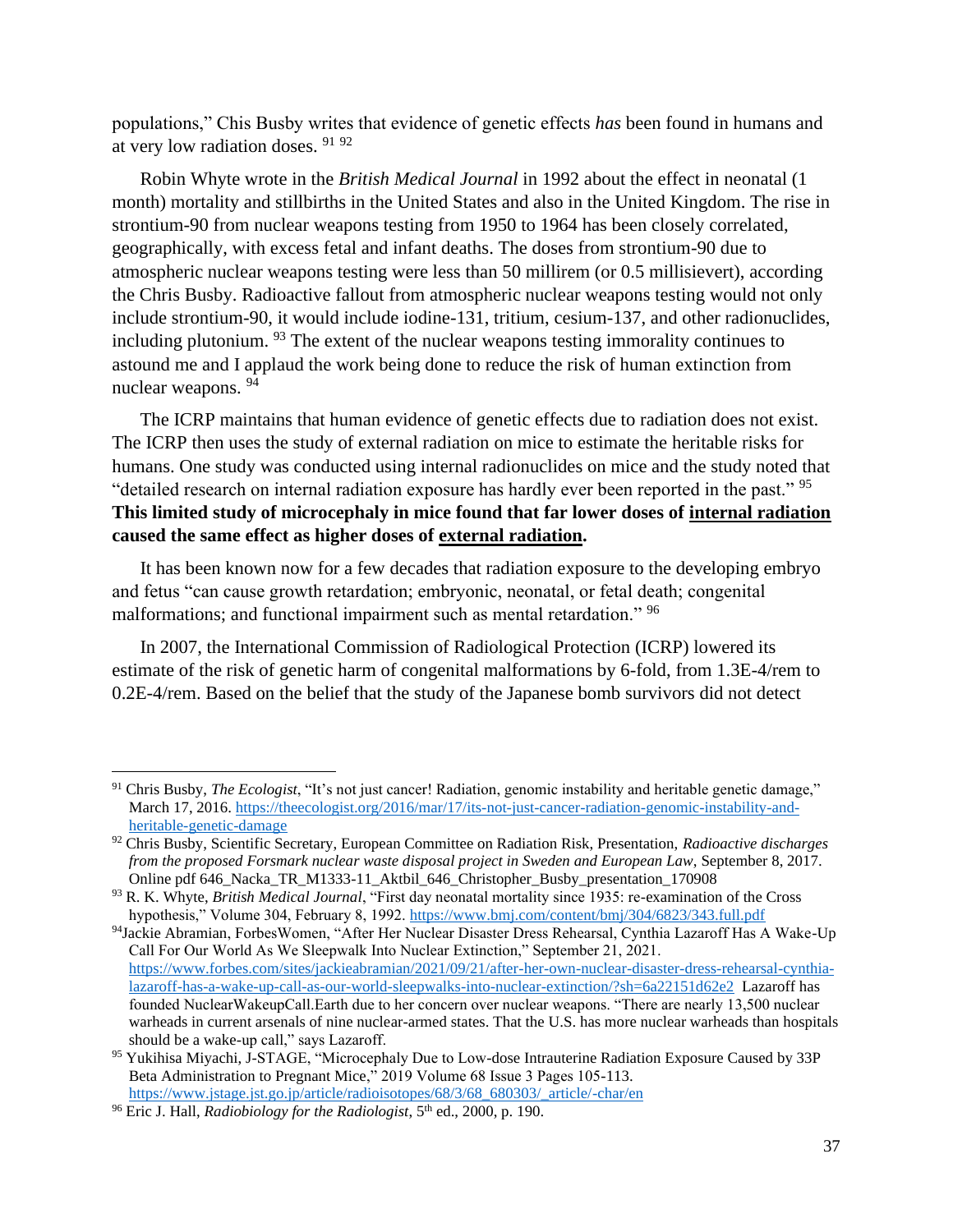populations," Chis Busby writes that evidence of genetic effects *has* been found in humans and at very low radiation doses. [91] [92]

Robin Whyte wrote in the *British Medical Journal* in 1992 about the effect in neonatal (1 month) mortality and stillbirths in the United States and also in the United Kingdom. The rise in strontium-90 from nuclear weapons testing from 1950 to 1964 has been closely correlated, geographically, with excess fetal and infant deaths. The doses from strontium-90 due to atmospheric nuclear weapons testing were less than 50 millirem (or 0.5 millisievert), according the Chris Busby. Radioactive fallout from atmospheric nuclear weapons testing would not only include strontium-90, it would include iodine-131, tritium, cesium-137, and other radionuclides, including plutonium. [93] The extent of the nuclear weapons testing immorality continues to astound me and I applaud the work being done to reduce the risk of human extinction from nuclear weapons. [94]

The ICRP maintains that human evidence of genetic effects due to radiation does not exist. The ICRP then uses the study of external radiation on mice to estimate the heritable risks for humans. One study was conducted using internal radionuclides on mice and the study noted that "detailed research on internal radiation exposure has hardly ever been reported in the past." [95] **This limited study of microcephaly in mice found that far lower doses of <u>internal radiation</u> caused the same effect as higher doses of <u>external radiation</u>.**

It has been known now for a few decades that radiation exposure to the developing embryo and fetus "can cause growth retardation; embryonic, neonatal, or fetal death; congenital malformations; and functional impairment such as mental retardation." [96]

In 2007, the International Commission of Radiological Protection (ICRP) lowered its estimate of the risk of genetic harm of congenital malformations by 6-fold, from 1.3E-4/rem to 0.2E-4/rem. Based on the belief that the study of the Japanese bomb survivors did not detect

---

[91] Chris Busby, *The Ecologist*, "It's not just cancer! Radiation, genomic instability and heritable genetic damage," March 17, 2016. https://theecologist.org/2016/mar/17/its-not-just-cancer-radiation-genomic-instability-and-heritable-genetic-damage

[92] Chris Busby, Scientific Secretary, European Committee on Radiation Risk, Presentation, *Radioactive discharges from the proposed Forsmark nuclear waste disposal project in Sweden and European Law*, September 8, 2017. Online pdf 646_Nacka_TR_M1333-11_Aktbil_646_Christopher_Busby_presentation_170908

[93] R. K. Whyte, *British Medical Journal*, "First day neonatal mortality since 1935: re-examination of the Cross hypothesis," Volume 304, February 8, 1992. https://www.bmj.com/content/bmj/304/6823/343.full.pdf

[94] Jackie Abramian, ForbesWomen, "After Her Nuclear Disaster Dress Rehearsal, Cynthia Lazaroff Has A Wake-Up Call For Our World As We Sleepwalk Into Nuclear Extinction," September 21, 2021. https://www.forbes.com/sites/jackieabramian/2021/09/21/after-her-own-nuclear-disaster-dress-rehearsal-cynthia-lazaroff-has-a-wake-up-call-as-our-world-sleepwalks-into-nuclear-extinction/?sh=6a22151d62e2 Lazaroff has founded NuclearWakeupCall.Earth due to her concern over nuclear weapons. "There are nearly 13,500 nuclear warheads in current arsenals of nine nuclear-armed states. That the U.S. has more nuclear warheads than hospitals should be a wake-up call," says Lazaroff.

[95] Yukihisa Miyachi, J-STAGE, "Microcephaly Due to Low-dose Intrauterine Radiation Exposure Caused by 33P Beta Administration to Pregnant Mice," 2019 Volume 68 Issue 3 Pages 105-113. https://www.jstage.jst.go.jp/article/radioisotopes/68/3/68_680303/_article/-char/en

[96] Eric J. Hall, *Radiobiology for the Radiologist*, 5th ed., 2000, p. 190.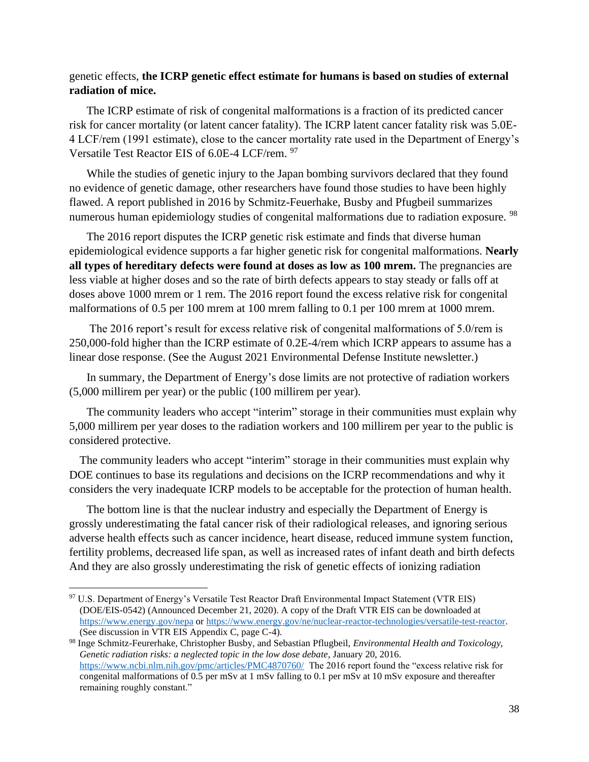genetic effects, **the ICRP genetic effect estimate for humans is based on studies of external radiation of mice.**

The ICRP estimate of risk of congenital malformations is a fraction of its predicted cancer risk for cancer mortality (or latent cancer fatality). The ICRP latent cancer fatality risk was 5.0E-4 LCF/rem (1991 estimate), close to the cancer mortality rate used in the Department of Energy's Versatile Test Reactor EIS of 6.0E-4 LCF/rem. [97]

While the studies of genetic injury to the Japan bombing survivors declared that they found no evidence of genetic damage, other researchers have found those studies to have been highly flawed. A report published in 2016 by Schmitz-Feuerhake, Busby and Pfugbeil summarizes numerous human epidemiology studies of congenital malformations due to radiation exposure. [98]

The 2016 report disputes the ICRP genetic risk estimate and finds that diverse human epidemiological evidence supports a far higher genetic risk for congenital malformations. **Nearly all types of hereditary defects were found at doses as low as 100 mrem.** The pregnancies are less viable at higher doses and so the rate of birth defects appears to stay steady or falls off at doses above 1000 mrem or 1 rem. The 2016 report found the excess relative risk for congenital malformations of 0.5 per 100 mrem at 100 mrem falling to 0.1 per 100 mrem at 1000 mrem.

The 2016 report's result for excess relative risk of congenital malformations of 5.0/rem is 250,000-fold higher than the ICRP estimate of 0.2E-4/rem which ICRP appears to assume has a linear dose response. (See the August 2021 Environmental Defense Institute newsletter.)

In summary, the Department of Energy's dose limits are not protective of radiation workers (5,000 millirem per year) or the public (100 millirem per year).

The community leaders who accept "interim" storage in their communities must explain why 5,000 millirem per year doses to the radiation workers and 100 millirem per year to the public is considered protective.

The community leaders who accept "interim" storage in their communities must explain why DOE continues to base its regulations and decisions on the ICRP recommendations and why it considers the very inadequate ICRP models to be acceptable for the protection of human health.

The bottom line is that the nuclear industry and especially the Department of Energy is grossly underestimating the fatal cancer risk of their radiological releases, and ignoring serious adverse health effects such as cancer incidence, heart disease, reduced immune system function, fertility problems, decreased life span, as well as increased rates of infant death and birth defects And they are also grossly underestimating the risk of genetic effects of ionizing radiation

---

[97] U.S. Department of Energy's Versatile Test Reactor Draft Environmental Impact Statement (VTR EIS) (DOE/EIS-0542) (Announced December 21, 2020). A copy of the Draft VTR EIS can be downloaded at https://www.energy.gov/nepa or https://www.energy.gov/ne/nuclear-reactor-technologies/versatile-test-reactor. (See discussion in VTR EIS Appendix C, page C-4).

[98] Inge Schmitz-Feurerhake, Christopher Busby, and Sebastian Pflugbeil, *Environmental Health and Toxicology, Genetic radiation risks: a neglected topic in the low dose debate*, January 20, 2016. https://www.ncbi.nlm.nih.gov/pmc/articles/PMC4870760/ The 2016 report found the "excess relative risk for congenital malformations of 0.5 per mSv at 1 mSv falling to 0.1 per mSv at 10 mSv exposure and thereafter remaining roughly constant."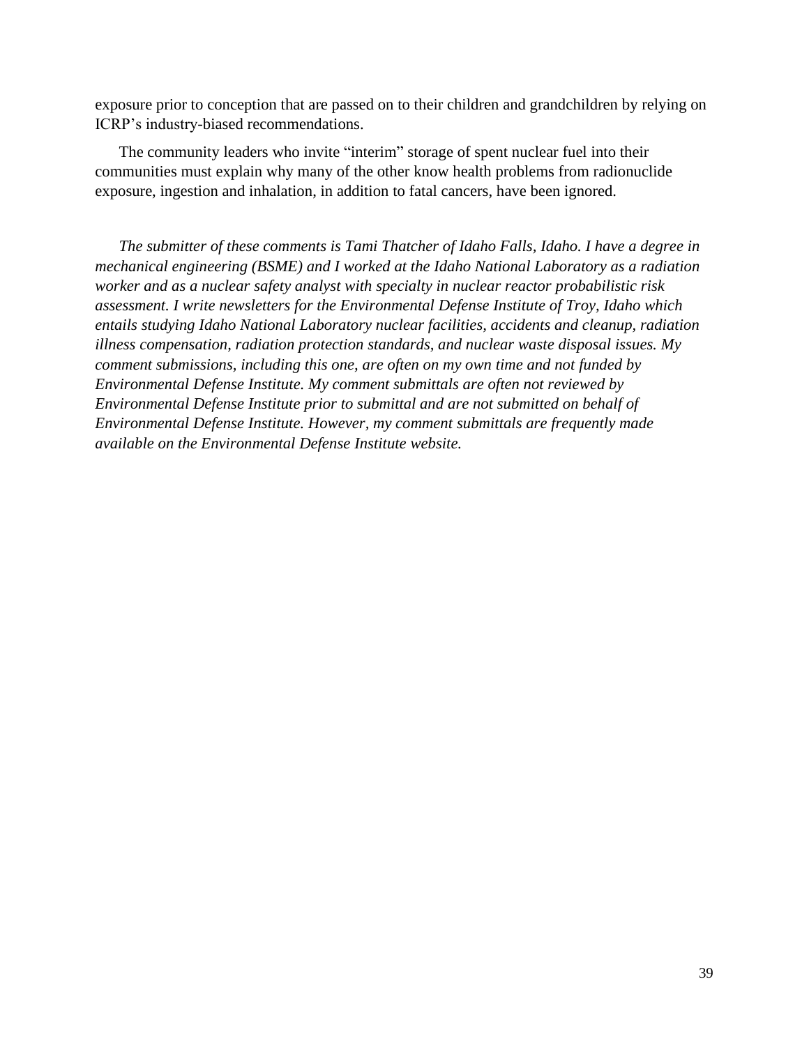exposure prior to conception that are passed on to their children and grandchildren by relying on ICRP's industry-biased recommendations.

The community leaders who invite "interim" storage of spent nuclear fuel into their communities must explain why many of the other know health problems from radionuclide exposure, ingestion and inhalation, in addition to fatal cancers, have been ignored.

*The submitter of these comments is Tami Thatcher of Idaho Falls, Idaho. I have a degree in mechanical engineering (BSME) and I worked at the Idaho National Laboratory as a radiation worker and as a nuclear safety analyst with specialty in nuclear reactor probabilistic risk assessment. I write newsletters for the Environmental Defense Institute of Troy, Idaho which entails studying Idaho National Laboratory nuclear facilities, accidents and cleanup, radiation illness compensation, radiation protection standards, and nuclear waste disposal issues. My comment submissions, including this one, are often on my own time and not funded by Environmental Defense Institute. My comment submittals are often not reviewed by Environmental Defense Institute prior to submittal and are not submitted on behalf of Environmental Defense Institute. However, my comment submittals are frequently made available on the Environmental Defense Institute website.*